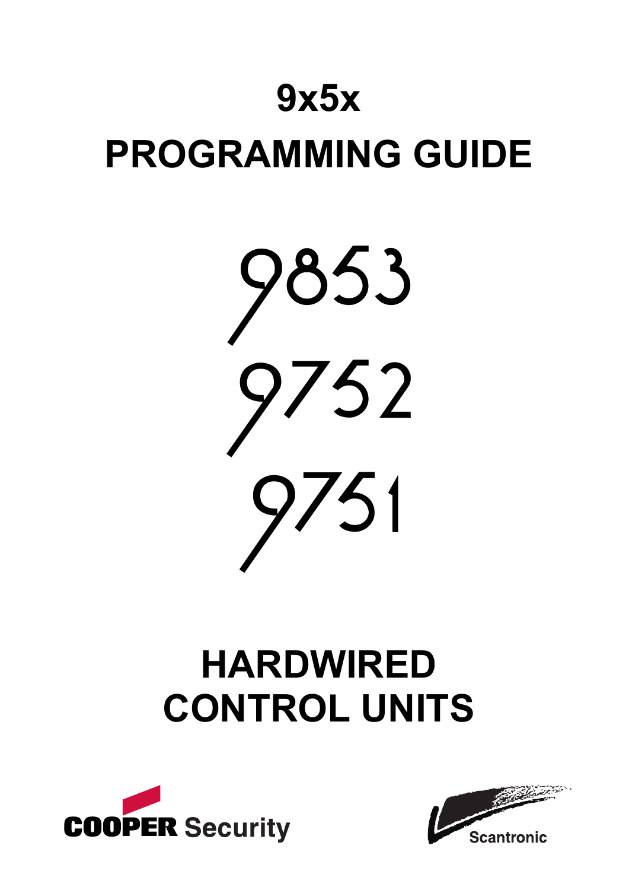# 9x5x

# PROGRAMMING GUIDE

9853

9752

9751

# HARDWIRED CONTROL UNITS

COOPER Security

Scantronic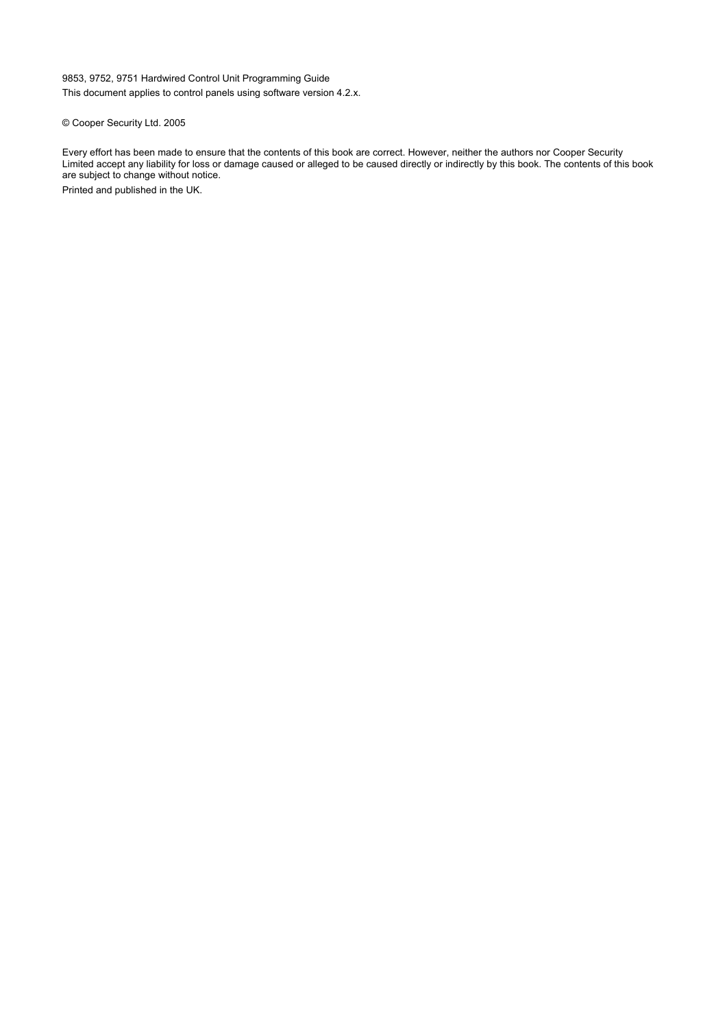9853, 9752, 9751 Hardwired Control Unit Programming Guide

This document applies to control panels using software version 4.2.x.

© Cooper Security Ltd. 2005

Every effort has been made to ensure that the contents of this book are correct. However, neither the authors nor Cooper Security Limited accept any liability for loss or damage caused or alleged to be caused directly or indirectly by this book. The contents of this book are subject to change without notice.

Printed and published in the UK.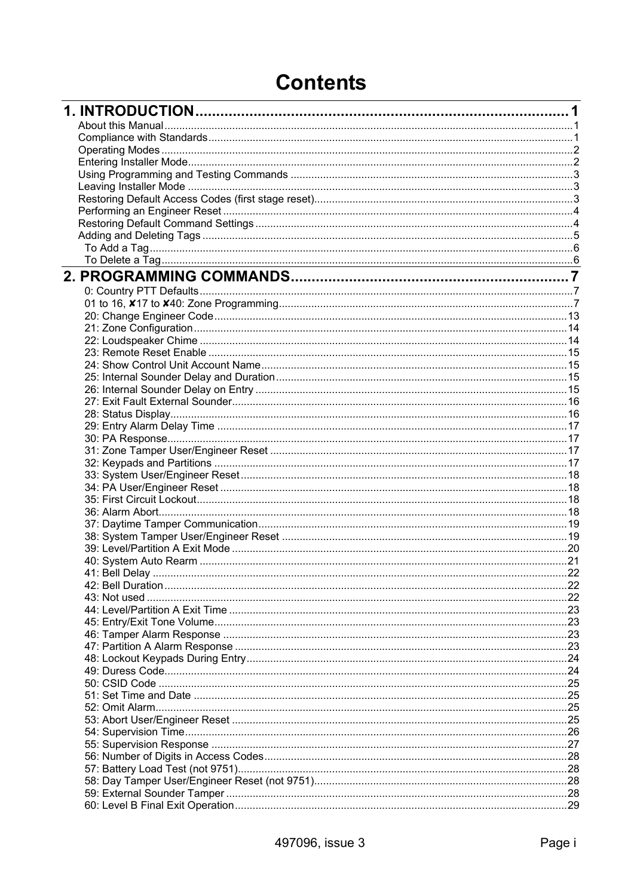# Contents

## 1. INTRODUCTION ... 1

About this Manual ... 1
Compliance with Standards ... 1
Operating Modes ... 2
Entering Installer Mode ... 2
Using Programming and Testing Commands ... 3
Leaving Installer Mode ... 3
Restoring Default Access Codes (first stage reset) ... 3
Performing an Engineer Reset ... 4
Restoring Default Command Settings ... 4
Adding and Deleting Tags ... 5
- To Add a Tag ... 6
- To Delete a Tag ... 6

## 2. PROGRAMMING COMMANDS ... 7

- 0: Country PTT Defaults ... 7
- 01 to 16, ✘17 to ✘40: Zone Programming ... 7
- 20: Change Engineer Code ... 13
- 21: Zone Configuration ... 14
- 22: Loudspeaker Chime ... 14
- 23: Remote Reset Enable ... 15
- 24: Show Control Unit Account Name ... 15
- 25: Internal Sounder Delay and Duration ... 15
- 26: Internal Sounder Delay on Entry ... 15
- 27: Exit Fault External Sounder ... 16
- 28: Status Display ... 16
- 29: Entry Alarm Delay Time ... 17
- 30: PA Response ... 17
- 31: Zone Tamper User/Engineer Reset ... 17
- 32: Keypads and Partitions ... 17
- 33: System User/Engineer Reset ... 18
- 34: PA User/Engineer Reset ... 18
- 35: First Circuit Lockout ... 18
- 36: Alarm Abort ... 18
- 37: Daytime Tamper Communication ... 19
- 38: System Tamper User/Engineer Reset ... 19
- 39: Level/Partition A Exit Mode ... 20
- 40: System Auto Rearm ... 21
- 41: Bell Delay ... 22
- 42: Bell Duration ... 22
- 43: Not used ... 22
- 44: Level/Partition A Exit Time ... 23
- 45: Entry/Exit Tone Volume ... 23
- 46: Tamper Alarm Response ... 23
- 47: Partition A Alarm Response ... 23
- 48: Lockout Keypads During Entry ... 24
- 49: Duress Code ... 24
- 50: CSID Code ... 25
- 51: Set Time and Date ... 25
- 52: Omit Alarm ... 25
- 53: Abort User/Engineer Reset ... 25
- 54: Supervision Time ... 26
- 55: Supervision Response ... 27
- 56: Number of Digits in Access Codes ... 28
- 57: Battery Load Test (not 9751) ... 28
- 58: Day Tamper User/Engineer Reset (not 9751) ... 28
- 59: External Sounder Tamper ... 28
- 60: Level B Final Exit Operation ... 29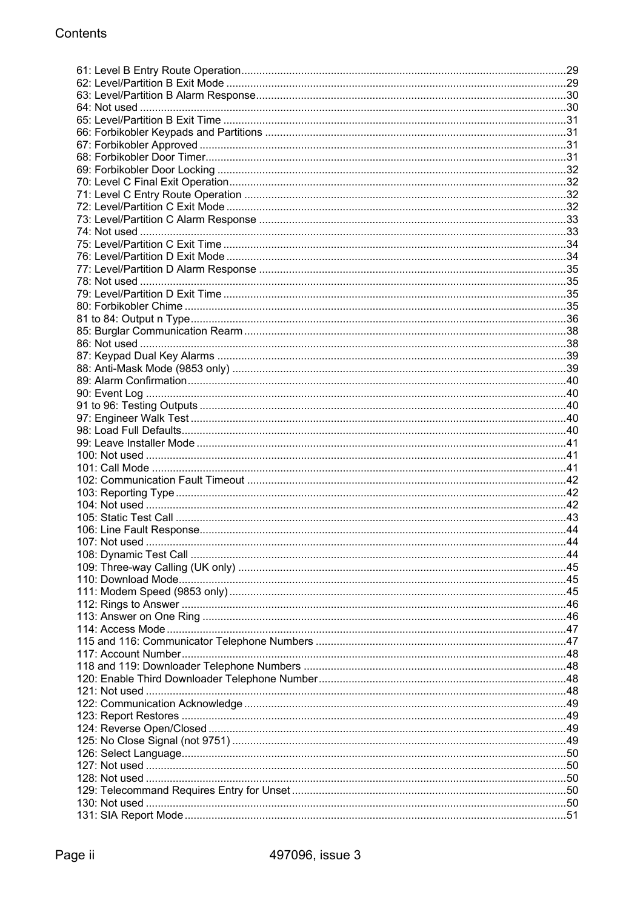# Contents

61: Level B Entry Route Operation....29
62: Level/Partition B Exit Mode....29
63: Level/Partition B Alarm Response....30
64: Not used....30
65: Level/Partition B Exit Time....31
66: Forbikobler Keypads and Partitions....31
67: Forbikobler Approved....31
68: Forbikobler Door Timer....31
69: Forbikobler Door Locking....32
70: Level C Final Exit Operation....32
71: Level C Entry Route Operation....32
72: Level/Partition C Exit Mode....32
73: Level/Partition C Alarm Response....33
74: Not used....33
75: Level/Partition C Exit Time....34
76: Level/Partition D Exit Mode....34
77: Level/Partition D Alarm Response....35
78: Not used....35
79: Level/Partition D Exit Time....35
80: Forbikobler Chime....35
81 to 84: Output n Type....36
85: Burglar Communication Rearm....38
86: Not used....38
87: Keypad Dual Key Alarms....39
88: Anti-Mask Mode (9853 only)....39
89: Alarm Confirmation....40
90: Event Log....40
91 to 96: Testing Outputs....40
97: Engineer Walk Test....40
98: Load Full Defaults....40
99: Leave Installer Mode....41
100: Not used....41
101: Call Mode....41
102: Communication Fault Timeout....42
103: Reporting Type....42
104: Not used....42
105: Static Test Call....43
106: Line Fault Response....44
107: Not used....44
108: Dynamic Test Call....44
109: Three-way Calling (UK only)....45
110: Download Mode....45
111: Modem Speed (9853 only)....45
112: Rings to Answer....46
113: Answer on One Ring....46
114: Access Mode....47
115 and 116: Communicator Telephone Numbers....47
117: Account Number....48
118 and 119: Downloader Telephone Numbers....48
120: Enable Third Downloader Telephone Number....48
121: Not used....48
122: Communication Acknowledge....49
123: Report Restores....49
124: Reverse Open/Closed....49
125: No Close Signal (not 9751)....49
126: Select Language....50
127: Not used....50
128: Not used....50
129: Telecommand Requires Entry for Unset....50
130: Not used....50
131: SIA Report Mode....51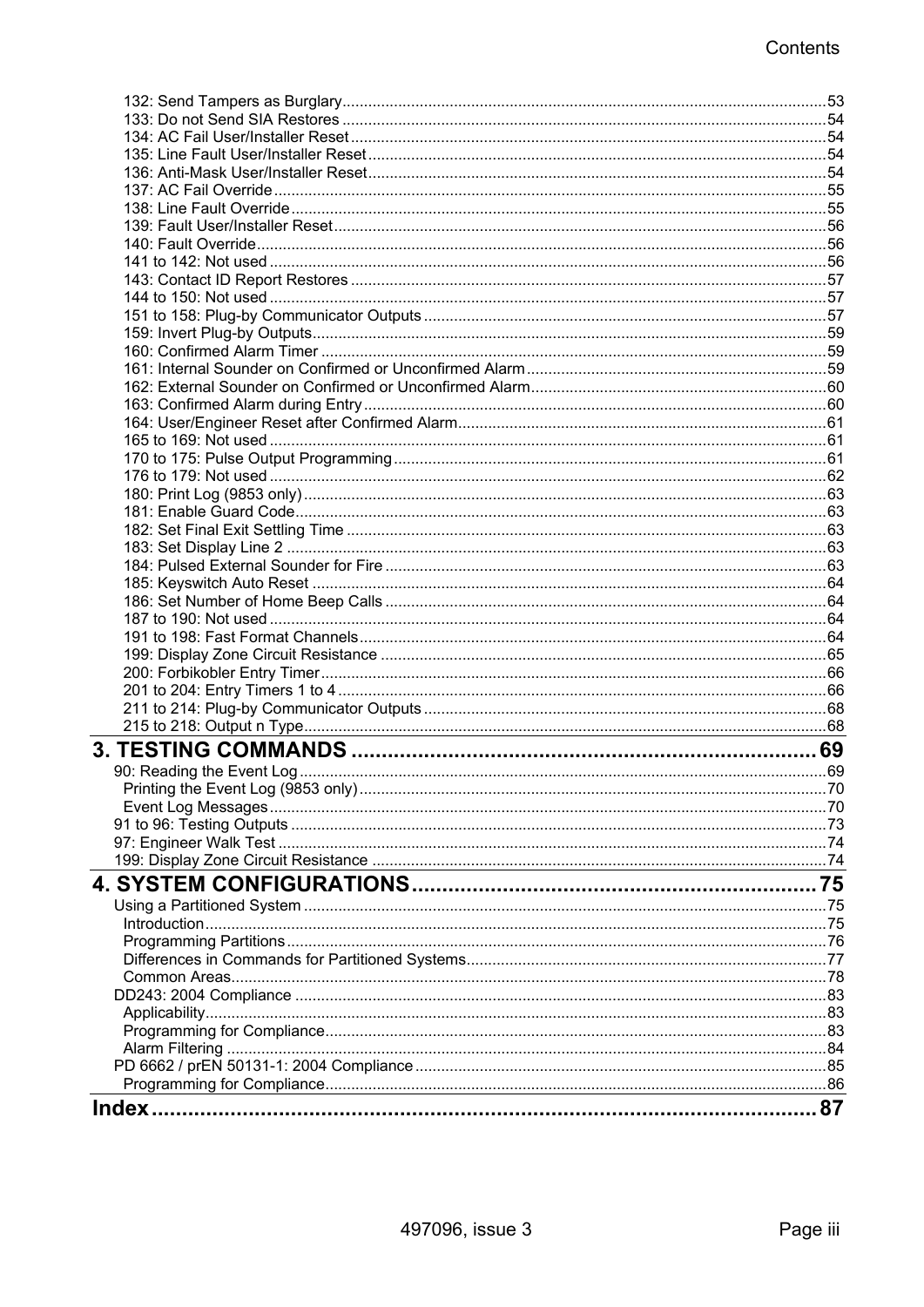132: Send Tampers as Burglary.....53
133: Do not Send SIA Restores.....54
134: AC Fail User/Installer Reset.....54
135: Line Fault User/Installer Reset.....54
136: Anti-Mask User/Installer Reset.....54
137: AC Fail Override.....55
138: Line Fault Override.....55
139: Fault User/Installer Reset.....56
140: Fault Override.....56
141 to 142: Not used.....56
143: Contact ID Report Restores.....57
144 to 150: Not used.....57
151 to 158: Plug-by Communicator Outputs.....57
159: Invert Plug-by Outputs.....59
160: Confirmed Alarm Timer.....59
161: Internal Sounder on Confirmed or Unconfirmed Alarm.....59
162: External Sounder on Confirmed or Unconfirmed Alarm.....60
163: Confirmed Alarm during Entry.....60
164: User/Engineer Reset after Confirmed Alarm.....61
165 to 169: Not used.....61
170 to 175: Pulse Output Programming.....61
176 to 179: Not used.....62
180: Print Log (9853 only).....63
181: Enable Guard Code.....63
182: Set Final Exit Settling Time.....63
183: Set Display Line 2.....63
184: Pulsed External Sounder for Fire.....63
185: Keyswitch Auto Reset.....64
186: Set Number of Home Beep Calls.....64
187 to 190: Not used.....64
191 to 198: Fast Format Channels.....64
199: Display Zone Circuit Resistance.....65
200: Forbikobler Entry Timer.....66
201 to 204: Entry Timers 1 to 4.....66
211 to 214: Plug-by Communicator Outputs.....68
215 to 218: Output n Type.....68

# 3. TESTING COMMANDS.....69

90: Reading the Event Log.....69
Printing the Event Log (9853 only).....70
Event Log Messages.....70
91 to 96: Testing Outputs.....73
97: Engineer Walk Test.....74
199: Display Zone Circuit Resistance.....74

# 4. SYSTEM CONFIGURATIONS.....75

Using a Partitioned System.....75
Introduction.....75
Programming Partitions.....76
Differences in Commands for Partitioned Systems.....77
Common Areas.....78
DD243: 2004 Compliance.....83
Applicability.....83
Programming for Compliance.....83
Alarm Filtering.....84
PD 6662 / prEN 50131-1: 2004 Compliance.....85
Programming for Compliance.....86

# Index.....87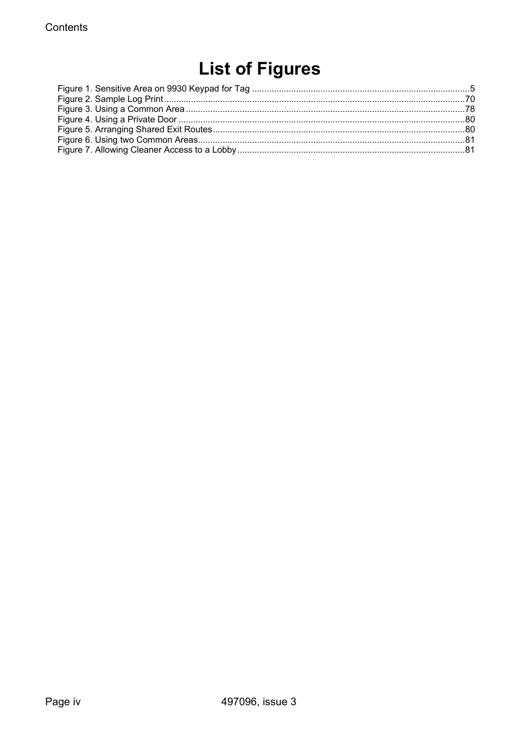# List of Figures

Figure 1. Sensitive Area on 9930 Keypad for Tag ....................................................................................5
Figure 2. Sample Log Print ........................................................................................................................70
Figure 3. Using a Common Area ................................................................................................................78
Figure 4. Using a Private Door ..................................................................................................................80
Figure 5. Arranging Shared Exit Routes ....................................................................................................80
Figure 6. Using two Common Areas...........................................................................................................81
Figure 7. Allowing Cleaner Access to a Lobby ...........................................................................................81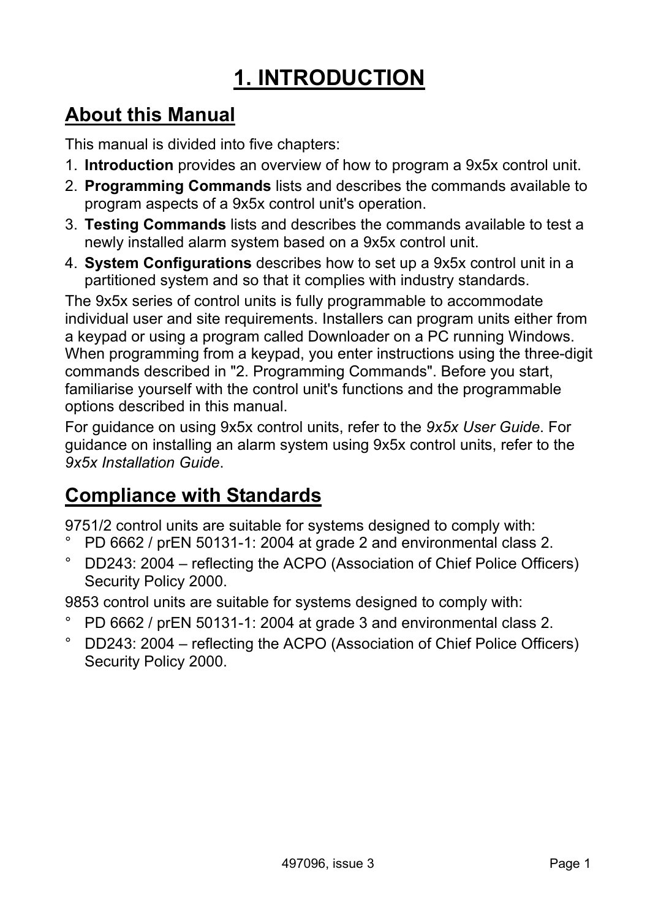# 1. INTRODUCTION

## About this Manual

This manual is divided into five chapters:

1. **Introduction** provides an overview of how to program a 9x5x control unit.
2. **Programming Commands** lists and describes the commands available to program aspects of a 9x5x control unit's operation.
3. **Testing Commands** lists and describes the commands available to test a newly installed alarm system based on a 9x5x control unit.
4. **System Configurations** describes how to set up a 9x5x control unit in a partitioned system and so that it complies with industry standards.

The 9x5x series of control units is fully programmable to accommodate individual user and site requirements. Installers can program units either from a keypad or using a program called Downloader on a PC running Windows. When programming from a keypad, you enter instructions using the three-digit commands described in "2. Programming Commands". Before you start, familiarise yourself with the control unit's functions and the programmable options described in this manual.

For guidance on using 9x5x control units, refer to the *9x5x User Guide*. For guidance on installing an alarm system using 9x5x control units, refer to the *9x5x Installation Guide*.

## Compliance with Standards

9751/2 control units are suitable for systems designed to comply with:

- PD 6662 / prEN 50131-1: 2004 at grade 2 and environmental class 2.
- DD243: 2004 – reflecting the ACPO (Association of Chief Police Officers) Security Policy 2000.

9853 control units are suitable for systems designed to comply with:

- PD 6662 / prEN 50131-1: 2004 at grade 3 and environmental class 2.
- DD243: 2004 – reflecting the ACPO (Association of Chief Police Officers) Security Policy 2000.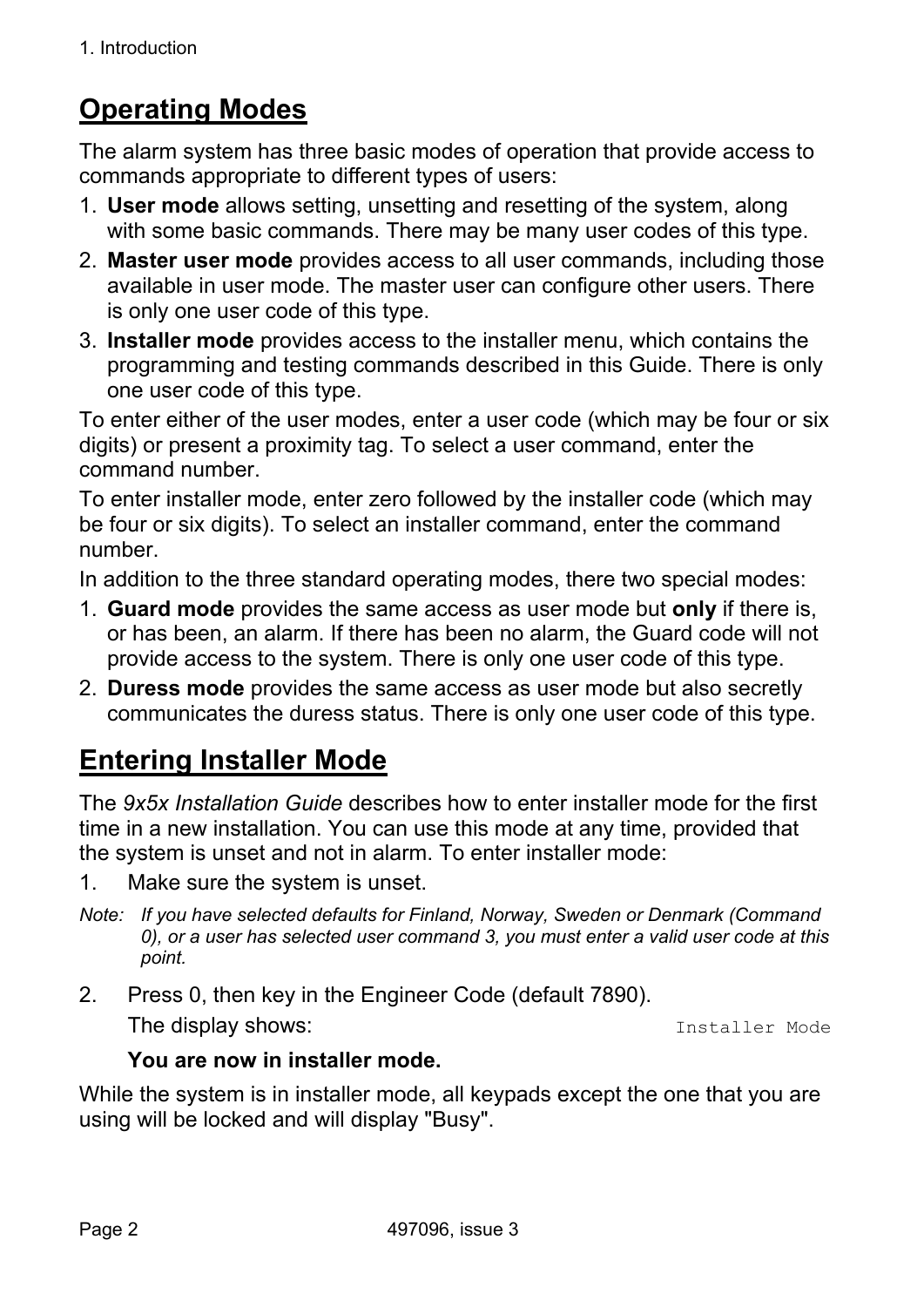## Operating Modes

The alarm system has three basic modes of operation that provide access to commands appropriate to different types of users:

1. **User mode** allows setting, unsetting and resetting of the system, along with some basic commands. There may be many user codes of this type.
2. **Master user mode** provides access to all user commands, including those available in user mode. The master user can configure other users. There is only one user code of this type.
3. **Installer mode** provides access to the installer menu, which contains the programming and testing commands described in this Guide. There is only one user code of this type.

To enter either of the user modes, enter a user code (which may be four or six digits) or present a proximity tag. To select a user command, enter the command number.

To enter installer mode, enter zero followed by the installer code (which may be four or six digits). To select an installer command, enter the command number.

In addition to the three standard operating modes, there two special modes:

1. **Guard mode** provides the same access as user mode but **only** if there is, or has been, an alarm. If there has been no alarm, the Guard code will not provide access to the system. There is only one user code of this type.
2. **Duress mode** provides the same access as user mode but also secretly communicates the duress status. There is only one user code of this type.

## Entering Installer Mode

The *9x5x Installation Guide* describes how to enter installer mode for the first time in a new installation. You can use this mode at any time, provided that the system is unset and not in alarm. To enter installer mode:

1. Make sure the system is unset.

*Note: If you have selected defaults for Finland, Norway, Sweden or Denmark (Command 0), or a user has selected user command 3, you must enter a valid user code at this point.*

2. Press 0, then key in the Engineer Code (default 7890).

   The display shows: `Installer Mode`

   **You are now in installer mode.**

While the system is in installer mode, all keypads except the one that you are using will be locked and will display "Busy".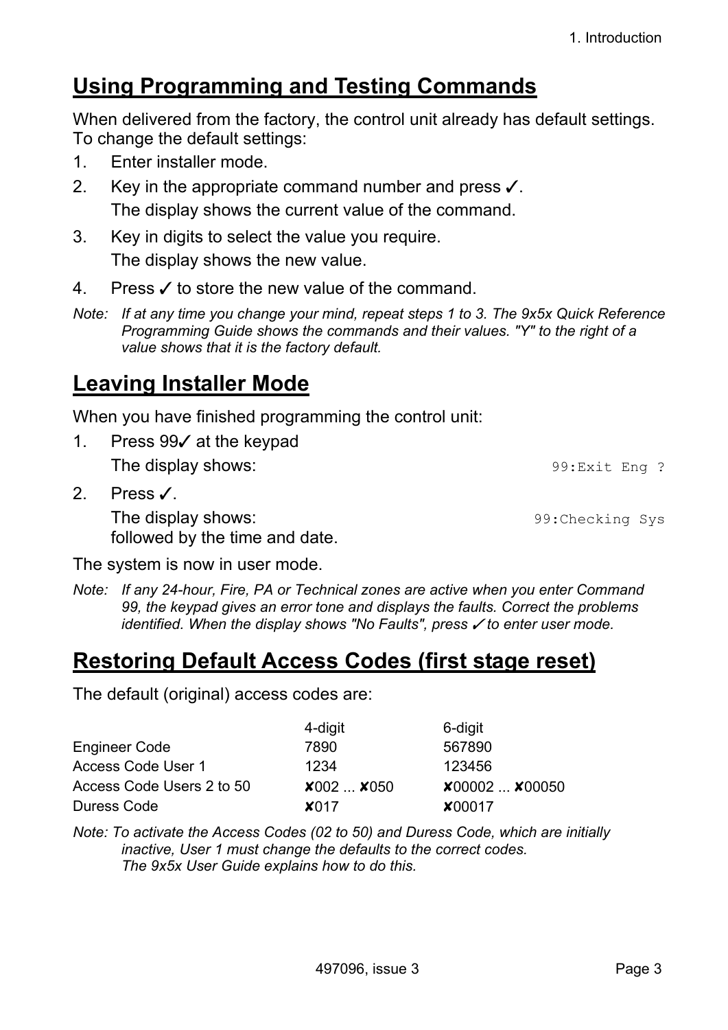## Using Programming and Testing Commands

When delivered from the factory, the control unit already has default settings. To change the default settings:

1. Enter installer mode.
2. Key in the appropriate command number and press ✓.
   The display shows the current value of the command.
3. Key in digits to select the value you require.
   The display shows the new value.
4. Press ✓ to store the new value of the command.

*Note: If at any time you change your mind, repeat steps 1 to 3. The 9x5x Quick Reference Programming Guide shows the commands and their values. "Y" to the right of a value shows that it is the factory default.*

## Leaving Installer Mode

When you have finished programming the control unit:

1. Press 99✓ at the keypad
   The display shows: `99:Exit Eng ?`
2. Press ✓.
   The display shows: `99:Checking Sys`
   followed by the time and date.

The system is now in user mode.

*Note: If any 24-hour, Fire, PA or Technical zones are active when you enter Command 99, the keypad gives an error tone and displays the faults. Correct the problems identified. When the display shows "No Faults", press ✓ to enter user mode.*

## Restoring Default Access Codes (first stage reset)

The default (original) access codes are:

| | 4-digit | 6-digit |
|---|---|---|
| Engineer Code | 7890 | 567890 |
| Access Code User 1 | 1234 | 123456 |
| Access Code Users 2 to 50 | ✘002 ... ✘050 | ✘00002 ... ✘00050 |
| Duress Code | ✘017 | ✘00017 |

*Note: To activate the Access Codes (02 to 50) and Duress Code, which are initially inactive, User 1 must change the defaults to the correct codes. The 9x5x User Guide explains how to do this.*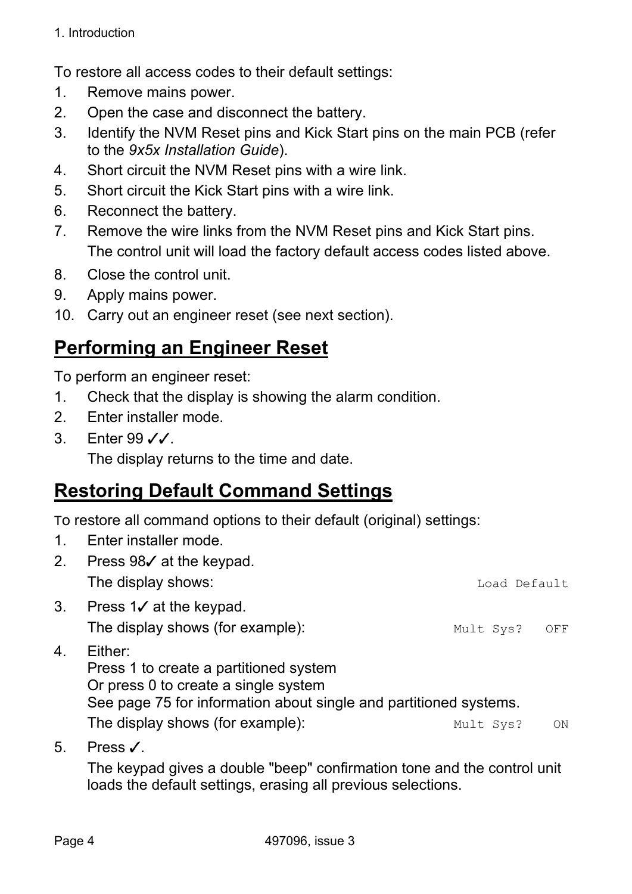To restore all access codes to their default settings:

1. Remove mains power.
2. Open the case and disconnect the battery.
3. Identify the NVM Reset pins and Kick Start pins on the main PCB (refer to the *9x5x Installation Guide*).
4. Short circuit the NVM Reset pins with a wire link.
5. Short circuit the Kick Start pins with a wire link.
6. Reconnect the battery.
7. Remove the wire links from the NVM Reset pins and Kick Start pins.

   The control unit will load the factory default access codes listed above.
8. Close the control unit.
9. Apply mains power.
10. Carry out an engineer reset (see next section).

## Performing an Engineer Reset

To perform an engineer reset:

1. Check that the display is showing the alarm condition.
2. Enter installer mode.
3. Enter 99 ✓✓.

   The display returns to the time and date.

## Restoring Default Command Settings

To restore all command options to their default (original) settings:

1. Enter installer mode.
2. Press 98✓ at the keypad.

   The display shows: `Load Default`
3. Press 1✓ at the keypad.

   The display shows (for example): `Mult Sys?   OFF`
4. Either:
   Press 1 to create a partitioned system
   Or press 0 to create a single system
   See page 75 for information about single and partitioned systems.

   The display shows (for example): `Mult Sys?    ON`
5. Press ✓.

   The keypad gives a double "beep" confirmation tone and the control unit loads the default settings, erasing all previous selections.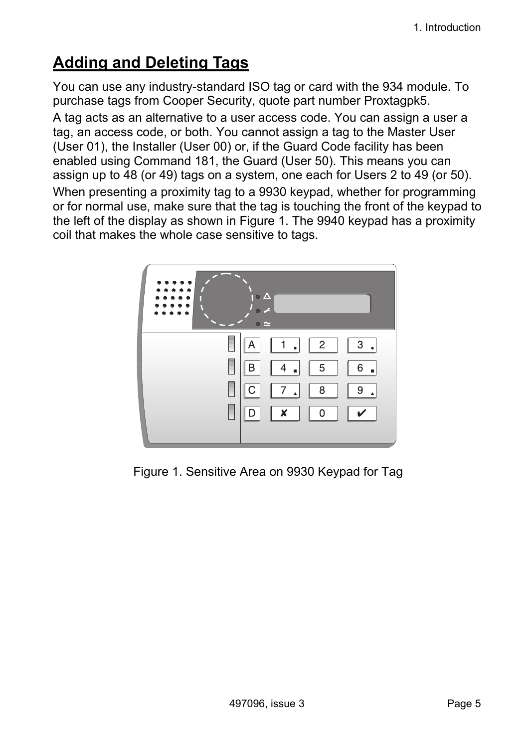## Adding and Deleting Tags

You can use any industry-standard ISO tag or card with the 934 module. To purchase tags from Cooper Security, quote part number Proxtagpk5.

A tag acts as an alternative to a user access code. You can assign a user a tag, an access code, or both. You cannot assign a tag to the Master User (User 01), the Installer (User 00) or, if the Guard Code facility has been enabled using Command 181, the Guard (User 50). This means you can assign up to 48 (or 49) tags on a system, one each for Users 2 to 49 (or 50).

When presenting a proximity tag to a 9930 keypad, whether for programming or for normal use, make sure that the tag is touching the front of the keypad to the left of the display as shown in Figure 1. The 9940 keypad has a proximity coil that makes the whole case sensitive to tags.

Figure 1. Sensitive Area on 9930 Keypad for Tag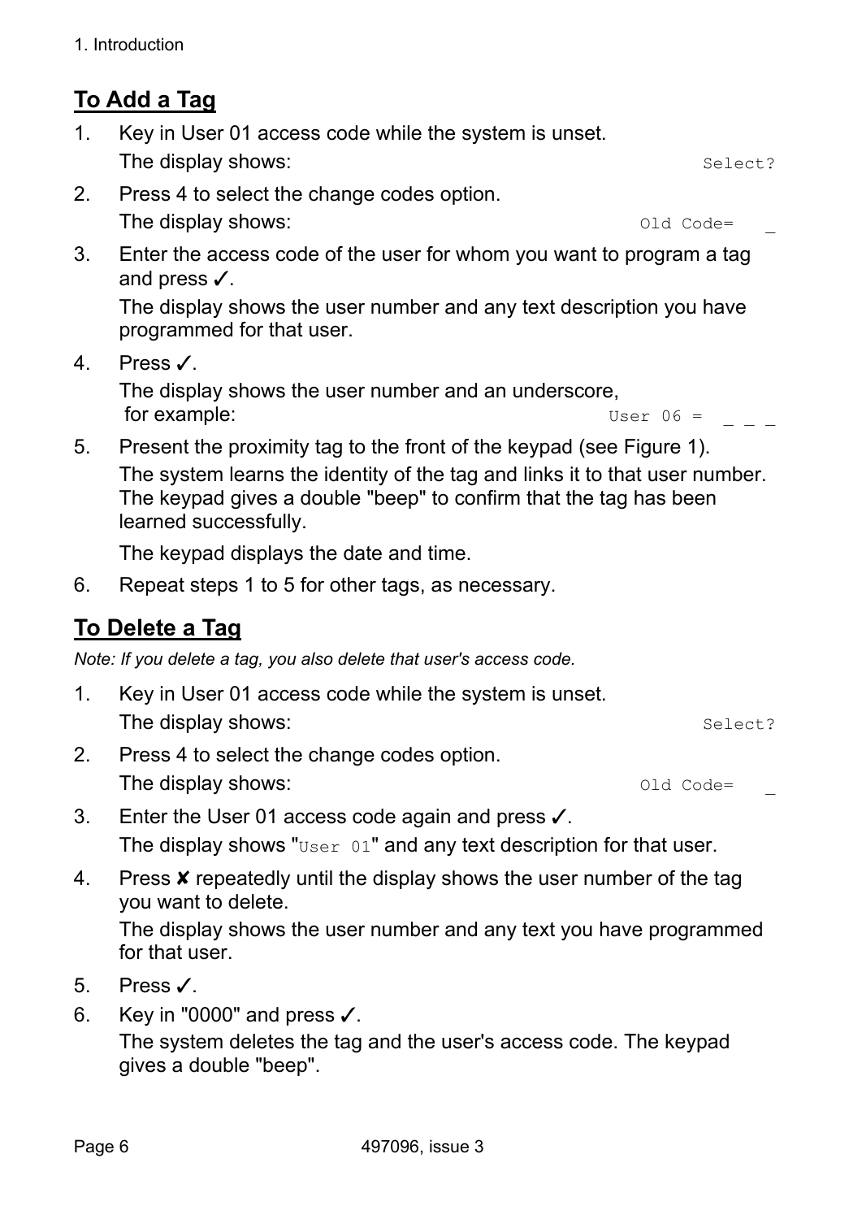## To Add a Tag

1. Key in User 01 access code while the system is unset.
   The display shows: `Select?`
2. Press 4 to select the change codes option.
   The display shows: `Old Code= _`
3. Enter the access code of the user for whom you want to program a tag and press ✓.
   The display shows the user number and any text description you have programmed for that user.
4. Press ✓.
   The display shows the user number and an underscore, for example: `User 06 = _ _ _`
5. Present the proximity tag to the front of the keypad (see Figure 1).
   The system learns the identity of the tag and links it to that user number. The keypad gives a double "beep" to confirm that the tag has been learned successfully.
   The keypad displays the date and time.
6. Repeat steps 1 to 5 for other tags, as necessary.

## To Delete a Tag

*Note: If you delete a tag, you also delete that user's access code.*

1. Key in User 01 access code while the system is unset.
   The display shows: `Select?`
2. Press 4 to select the change codes option.
   The display shows: `Old Code= _`
3. Enter the User 01 access code again and press ✓.
   The display shows "`User 01`" and any text description for that user.
4. Press ✘ repeatedly until the display shows the user number of the tag you want to delete.
   The display shows the user number and any text you have programmed for that user.
5. Press ✓.
6. Key in "0000" and press ✓.
   The system deletes the tag and the user's access code. The keypad gives a double "beep".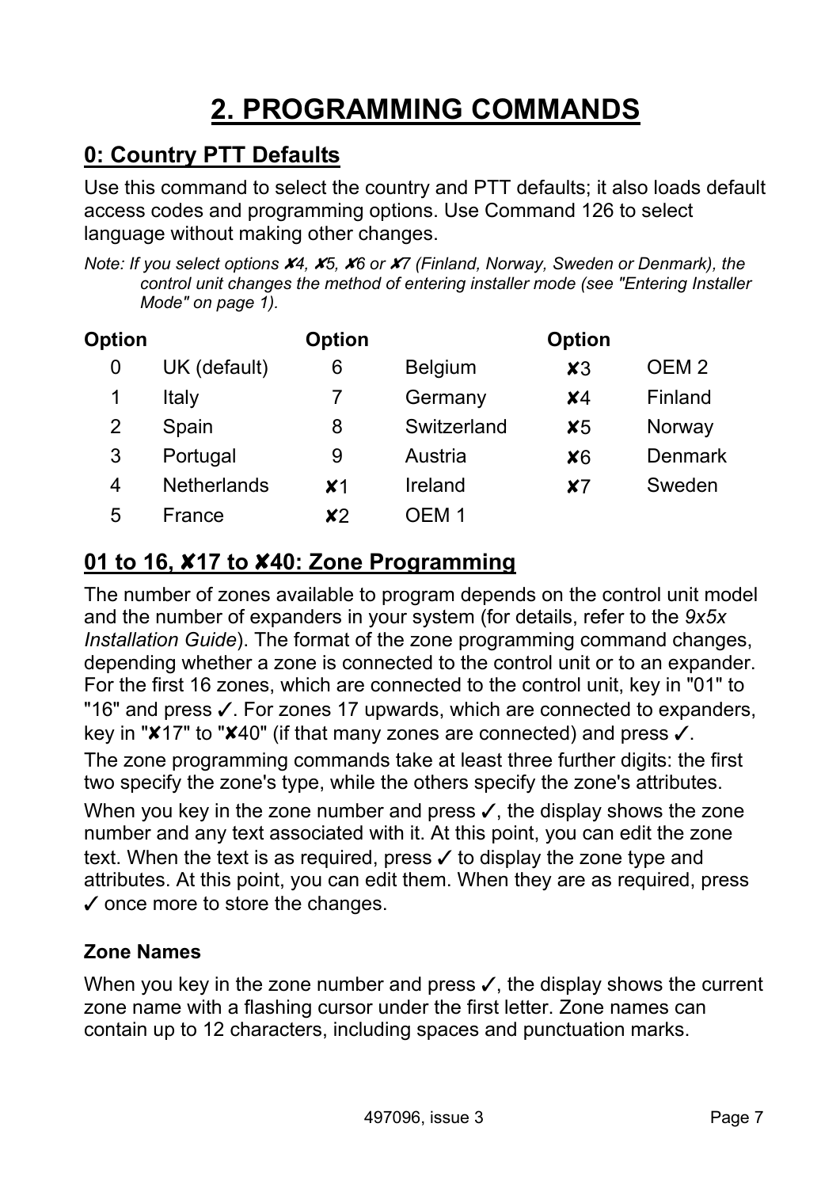# 2. PROGRAMMING COMMANDS

## 0: Country PTT Defaults

Use this command to select the country and PTT defaults; it also loads default access codes and programming options. Use Command 126 to select language without making other changes.

*Note: If you select options ✘4, ✘5, ✘6 or ✘7 (Finland, Norway, Sweden or Denmark), the control unit changes the method of entering installer mode (see "Entering Installer Mode" on page 1).*

| Option | | Option | | Option | |
|---|---|---|---|---|---|
| 0 | UK (default) | 6 | Belgium | ✘3 | OEM 2 |
| 1 | Italy | 7 | Germany | ✘4 | Finland |
| 2 | Spain | 8 | Switzerland | ✘5 | Norway |
| 3 | Portugal | 9 | Austria | ✘6 | Denmark |
| 4 | Netherlands | ✘1 | Ireland | ✘7 | Sweden |
| 5 | France | ✘2 | OEM 1 | | |

## 01 to 16, ✘17 to ✘40: Zone Programming

The number of zones available to program depends on the control unit model and the number of expanders in your system (for details, refer to the *9x5x Installation Guide*). The format of the zone programming command changes, depending whether a zone is connected to the control unit or to an expander. For the first 16 zones, which are connected to the control unit, key in "01" to "16" and press ✓. For zones 17 upwards, which are connected to expanders, key in "✘17" to "✘40" (if that many zones are connected) and press ✓.

The zone programming commands take at least three further digits: the first two specify the zone's type, while the others specify the zone's attributes.

When you key in the zone number and press ✓, the display shows the zone number and any text associated with it. At this point, you can edit the zone text. When the text is as required, press ✓ to display the zone type and attributes. At this point, you can edit them. When they are as required, press ✓ once more to store the changes.

### Zone Names

When you key in the zone number and press ✓, the display shows the current zone name with a flashing cursor under the first letter. Zone names can contain up to 12 characters, including spaces and punctuation marks.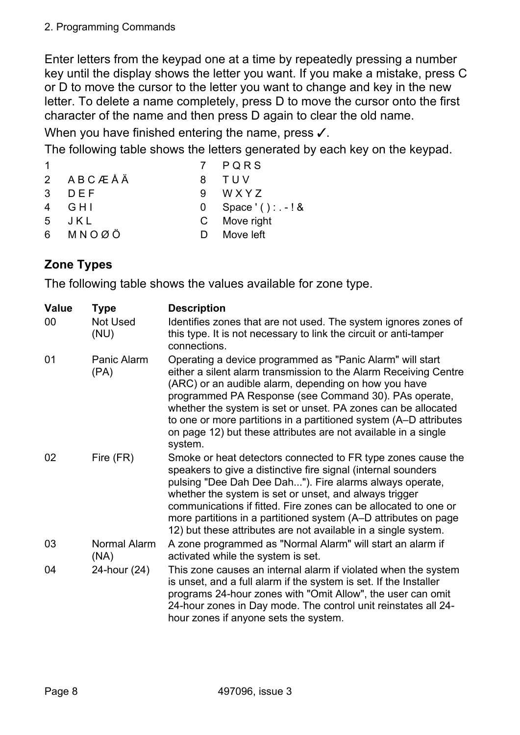Enter letters from the keypad one at a time by repeatedly pressing a number key until the display shows the letter you want. If you make a mistake, press C or D to move the cursor to the letter you want to change and key in the new letter. To delete a name completely, press D to move the cursor onto the first character of the name and then press D again to clear the old name.

When you have finished entering the name, press ✓.

The following table shows the letters generated by each key on the keypad.

| Key | Letters | Key | Letters |
|---|---|---|---|
| 1 | | 7 | P Q R S |
| 2 | A B C Æ Å Ä | 8 | T U V |
| 3 | D E F | 9 | W X Y Z |
| 4 | G H I | 0 | Space ' ( ) : . - ! & |
| 5 | J K L | C | Move right |
| 6 | M N O Ø Ö | D | Move left |

## Zone Types

The following table shows the values available for zone type.

| Value | Type | Description |
|---|---|---|
| 00 | Not Used (NU) | Identifies zones that are not used. The system ignores zones of this type. It is not necessary to link the circuit or anti-tamper connections. |
| 01 | Panic Alarm (PA) | Operating a device programmed as "Panic Alarm" will start either a silent alarm transmission to the Alarm Receiving Centre (ARC) or an audible alarm, depending on how you have programmed PA Response (see Command 30). PAs operate, whether the system is set or unset. PA zones can be allocated to one or more partitions in a partitioned system (A–D attributes on page 12) but these attributes are not available in a single system. |
| 02 | Fire (FR) | Smoke or heat detectors connected to FR type zones cause the speakers to give a distinctive fire signal (internal sounders pulsing "Dee Dah Dee Dah..."). Fire alarms always operate, whether the system is set or unset, and always trigger communications if fitted. Fire zones can be allocated to one or more partitions in a partitioned system (A–D attributes on page 12) but these attributes are not available in a single system. |
| 03 | Normal Alarm (NA) | A zone programmed as "Normal Alarm" will start an alarm if activated while the system is set. |
| 04 | 24-hour (24) | This zone causes an internal alarm if violated when the system is unset, and a full alarm if the system is set. If the Installer programs 24-hour zones with "Omit Allow", the user can omit 24-hour zones in Day mode. The control unit reinstates all 24-hour zones if anyone sets the system. |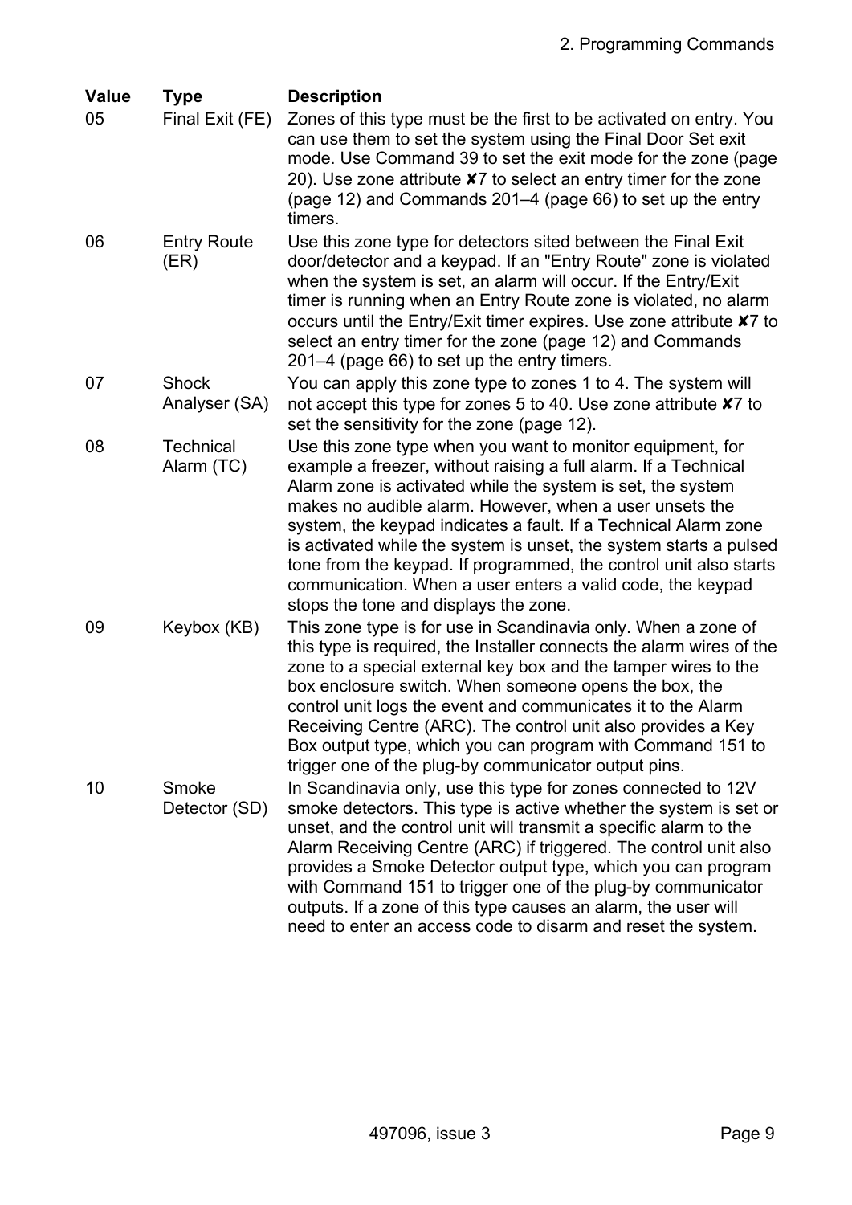| Value | Type | Description |
|---|---|---|
| 05 | Final Exit (FE) | Zones of this type must be the first to be activated on entry. You can use them to set the system using the Final Door Set exit mode. Use Command 39 to set the exit mode for the zone (page 20). Use zone attribute ✘7 to select an entry timer for the zone (page 12) and Commands 201–4 (page 66) to set up the entry timers. |
| 06 | Entry Route (ER) | Use this zone type for detectors sited between the Final Exit door/detector and a keypad. If an "Entry Route" zone is violated when the system is set, an alarm will occur. If the Entry/Exit timer is running when an Entry Route zone is violated, no alarm occurs until the Entry/Exit timer expires. Use zone attribute ✘7 to select an entry timer for the zone (page 12) and Commands 201–4 (page 66) to set up the entry timers. |
| 07 | Shock Analyser (SA) | You can apply this zone type to zones 1 to 4. The system will not accept this type for zones 5 to 40. Use zone attribute ✘7 to set the sensitivity for the zone (page 12). |
| 08 | Technical Alarm (TC) | Use this zone type when you want to monitor equipment, for example a freezer, without raising a full alarm. If a Technical Alarm zone is activated while the system is set, the system makes no audible alarm. However, when a user unsets the system, the keypad indicates a fault. If a Technical Alarm zone is activated while the system is unset, the system starts a pulsed tone from the keypad. If programmed, the control unit also starts communication. When a user enters a valid code, the keypad stops the tone and displays the zone. |
| 09 | Keybox (KB) | This zone type is for use in Scandinavia only. When a zone of this type is required, the Installer connects the alarm wires of the zone to a special external key box and the tamper wires to the box enclosure switch. When someone opens the box, the control unit logs the event and communicates it to the Alarm Receiving Centre (ARC). The control unit also provides a Key Box output type, which you can program with Command 151 to trigger one of the plug-by communicator output pins. |
| 10 | Smoke Detector (SD) | In Scandinavia only, use this type for zones connected to 12V smoke detectors. This type is active whether the system is set or unset, and the control unit will transmit a specific alarm to the Alarm Receiving Centre (ARC) if triggered. The control unit also provides a Smoke Detector output type, which you can program with Command 151 to trigger one of the plug-by communicator outputs. If a zone of this type causes an alarm, the user will need to enter an access code to disarm and reset the system. |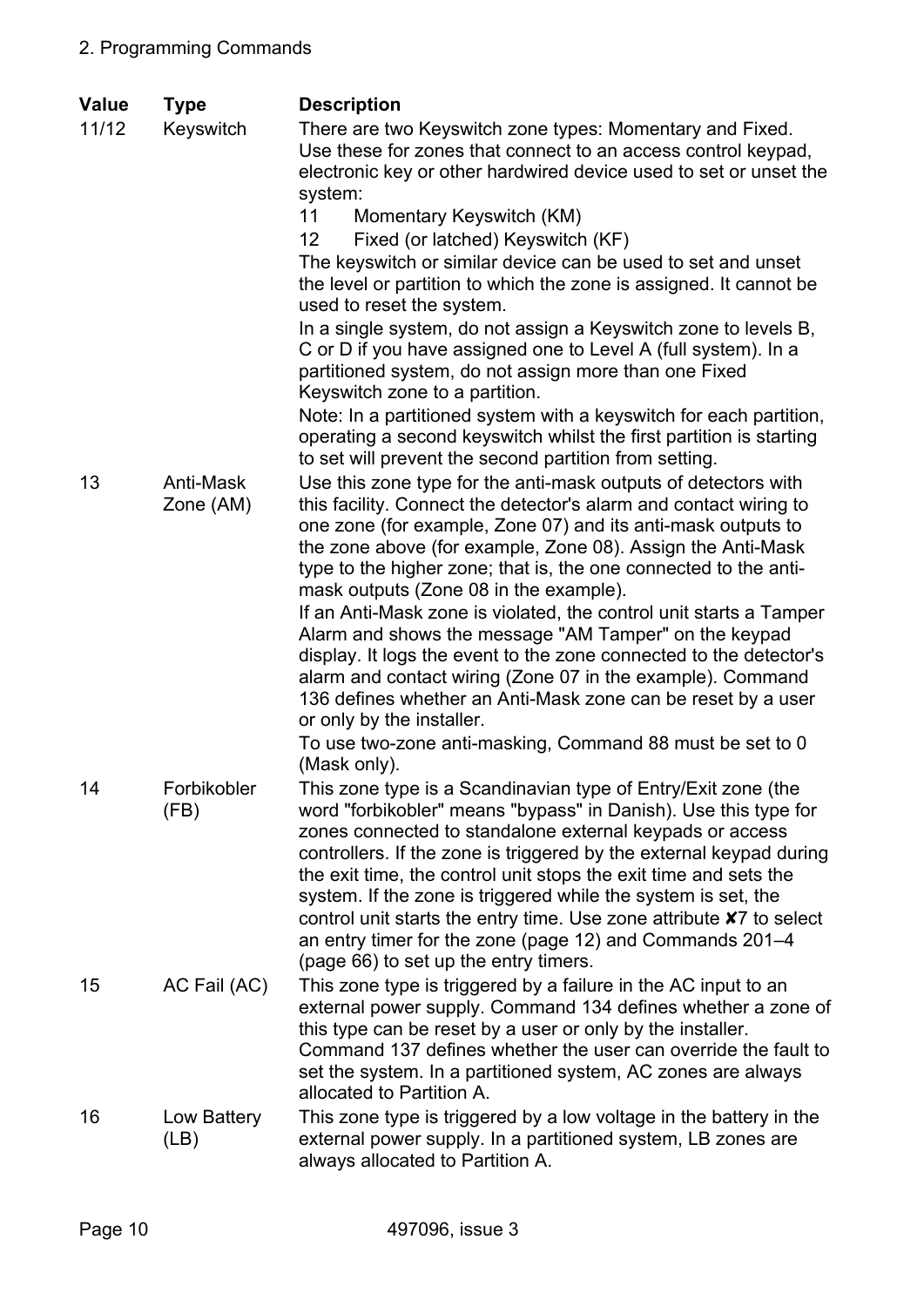| Value | Type | Description |
|---|---|---|
| 11/12 | Keyswitch | There are two Keyswitch zone types: Momentary and Fixed. Use these for zones that connect to an access control keypad, electronic key or other hardwired device used to set or unset the system:<br>11 Momentary Keyswitch (KM)<br>12 Fixed (or latched) Keyswitch (KF)<br>The keyswitch or similar device can be used to set and unset the level or partition to which the zone is assigned. It cannot be used to reset the system.<br>In a single system, do not assign a Keyswitch zone to levels B, C or D if you have assigned one to Level A (full system). In a partitioned system, do not assign more than one Fixed Keyswitch zone to a partition.<br>Note: In a partitioned system with a keyswitch for each partition, operating a second keyswitch whilst the first partition is starting to set will prevent the second partition from setting. |
| 13 | Anti-Mask Zone (AM) | Use this zone type for the anti-mask outputs of detectors with this facility. Connect the detector's alarm and contact wiring to one zone (for example, Zone 07) and its anti-mask outputs to the zone above (for example, Zone 08). Assign the Anti-Mask type to the higher zone; that is, the one connected to the anti-mask outputs (Zone 08 in the example).<br>If an Anti-Mask zone is violated, the control unit starts a Tamper Alarm and shows the message "AM Tamper" on the keypad display. It logs the event to the zone connected to the detector's alarm and contact wiring (Zone 07 in the example). Command 136 defines whether an Anti-Mask zone can be reset by a user or only by the installer.<br>To use two-zone anti-masking, Command 88 must be set to 0 (Mask only). |
| 14 | Forbikobler (FB) | This zone type is a Scandinavian type of Entry/Exit zone (the word "forbikobler" means "bypass" in Danish). Use this type for zones connected to standalone external keypads or access controllers. If the zone is triggered by the external keypad during the exit time, the control unit stops the exit time and sets the system. If the zone is triggered while the system is set, the control unit starts the entry time. Use zone attribute ✘7 to select an entry timer for the zone (page 12) and Commands 201–4 (page 66) to set up the entry timers. |
| 15 | AC Fail (AC) | This zone type is triggered by a failure in the AC input to an external power supply. Command 134 defines whether a zone of this type can be reset by a user or only by the installer. Command 137 defines whether the user can override the fault to set the system. In a partitioned system, AC zones are always allocated to Partition A. |
| 16 | Low Battery (LB) | This zone type is triggered by a low voltage in the battery in the external power supply. In a partitioned system, LB zones are always allocated to Partition A. |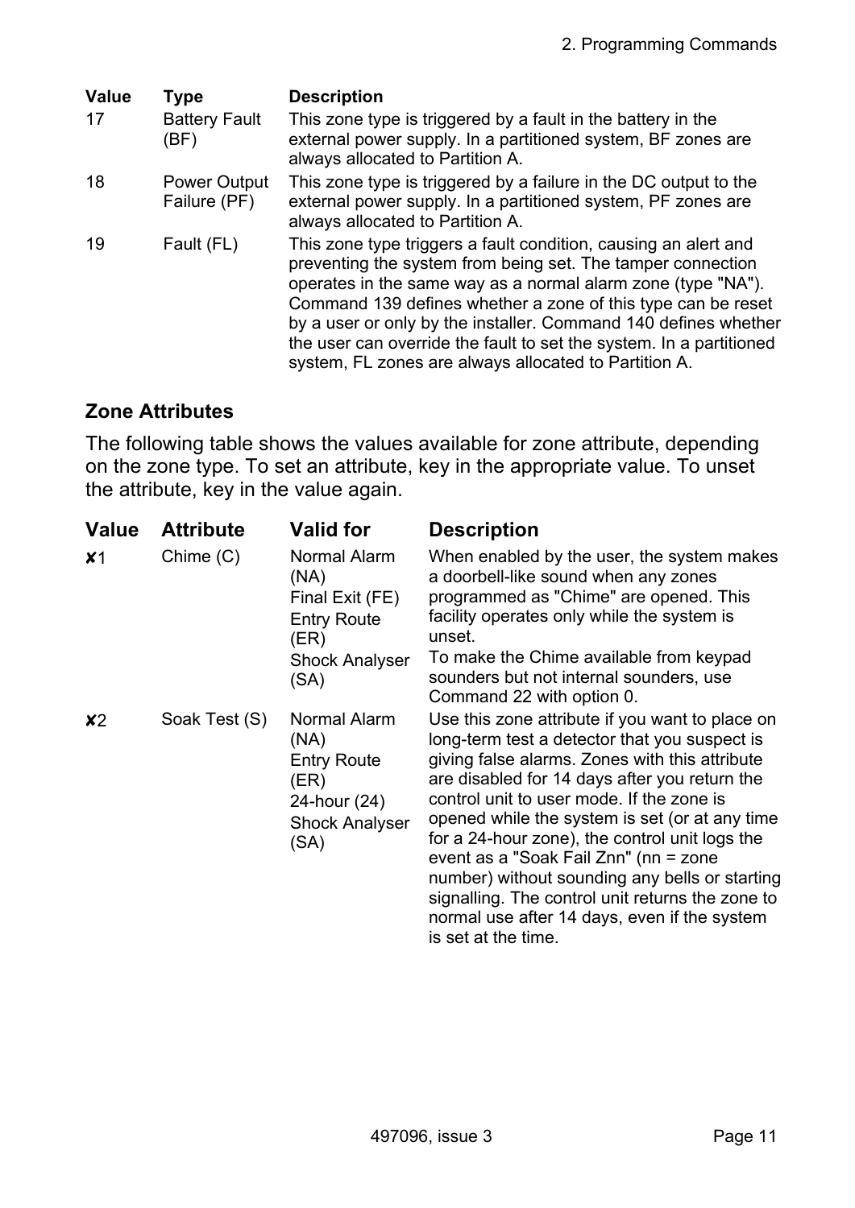| Value | Type | Description |
|---|---|---|
| 17 | Battery Fault (BF) | This zone type is triggered by a fault in the battery in the external power supply. In a partitioned system, BF zones are always allocated to Partition A. |
| 18 | Power Output Failure (PF) | This zone type is triggered by a failure in the DC output to the external power supply. In a partitioned system, PF zones are always allocated to Partition A. |
| 19 | Fault (FL) | This zone type triggers a fault condition, causing an alert and preventing the system from being set. The tamper connection operates in the same way as a normal alarm zone (type "NA"). Command 139 defines whether a zone of this type can be reset by a user or only by the installer. Command 140 defines whether the user can override the fault to set the system. In a partitioned system, FL zones are always allocated to Partition A. |

## Zone Attributes

The following table shows the values available for zone attribute, depending on the zone type. To set an attribute, key in the appropriate value. To unset the attribute, key in the value again.

| Value | Attribute | Valid for | Description |
|---|---|---|---|
| ✘1 | Chime (C) | Normal Alarm (NA)<br>Final Exit (FE)<br>Entry Route (ER)<br>Shock Analyser (SA) | When enabled by the user, the system makes a doorbell-like sound when any zones programmed as "Chime" are opened. This facility operates only while the system is unset.<br>To make the Chime available from keypad sounders but not internal sounders, use Command 22 with option 0. |
| ✘2 | Soak Test (S) | Normal Alarm (NA)<br>Entry Route (ER)<br>24-hour (24)<br>Shock Analyser (SA) | Use this zone attribute if you want to place on long-term test a detector that you suspect is giving false alarms. Zones with this attribute are disabled for 14 days after you return the control unit to user mode. If the zone is opened while the system is set (or at any time for a 24-hour zone), the control unit logs the event as a "Soak Fail Znn" (nn = zone number) without sounding any bells or starting signalling. The control unit returns the zone to normal use after 14 days, even if the system is set at the time. |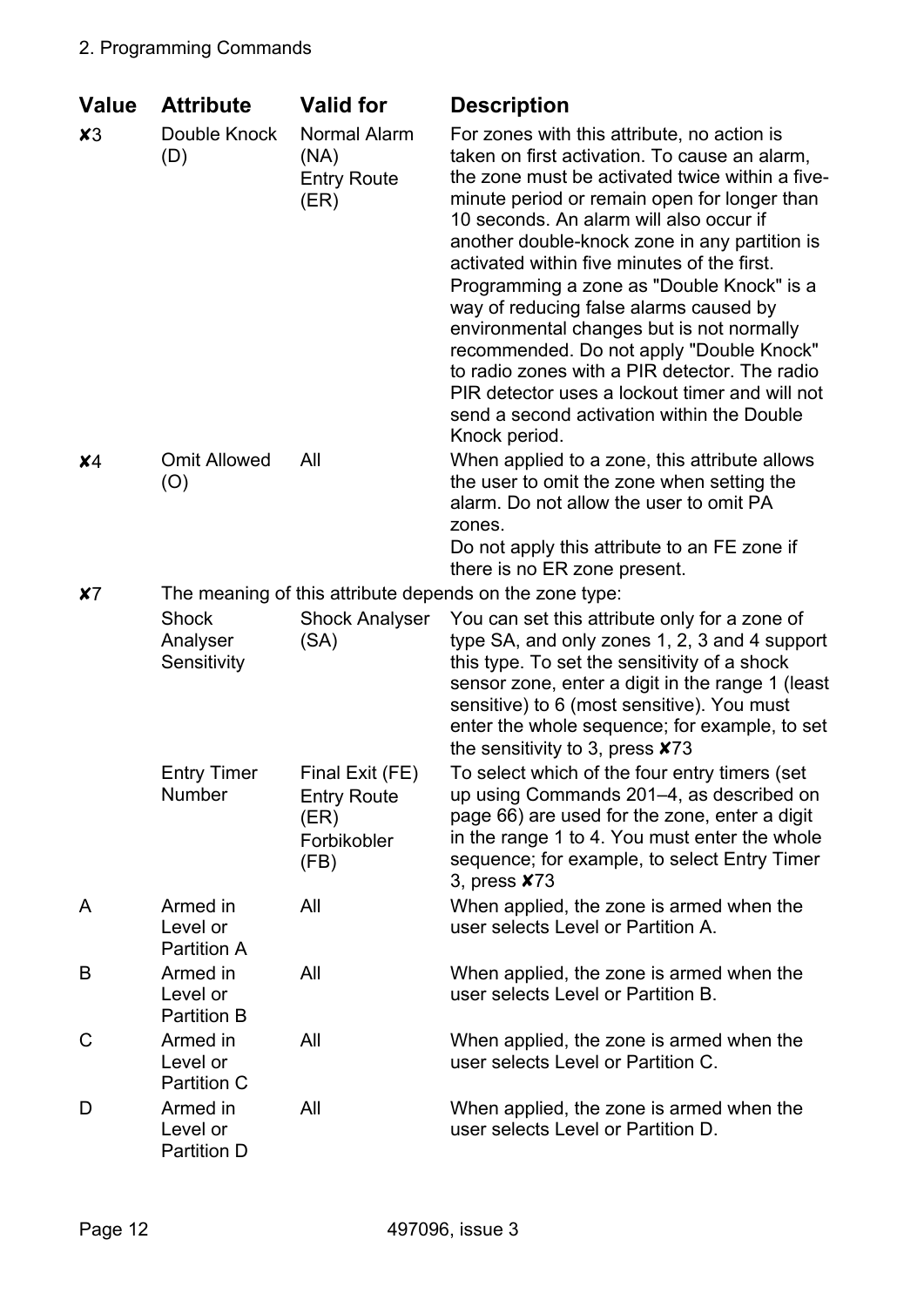| Value | Attribute | Valid for | Description |
|---|---|---|---|
| ✘3 | Double Knock (D) | Normal Alarm (NA) Entry Route (ER) | For zones with this attribute, no action is taken on first activation. To cause an alarm, the zone must be activated twice within a five-minute period or remain open for longer than 10 seconds. An alarm will also occur if another double-knock zone in any partition is activated within five minutes of the first. Programming a zone as "Double Knock" is a way of reducing false alarms caused by environmental changes but is not normally recommended. Do not apply "Double Knock" to radio zones with a PIR detector. The radio PIR detector uses a lockout timer and will not send a second activation within the Double Knock period. |
| ✘4 | Omit Allowed (O) | All | When applied to a zone, this attribute allows the user to omit the zone when setting the alarm. Do not allow the user to omit PA zones.<br>Do not apply this attribute to an FE zone if there is no ER zone present. |
| ✘7 | The meaning of this attribute depends on the zone type: | | |
| | Shock Analyser Sensitivity | Shock Analyser (SA) | You can set this attribute only for a zone of type SA, and only zones 1, 2, 3 and 4 support this type. To set the sensitivity of a shock sensor zone, enter a digit in the range 1 (least sensitive) to 6 (most sensitive). You must enter the whole sequence; for example, to set the sensitivity to 3, press ✘73 |
| | Entry Timer Number | Final Exit (FE) Entry Route (ER) Forbikobler (FB) | To select which of the four entry timers (set up using Commands 201–4, as described on page 66) are used for the zone, enter a digit in the range 1 to 4. You must enter the whole sequence; for example, to select Entry Timer 3, press ✘73 |
| A | Armed in Level or Partition A | All | When applied, the zone is armed when the user selects Level or Partition A. |
| B | Armed in Level or Partition B | All | When applied, the zone is armed when the user selects Level or Partition B. |
| C | Armed in Level or Partition C | All | When applied, the zone is armed when the user selects Level or Partition C. |
| D | Armed in Level or Partition D | All | When applied, the zone is armed when the user selects Level or Partition D. |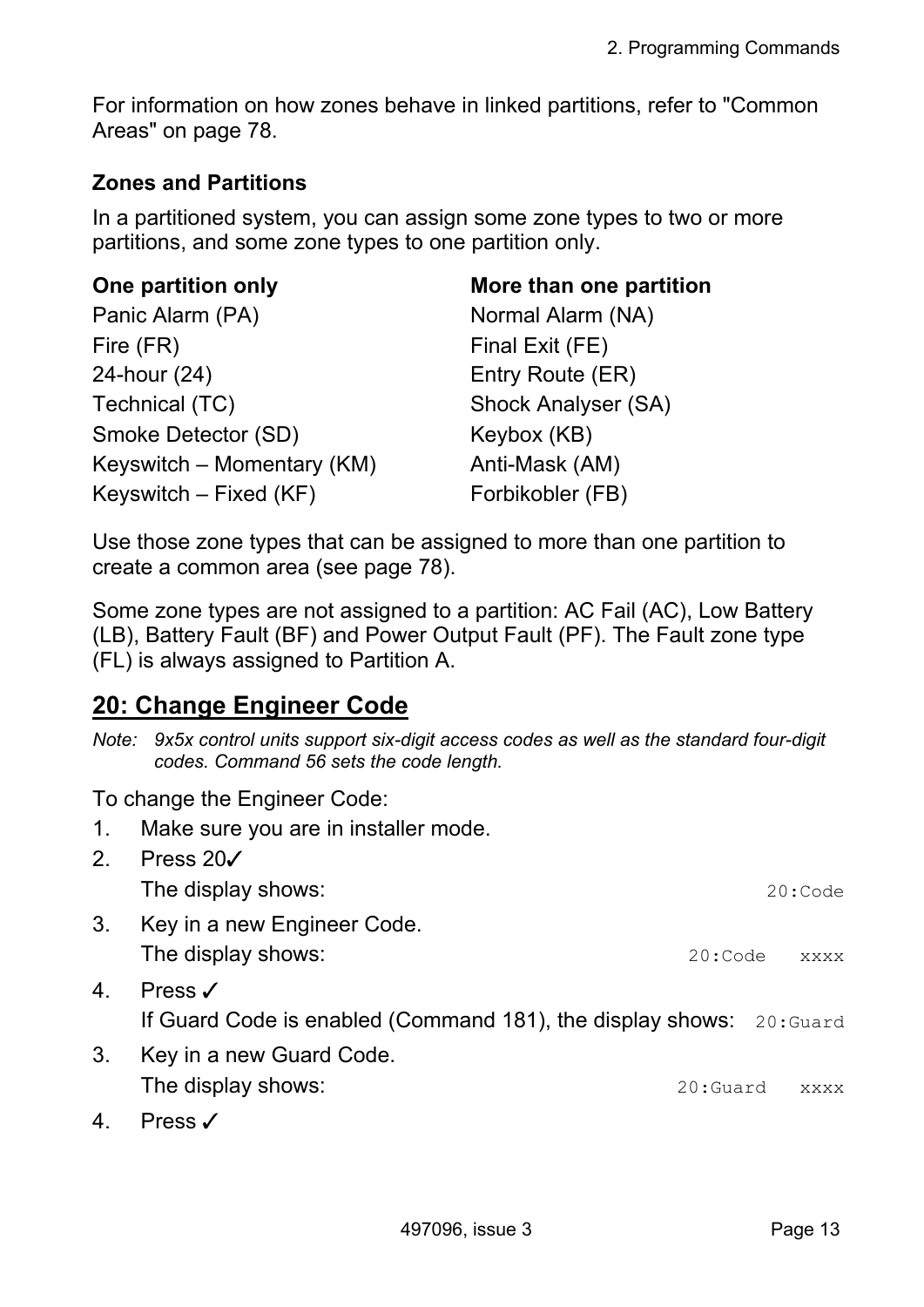For information on how zones behave in linked partitions, refer to "Common Areas" on page 78.

### Zones and Partitions

In a partitioned system, you can assign some zone types to two or more partitions, and some zone types to one partition only.

| One partition only | More than one partition |
| --- | --- |
| Panic Alarm (PA) | Normal Alarm (NA) |
| Fire (FR) | Final Exit (FE) |
| 24-hour (24) | Entry Route (ER) |
| Technical (TC) | Shock Analyser (SA) |
| Smoke Detector (SD) | Keybox (KB) |
| Keyswitch – Momentary (KM) | Anti-Mask (AM) |
| Keyswitch – Fixed (KF) | Forbikobler (FB) |

Use those zone types that can be assigned to more than one partition to create a common area (see page 78).

Some zone types are not assigned to a partition: AC Fail (AC), Low Battery (LB), Battery Fault (BF) and Power Output Fault (PF). The Fault zone type (FL) is always assigned to Partition A.

## 20: Change Engineer Code

*Note: 9x5x control units support six-digit access codes as well as the standard four-digit codes. Command 56 sets the code length.*

To change the Engineer Code:

1. Make sure you are in installer mode.
2. Press 20✓
   The display shows: `20:Code`
3. Key in a new Engineer Code.
   The display shows: `20:Code xxxx`
4. Press ✓
   If Guard Code is enabled (Command 181), the display shows: `20:Guard`
3. Key in a new Guard Code.
   The display shows: `20:Guard xxxx`
4. Press ✓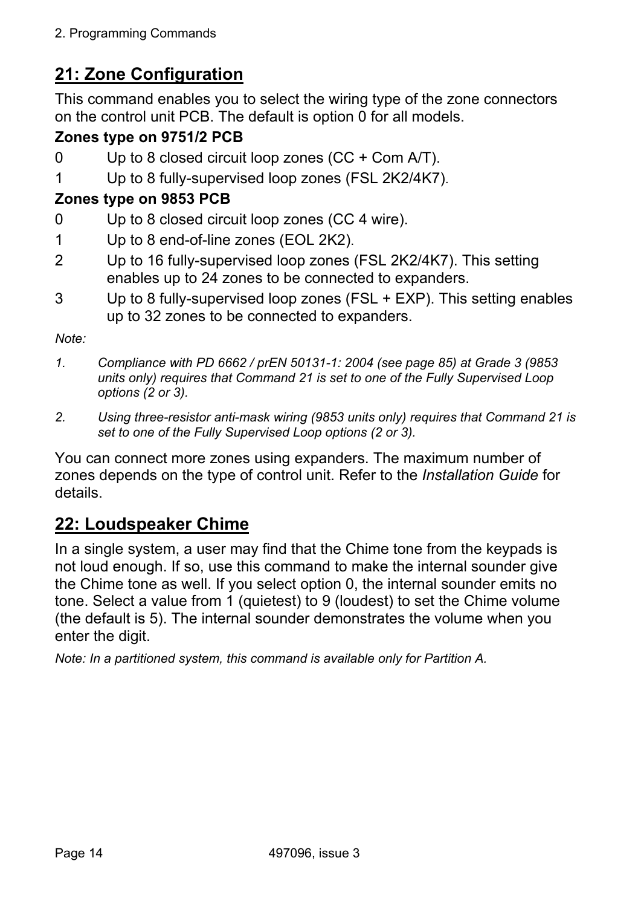## 21: Zone Configuration

This command enables you to select the wiring type of the zone connectors on the control unit PCB. The default is option 0 for all models.

**Zones type on 9751/2 PCB**

0 Up to 8 closed circuit loop zones (CC + Com A/T).

1 Up to 8 fully-supervised loop zones (FSL 2K2/4K7).

**Zones type on 9853 PCB**

0 Up to 8 closed circuit loop zones (CC 4 wire).

1 Up to 8 end-of-line zones (EOL 2K2).

2 Up to 16 fully-supervised loop zones (FSL 2K2/4K7). This setting enables up to 24 zones to be connected to expanders.

3 Up to 8 fully-supervised loop zones (FSL + EXP). This setting enables up to 32 zones to be connected to expanders.

*Note:*

1. *Compliance with PD 6662 / prEN 50131-1: 2004 (see page 85) at Grade 3 (9853 units only) requires that Command 21 is set to one of the Fully Supervised Loop options (2 or 3).*
2. *Using three-resistor anti-mask wiring (9853 units only) requires that Command 21 is set to one of the Fully Supervised Loop options (2 or 3).*

You can connect more zones using expanders. The maximum number of zones depends on the type of control unit. Refer to the *Installation Guide* for details.

## 22: Loudspeaker Chime

In a single system, a user may find that the Chime tone from the keypads is not loud enough. If so, use this command to make the internal sounder give the Chime tone as well. If you select option 0, the internal sounder emits no tone. Select a value from 1 (quietest) to 9 (loudest) to set the Chime volume (the default is 5). The internal sounder demonstrates the volume when you enter the digit.

*Note: In a partitioned system, this command is available only for Partition A.*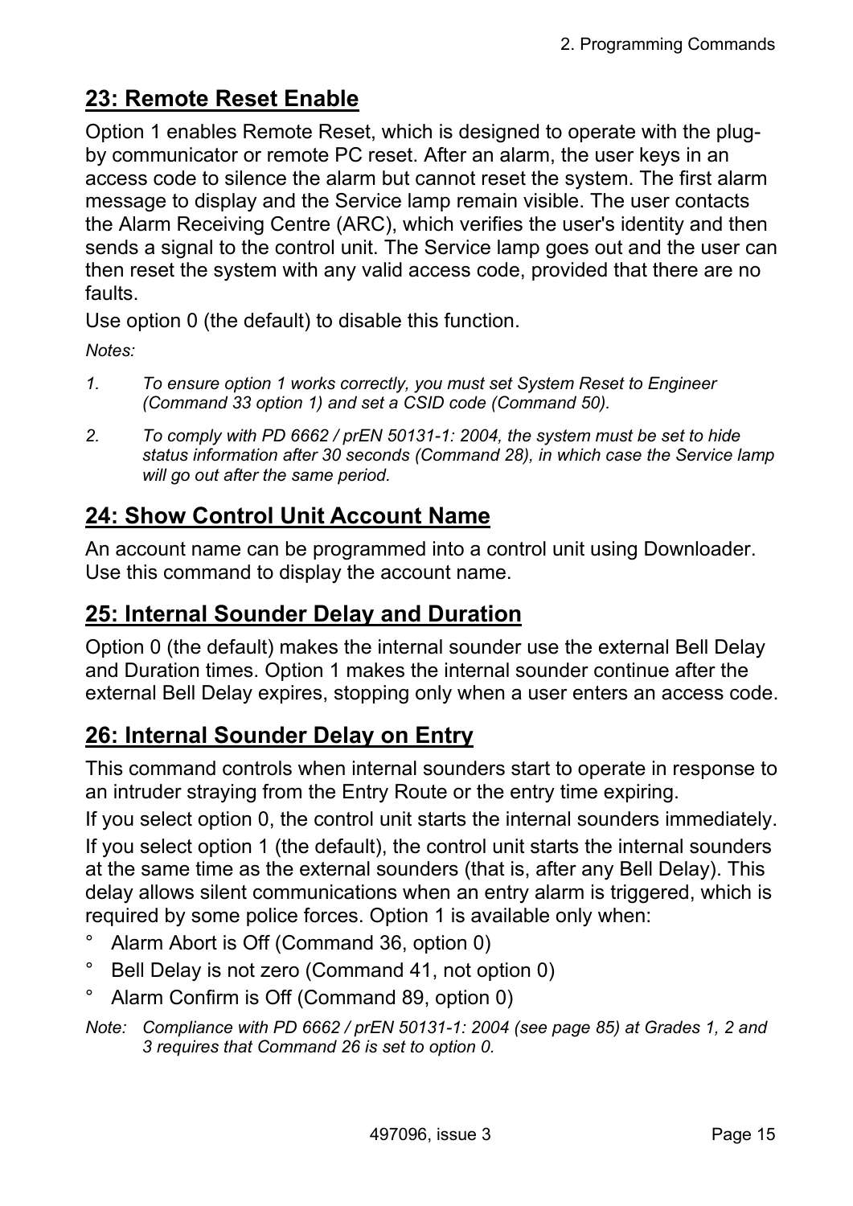## 23: Remote Reset Enable

Option 1 enables Remote Reset, which is designed to operate with the plug-by communicator or remote PC reset. After an alarm, the user keys in an access code to silence the alarm but cannot reset the system. The first alarm message to display and the Service lamp remain visible. The user contacts the Alarm Receiving Centre (ARC), which verifies the user's identity and then sends a signal to the control unit. The Service lamp goes out and the user can then reset the system with any valid access code, provided that there are no faults.

Use option 0 (the default) to disable this function.

*Notes:*

1. *To ensure option 1 works correctly, you must set System Reset to Engineer (Command 33 option 1) and set a CSID code (Command 50).*
2. *To comply with PD 6662 / prEN 50131-1: 2004, the system must be set to hide status information after 30 seconds (Command 28), in which case the Service lamp will go out after the same period.*

## 24: Show Control Unit Account Name

An account name can be programmed into a control unit using Downloader. Use this command to display the account name.

## 25: Internal Sounder Delay and Duration

Option 0 (the default) makes the internal sounder use the external Bell Delay and Duration times. Option 1 makes the internal sounder continue after the external Bell Delay expires, stopping only when a user enters an access code.

## 26: Internal Sounder Delay on Entry

This command controls when internal sounders start to operate in response to an intruder straying from the Entry Route or the entry time expiring.

If you select option 0, the control unit starts the internal sounders immediately.

If you select option 1 (the default), the control unit starts the internal sounders at the same time as the external sounders (that is, after any Bell Delay). This delay allows silent communications when an entry alarm is triggered, which is required by some police forces. Option 1 is available only when:

- Alarm Abort is Off (Command 36, option 0)
- Bell Delay is not zero (Command 41, not option 0)
- Alarm Confirm is Off (Command 89, option 0)

*Note: Compliance with PD 6662 / prEN 50131-1: 2004 (see page 85) at Grades 1, 2 and 3 requires that Command 26 is set to option 0.*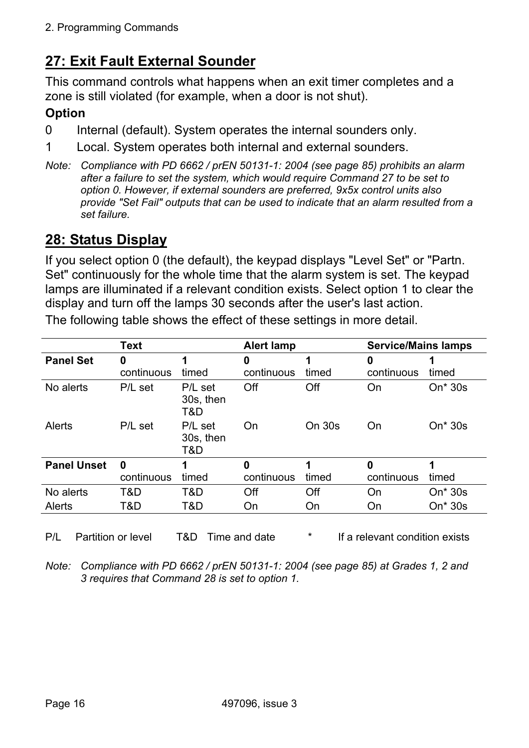## 27: Exit Fault External Sounder

This command controls what happens when an exit timer completes and a zone is still violated (for example, when a door is not shut).

**Option**

0 Internal (default). System operates the internal sounders only.

1 Local. System operates both internal and external sounders.

*Note: Compliance with PD 6662 / prEN 50131-1: 2004 (see page 85) prohibits an alarm after a failure to set the system, which would require Command 27 to be set to option 0. However, if external sounders are preferred, 9x5x control units also provide "Set Fail" outputs that can be used to indicate that an alarm resulted from a set failure.*

## 28: Status Display

If you select option 0 (the default), the keypad displays "Level Set" or "Partn. Set" continuously for the whole time that the alarm system is set. The keypad lamps are illuminated if a relevant condition exists. Select option 1 to clear the display and turn off the lamps 30 seconds after the user's last action.

The following table shows the effect of these settings in more detail.

| | **Text** | | **Alert lamp** | | **Service/Mains lamps** | |
|---|---|---|---|---|---|---|
| **Panel Set** | **0** continuous | **1** timed | **0** continuous | **1** timed | **0** continuous | **1** timed |
| No alerts | P/L set | P/L set 30s, then T&D | Off | Off | On | On* 30s |
| Alerts | P/L set | P/L set 30s, then T&D | On | On 30s | On | On* 30s |
| **Panel Unset** | **0** continuous | **1** timed | **0** continuous | **1** timed | **0** continuous | **1** timed |
| No alerts | T&D | T&D | Off | Off | On | On* 30s |
| Alerts | T&D | T&D | On | On | On | On* 30s |

P/L Partition or level  T&D Time and date  * If a relevant condition exists

*Note: Compliance with PD 6662 / prEN 50131-1: 2004 (see page 85) at Grades 1, 2 and 3 requires that Command 28 is set to option 1.*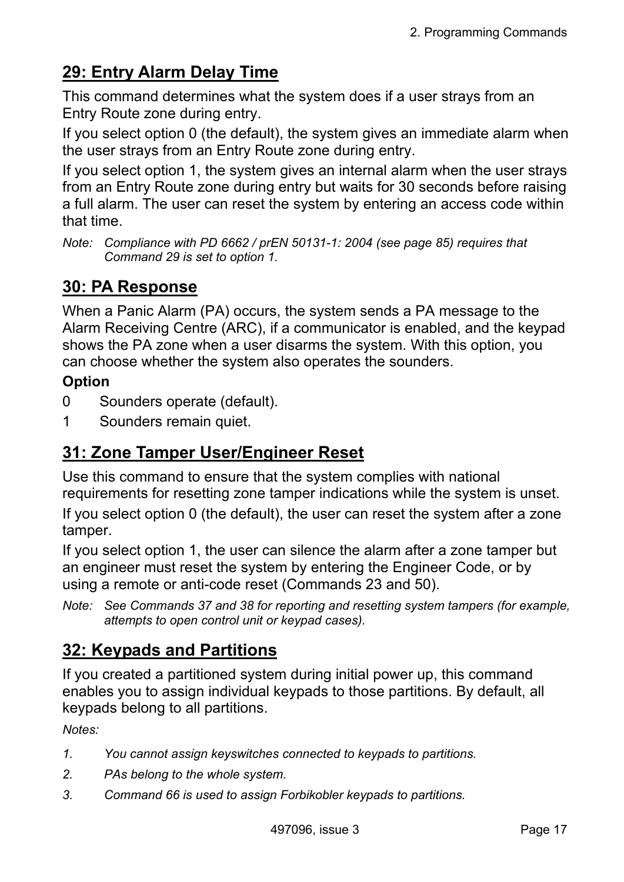## 29: Entry Alarm Delay Time

This command determines what the system does if a user strays from an Entry Route zone during entry.

If you select option 0 (the default), the system gives an immediate alarm when the user strays from an Entry Route zone during entry.

If you select option 1, the system gives an internal alarm when the user strays from an Entry Route zone during entry but waits for 30 seconds before raising a full alarm. The user can reset the system by entering an access code within that time.

*Note: Compliance with PD 6662 / prEN 50131-1: 2004 (see page 85) requires that Command 29 is set to option 1.*

## 30: PA Response

When a Panic Alarm (PA) occurs, the system sends a PA message to the Alarm Receiving Centre (ARC), if a communicator is enabled, and the keypad shows the PA zone when a user disarms the system. With this option, you can choose whether the system also operates the sounders.

**Option**

0 Sounders operate (default).

1 Sounders remain quiet.

## 31: Zone Tamper User/Engineer Reset

Use this command to ensure that the system complies with national requirements for resetting zone tamper indications while the system is unset.

If you select option 0 (the default), the user can reset the system after a zone tamper.

If you select option 1, the user can silence the alarm after a zone tamper but an engineer must reset the system by entering the Engineer Code, or by using a remote or anti-code reset (Commands 23 and 50).

*Note: See Commands 37 and 38 for reporting and resetting system tampers (for example, attempts to open control unit or keypad cases).*

## 32: Keypads and Partitions

If you created a partitioned system during initial power up, this command enables you to assign individual keypads to those partitions. By default, all keypads belong to all partitions.

*Notes:*

1. *You cannot assign keyswitches connected to keypads to partitions.*
2. *PAs belong to the whole system.*
3. *Command 66 is used to assign Forbikobler keypads to partitions.*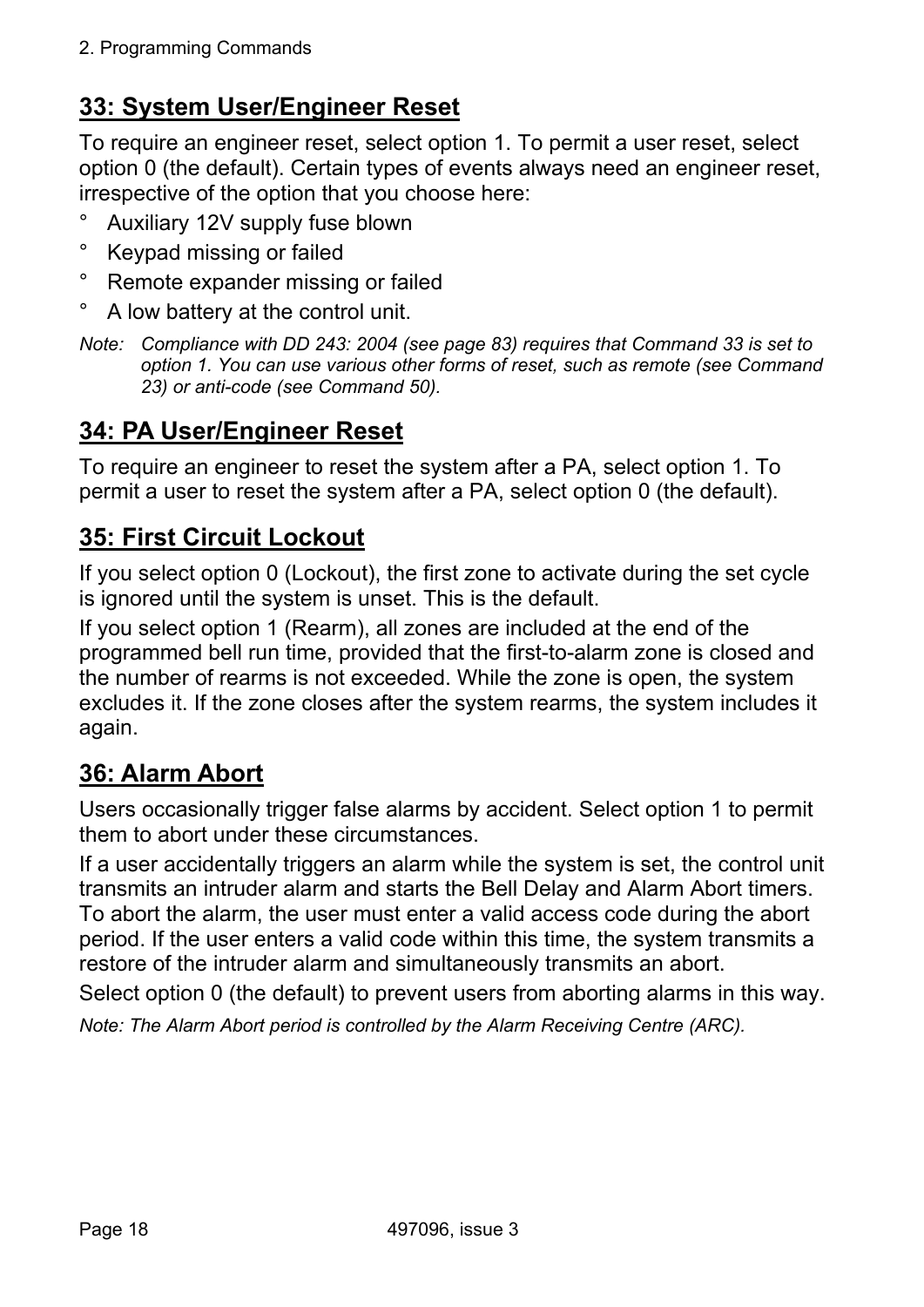## 33: System User/Engineer Reset

To require an engineer reset, select option 1. To permit a user reset, select option 0 (the default). Certain types of events always need an engineer reset, irrespective of the option that you choose here:

- Auxiliary 12V supply fuse blown
- Keypad missing or failed
- Remote expander missing or failed
- A low battery at the control unit.

*Note: Compliance with DD 243: 2004 (see page 83) requires that Command 33 is set to option 1. You can use various other forms of reset, such as remote (see Command 23) or anti-code (see Command 50).*

## 34: PA User/Engineer Reset

To require an engineer to reset the system after a PA, select option 1. To permit a user to reset the system after a PA, select option 0 (the default).

## 35: First Circuit Lockout

If you select option 0 (Lockout), the first zone to activate during the set cycle is ignored until the system is unset. This is the default.

If you select option 1 (Rearm), all zones are included at the end of the programmed bell run time, provided that the first-to-alarm zone is closed and the number of rearms is not exceeded. While the zone is open, the system excludes it. If the zone closes after the system rearms, the system includes it again.

## 36: Alarm Abort

Users occasionally trigger false alarms by accident. Select option 1 to permit them to abort under these circumstances.

If a user accidentally triggers an alarm while the system is set, the control unit transmits an intruder alarm and starts the Bell Delay and Alarm Abort timers. To abort the alarm, the user must enter a valid access code during the abort period. If the user enters a valid code within this time, the system transmits a restore of the intruder alarm and simultaneously transmits an abort.

Select option 0 (the default) to prevent users from aborting alarms in this way.

*Note: The Alarm Abort period is controlled by the Alarm Receiving Centre (ARC).*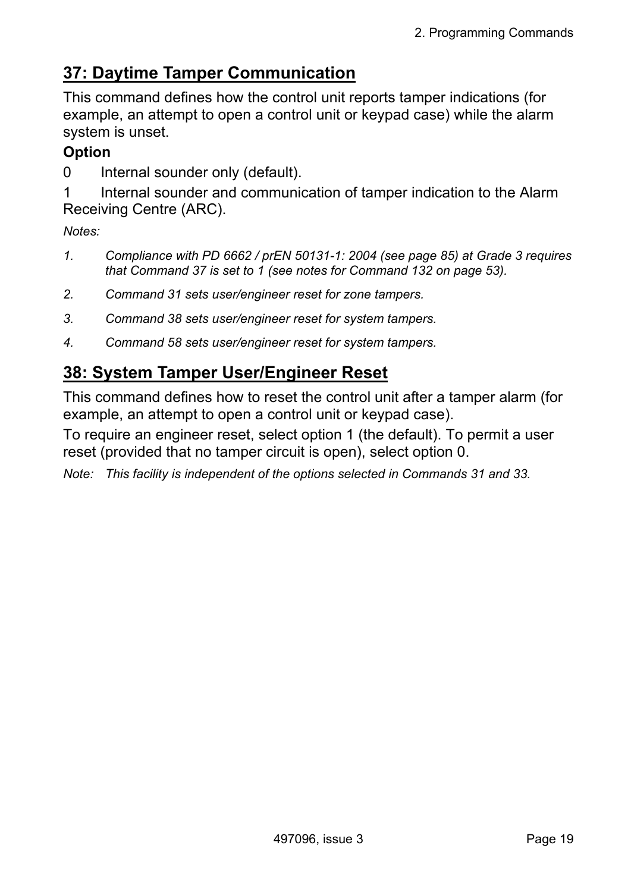## 37: Daytime Tamper Communication

This command defines how the control unit reports tamper indications (for example, an attempt to open a control unit or keypad case) while the alarm system is unset.

**Option**

0 Internal sounder only (default).

1 Internal sounder and communication of tamper indication to the Alarm Receiving Centre (ARC).

*Notes:*

1. *Compliance with PD 6662 / prEN 50131-1: 2004 (see page 85) at Grade 3 requires that Command 37 is set to 1 (see notes for Command 132 on page 53).*
2. *Command 31 sets user/engineer reset for zone tampers.*
3. *Command 38 sets user/engineer reset for system tampers.*
4. *Command 58 sets user/engineer reset for system tampers.*

## 38: System Tamper User/Engineer Reset

This command defines how to reset the control unit after a tamper alarm (for example, an attempt to open a control unit or keypad case).

To require an engineer reset, select option 1 (the default). To permit a user reset (provided that no tamper circuit is open), select option 0.

*Note: This facility is independent of the options selected in Commands 31 and 33.*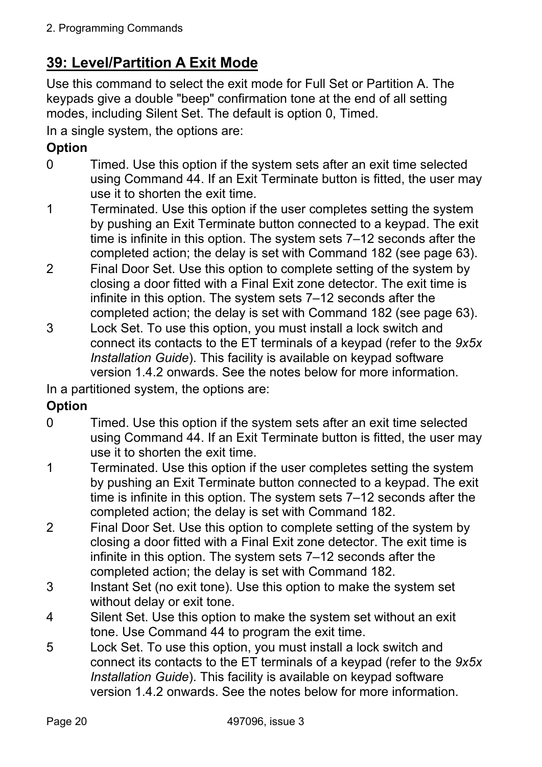## 39: Level/Partition A Exit Mode

Use this command to select the exit mode for Full Set or Partition A. The keypads give a double "beep" confirmation tone at the end of all setting modes, including Silent Set. The default is option 0, Timed.

In a single system, the options are:

**Option**

- 0 Timed. Use this option if the system sets after an exit time selected using Command 44. If an Exit Terminate button is fitted, the user may use it to shorten the exit time.
- 1 Terminated. Use this option if the user completes setting the system by pushing an Exit Terminate button connected to a keypad. The exit time is infinite in this option. The system sets 7–12 seconds after the completed action; the delay is set with Command 182 (see page 63).
- 2 Final Door Set. Use this option to complete setting of the system by closing a door fitted with a Final Exit zone detector. The exit time is infinite in this option. The system sets 7–12 seconds after the completed action; the delay is set with Command 182 (see page 63).
- 3 Lock Set. To use this option, you must install a lock switch and connect its contacts to the ET terminals of a keypad (refer to the *9x5x Installation Guide*). This facility is available on keypad software version 1.4.2 onwards. See the notes below for more information.

In a partitioned system, the options are:

**Option**

- 0 Timed. Use this option if the system sets after an exit time selected using Command 44. If an Exit Terminate button is fitted, the user may use it to shorten the exit time.
- 1 Terminated. Use this option if the user completes setting the system by pushing an Exit Terminate button connected to a keypad. The exit time is infinite in this option. The system sets 7–12 seconds after the completed action; the delay is set with Command 182.
- 2 Final Door Set. Use this option to complete setting of the system by closing a door fitted with a Final Exit zone detector. The exit time is infinite in this option. The system sets 7–12 seconds after the completed action; the delay is set with Command 182.
- 3 Instant Set (no exit tone). Use this option to make the system set without delay or exit tone.
- 4 Silent Set. Use this option to make the system set without an exit tone. Use Command 44 to program the exit time.
- 5 Lock Set. To use this option, you must install a lock switch and connect its contacts to the ET terminals of a keypad (refer to the *9x5x Installation Guide*). This facility is available on keypad software version 1.4.2 onwards. See the notes below for more information.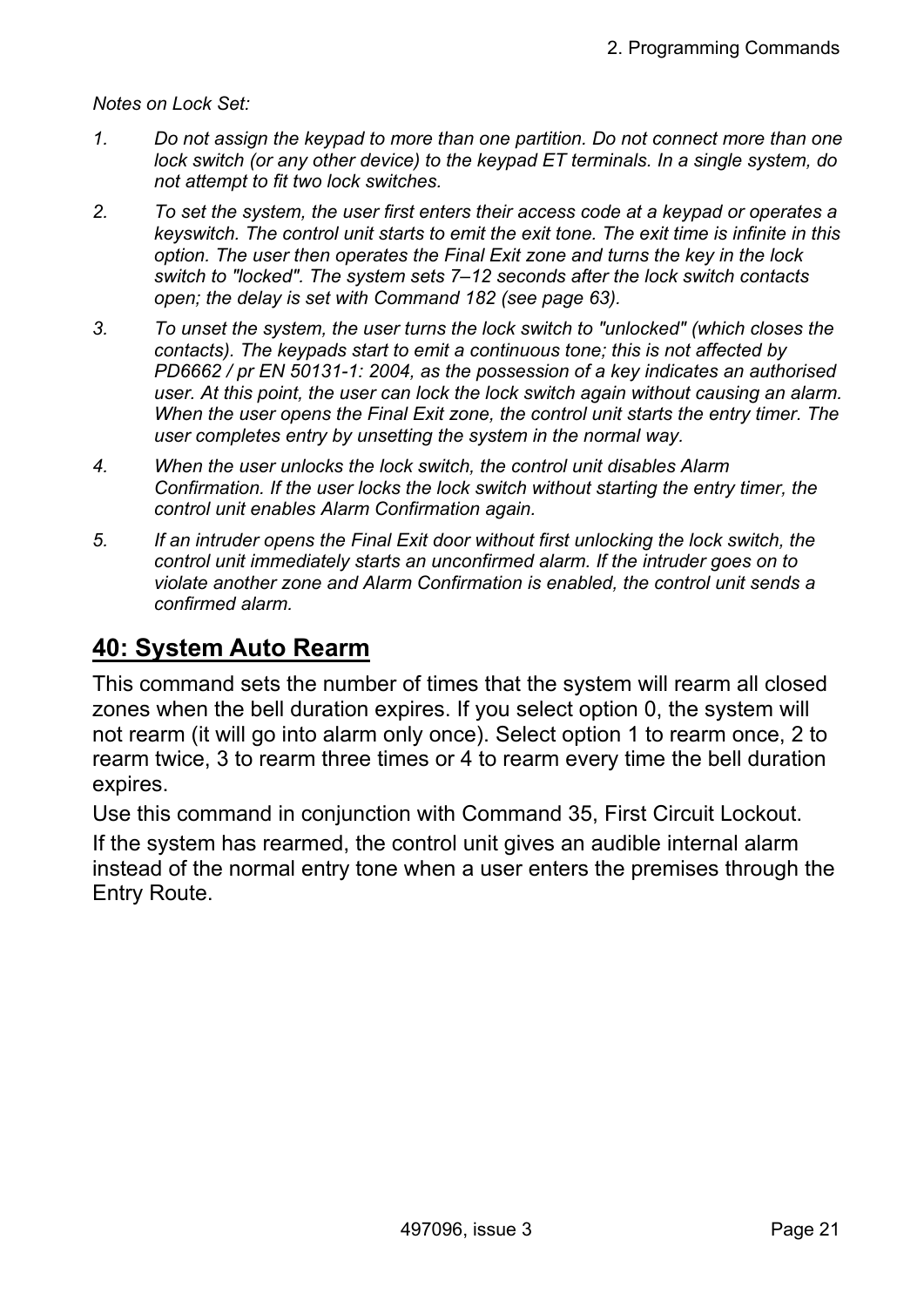*Notes on Lock Set:*

1. *Do not assign the keypad to more than one partition. Do not connect more than one lock switch (or any other device) to the keypad ET terminals. In a single system, do not attempt to fit two lock switches.*
2. *To set the system, the user first enters their access code at a keypad or operates a keyswitch. The control unit starts to emit the exit tone. The exit time is infinite in this option. The user then operates the Final Exit zone and turns the key in the lock switch to "locked". The system sets 7–12 seconds after the lock switch contacts open; the delay is set with Command 182 (see page 63).*
3. *To unset the system, the user turns the lock switch to "unlocked" (which closes the contacts). The keypads start to emit a continuous tone; this is not affected by PD6662 / pr EN 50131-1: 2004, as the possession of a key indicates an authorised user. At this point, the user can lock the lock switch again without causing an alarm. When the user opens the Final Exit zone, the control unit starts the entry timer. The user completes entry by unsetting the system in the normal way.*
4. *When the user unlocks the lock switch, the control unit disables Alarm Confirmation. If the user locks the lock switch without starting the entry timer, the control unit enables Alarm Confirmation again.*
5. *If an intruder opens the Final Exit door without first unlocking the lock switch, the control unit immediately starts an unconfirmed alarm. If the intruder goes on to violate another zone and Alarm Confirmation is enabled, the control unit sends a confirmed alarm.*

## 40: System Auto Rearm

This command sets the number of times that the system will rearm all closed zones when the bell duration expires. If you select option 0, the system will not rearm (it will go into alarm only once). Select option 1 to rearm once, 2 to rearm twice, 3 to rearm three times or 4 to rearm every time the bell duration expires.

Use this command in conjunction with Command 35, First Circuit Lockout.

If the system has rearmed, the control unit gives an audible internal alarm instead of the normal entry tone when a user enters the premises through the Entry Route.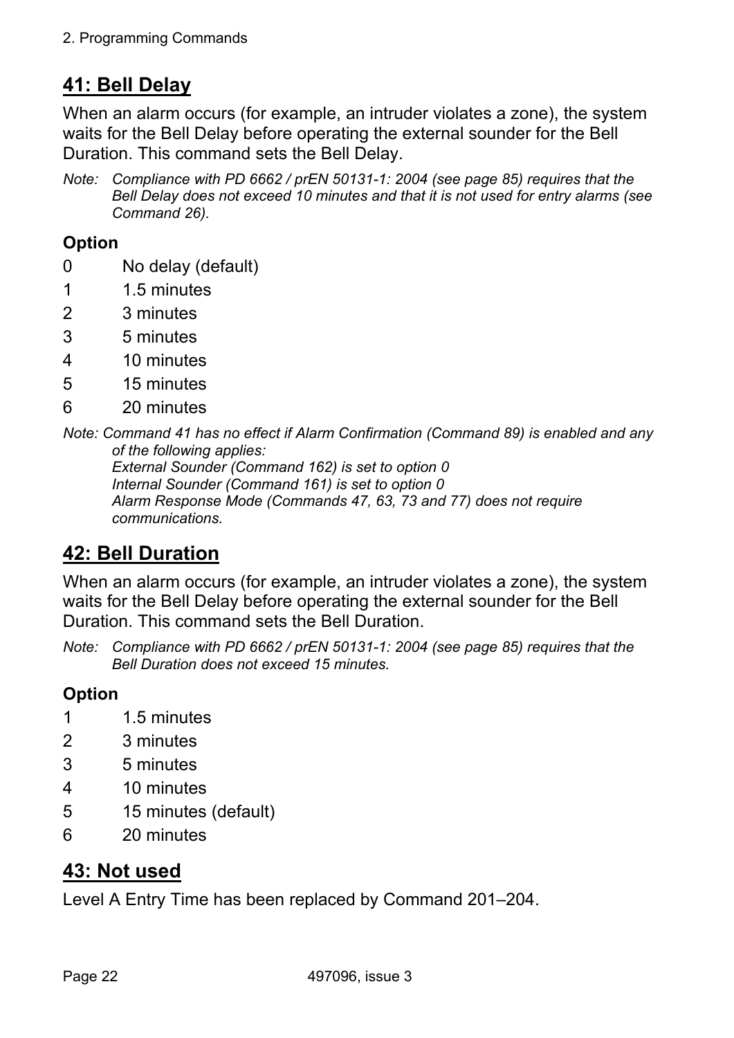## 41: Bell Delay

When an alarm occurs (for example, an intruder violates a zone), the system waits for the Bell Delay before operating the external sounder for the Bell Duration. This command sets the Bell Delay.

*Note: Compliance with PD 6662 / prEN 50131-1: 2004 (see page 85) requires that the Bell Delay does not exceed 10 minutes and that it is not used for entry alarms (see Command 26).*

### Option

| | |
|---|---|
| 0 | No delay (default) |
| 1 | 1.5 minutes |
| 2 | 3 minutes |
| 3 | 5 minutes |
| 4 | 10 minutes |
| 5 | 15 minutes |
| 6 | 20 minutes |

*Note: Command 41 has no effect if Alarm Confirmation (Command 89) is enabled and any of the following applies:*
*External Sounder (Command 162) is set to option 0*
*Internal Sounder (Command 161) is set to option 0*
*Alarm Response Mode (Commands 47, 63, 73 and 77) does not require communications.*

## 42: Bell Duration

When an alarm occurs (for example, an intruder violates a zone), the system waits for the Bell Delay before operating the external sounder for the Bell Duration. This command sets the Bell Duration.

*Note: Compliance with PD 6662 / prEN 50131-1: 2004 (see page 85) requires that the Bell Duration does not exceed 15 minutes.*

### Option

| | |
|---|---|
| 1 | 1.5 minutes |
| 2 | 3 minutes |
| 3 | 5 minutes |
| 4 | 10 minutes |
| 5 | 15 minutes (default) |
| 6 | 20 minutes |

## 43: Not used

Level A Entry Time has been replaced by Command 201–204.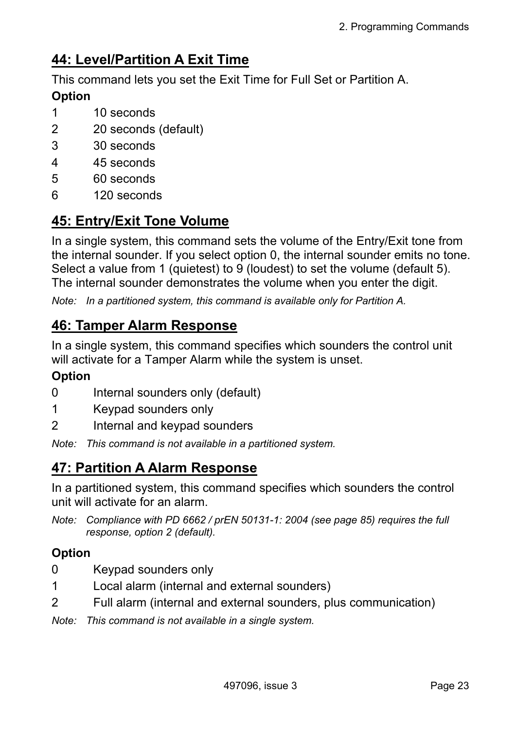## 44: Level/Partition A Exit Time

This command lets you set the Exit Time for Full Set or Partition A.

**Option**

1 10 seconds
2 20 seconds (default)
3 30 seconds
4 45 seconds
5 60 seconds
6 120 seconds

## 45: Entry/Exit Tone Volume

In a single system, this command sets the volume of the Entry/Exit tone from the internal sounder. If you select option 0, the internal sounder emits no tone. Select a value from 1 (quietest) to 9 (loudest) to set the volume (default 5). The internal sounder demonstrates the volume when you enter the digit.

*Note: In a partitioned system, this command is available only for Partition A.*

## 46: Tamper Alarm Response

In a single system, this command specifies which sounders the control unit will activate for a Tamper Alarm while the system is unset.

**Option**

0 Internal sounders only (default)
1 Keypad sounders only
2 Internal and keypad sounders

*Note: This command is not available in a partitioned system.*

## 47: Partition A Alarm Response

In a partitioned system, this command specifies which sounders the control unit will activate for an alarm.

*Note: Compliance with PD 6662 / prEN 50131-1: 2004 (see page 85) requires the full response, option 2 (default).*

**Option**

0 Keypad sounders only
1 Local alarm (internal and external sounders)
2 Full alarm (internal and external sounders, plus communication)

*Note: This command is not available in a single system.*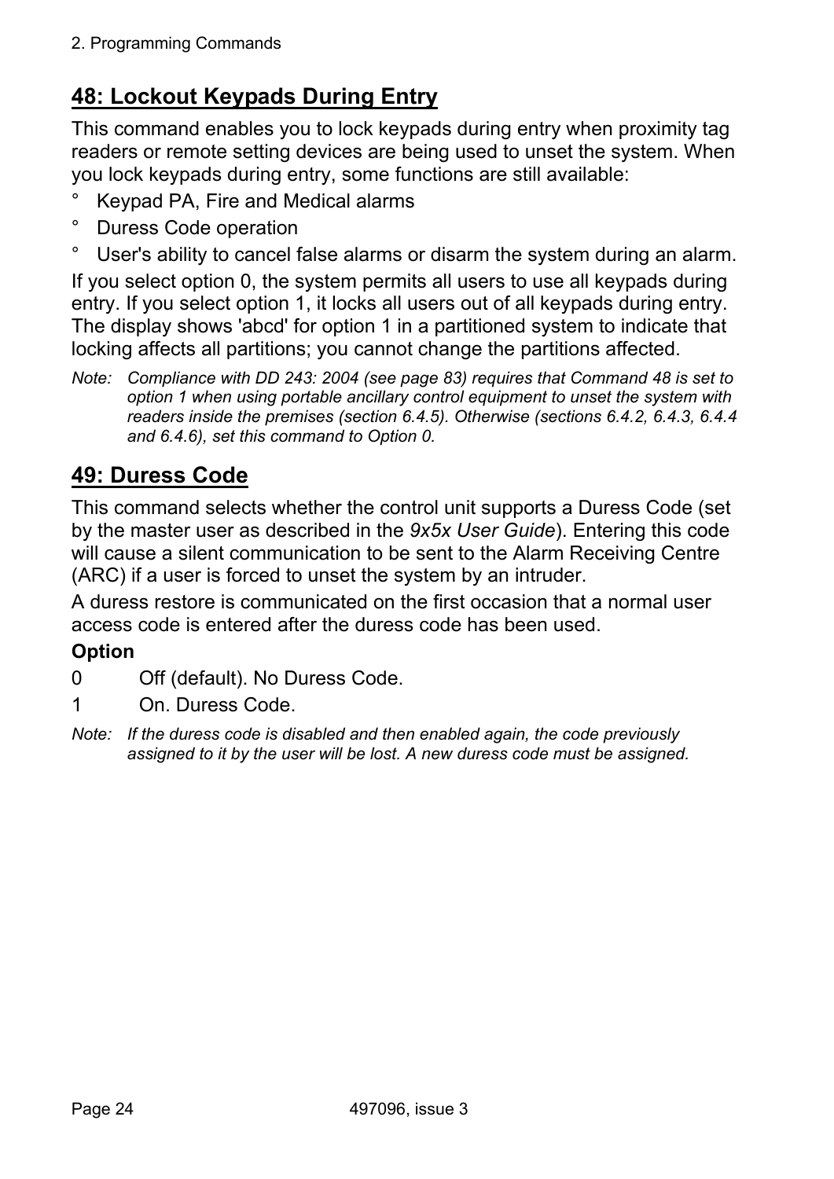## 48: Lockout Keypads During Entry

This command enables you to lock keypads during entry when proximity tag readers or remote setting devices are being used to unset the system. When you lock keypads during entry, some functions are still available:

- Keypad PA, Fire and Medical alarms
- Duress Code operation
- User's ability to cancel false alarms or disarm the system during an alarm.

If you select option 0, the system permits all users to use all keypads during entry. If you select option 1, it locks all users out of all keypads during entry. The display shows 'abcd' for option 1 in a partitioned system to indicate that locking affects all partitions; you cannot change the partitions affected.

*Note: Compliance with DD 243: 2004 (see page 83) requires that Command 48 is set to option 1 when using portable ancillary control equipment to unset the system with readers inside the premises (section 6.4.5). Otherwise (sections 6.4.2, 6.4.3, 6.4.4 and 6.4.6), set this command to Option 0.*

## 49: Duress Code

This command selects whether the control unit supports a Duress Code (set by the master user as described in the *9x5x User Guide*). Entering this code will cause a silent communication to be sent to the Alarm Receiving Centre (ARC) if a user is forced to unset the system by an intruder.

A duress restore is communicated on the first occasion that a normal user access code is entered after the duress code has been used.

**Option**

0 Off (default). No Duress Code.

1 On. Duress Code.

*Note: If the duress code is disabled and then enabled again, the code previously assigned to it by the user will be lost. A new duress code must be assigned.*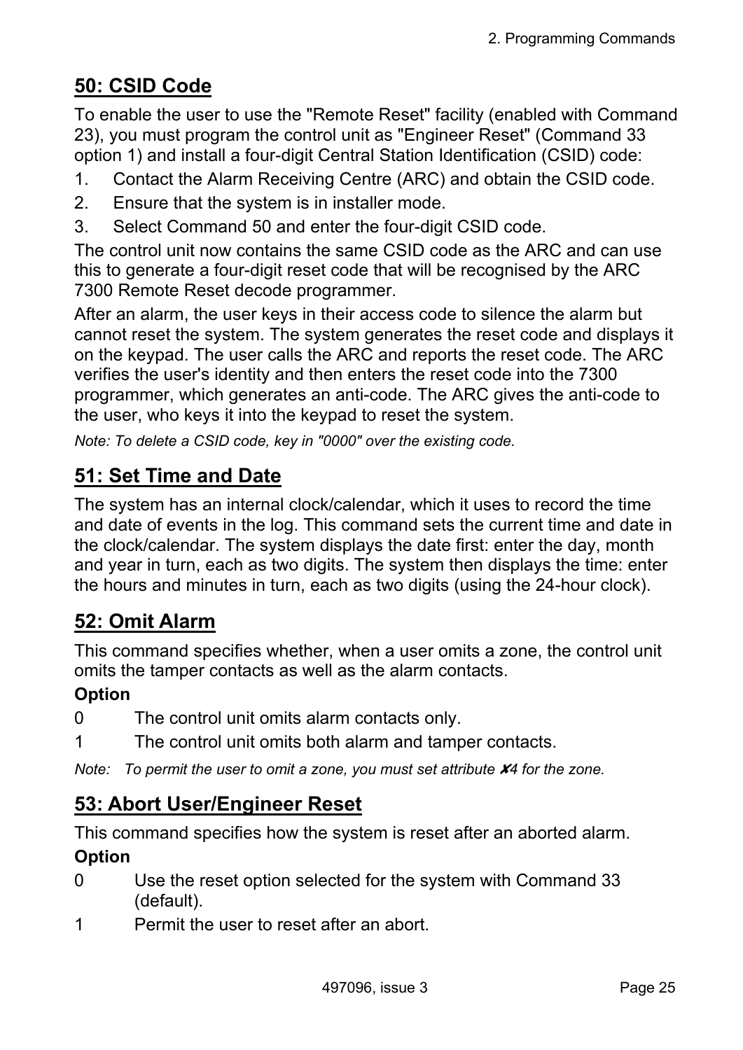## 50: CSID Code

To enable the user to use the "Remote Reset" facility (enabled with Command 23), you must program the control unit as "Engineer Reset" (Command 33 option 1) and install a four-digit Central Station Identification (CSID) code:

1. Contact the Alarm Receiving Centre (ARC) and obtain the CSID code.
2. Ensure that the system is in installer mode.
3. Select Command 50 and enter the four-digit CSID code.

The control unit now contains the same CSID code as the ARC and can use this to generate a four-digit reset code that will be recognised by the ARC 7300 Remote Reset decode programmer.

After an alarm, the user keys in their access code to silence the alarm but cannot reset the system. The system generates the reset code and displays it on the keypad. The user calls the ARC and reports the reset code. The ARC verifies the user's identity and then enters the reset code into the 7300 programmer, which generates an anti-code. The ARC gives the anti-code to the user, who keys it into the keypad to reset the system.

*Note: To delete a CSID code, key in "0000" over the existing code.*

## 51: Set Time and Date

The system has an internal clock/calendar, which it uses to record the time and date of events in the log. This command sets the current time and date in the clock/calendar. The system displays the date first: enter the day, month and year in turn, each as two digits. The system then displays the time: enter the hours and minutes in turn, each as two digits (using the 24-hour clock).

## 52: Omit Alarm

This command specifies whether, when a user omits a zone, the control unit omits the tamper contacts as well as the alarm contacts.

**Option**

0 The control unit omits alarm contacts only.

1 The control unit omits both alarm and tamper contacts.

*Note: To permit the user to omit a zone, you must set attribute ✗4 for the zone.*

## 53: Abort User/Engineer Reset

This command specifies how the system is reset after an aborted alarm.

**Option**

0 Use the reset option selected for the system with Command 33 (default).

1 Permit the user to reset after an abort.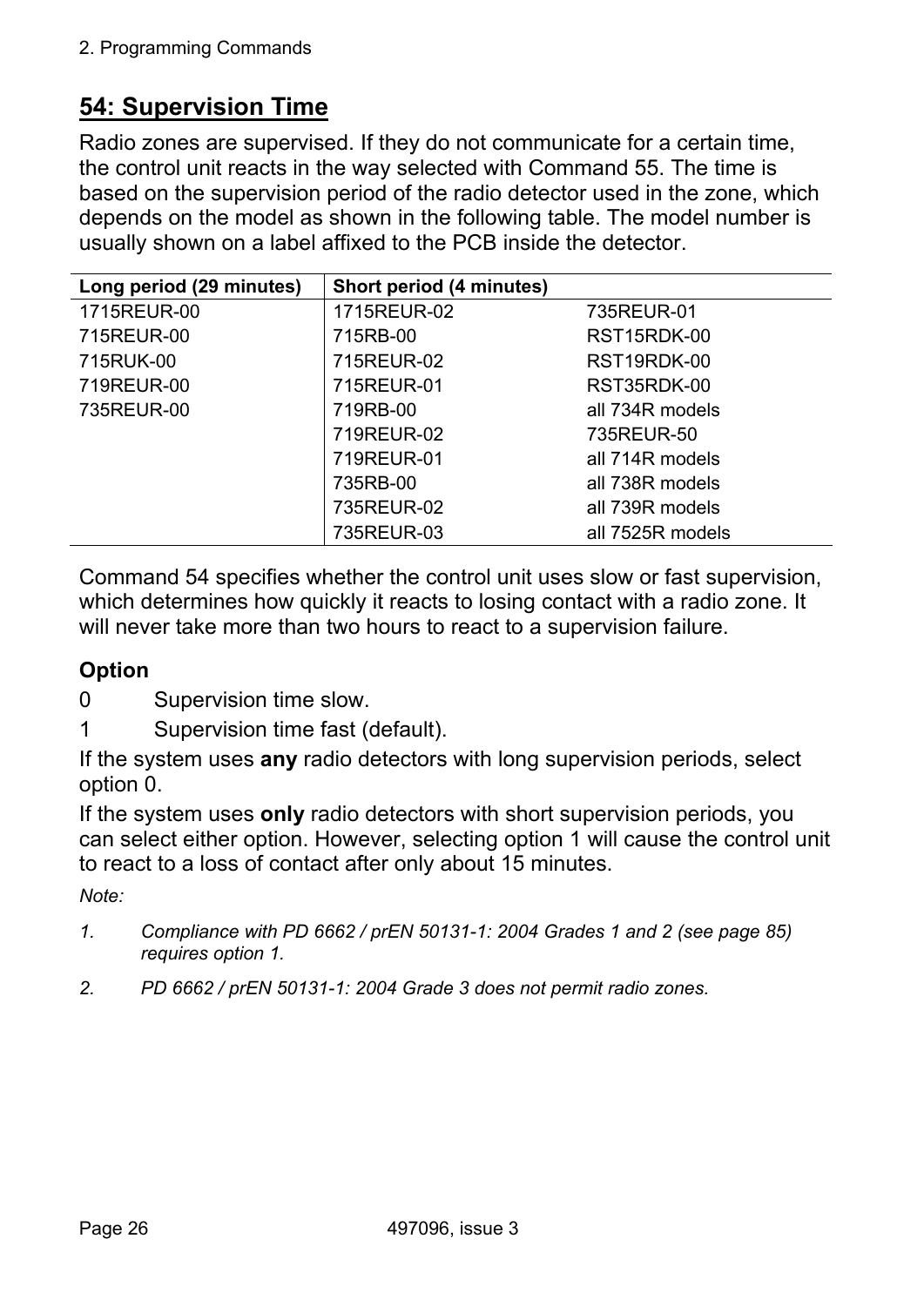## 54: Supervision Time

Radio zones are supervised. If they do not communicate for a certain time, the control unit reacts in the way selected with Command 55. The time is based on the supervision period of the radio detector used in the zone, which depends on the model as shown in the following table. The model number is usually shown on a label affixed to the PCB inside the detector.

| Long period (29 minutes) | Short period (4 minutes) | |
|---|---|---|
| 1715REUR-00 | 1715REUR-02 | 735REUR-01 |
| 715REUR-00 | 715RB-00 | RST15RDK-00 |
| 715RUK-00 | 715REUR-02 | RST19RDK-00 |
| 719REUR-00 | 715REUR-01 | RST35RDK-00 |
| 735REUR-00 | 719RB-00 | all 734R models |
| | 719REUR-02 | 735REUR-50 |
| | 719REUR-01 | all 714R models |
| | 735RB-00 | all 738R models |
| | 735REUR-02 | all 739R models |
| | 735REUR-03 | all 7525R models |

Command 54 specifies whether the control unit uses slow or fast supervision, which determines how quickly it reacts to losing contact with a radio zone. It will never take more than two hours to react to a supervision failure.

### Option

0 Supervision time slow.

1 Supervision time fast (default).

If the system uses **any** radio detectors with long supervision periods, select option 0.

If the system uses **only** radio detectors with short supervision periods, you can select either option. However, selecting option 1 will cause the control unit to react to a loss of contact after only about 15 minutes.

*Note:*

1. *Compliance with PD 6662 / prEN 50131-1: 2004 Grades 1 and 2 (see page 85) requires option 1.*
2. *PD 6662 / prEN 50131-1: 2004 Grade 3 does not permit radio zones.*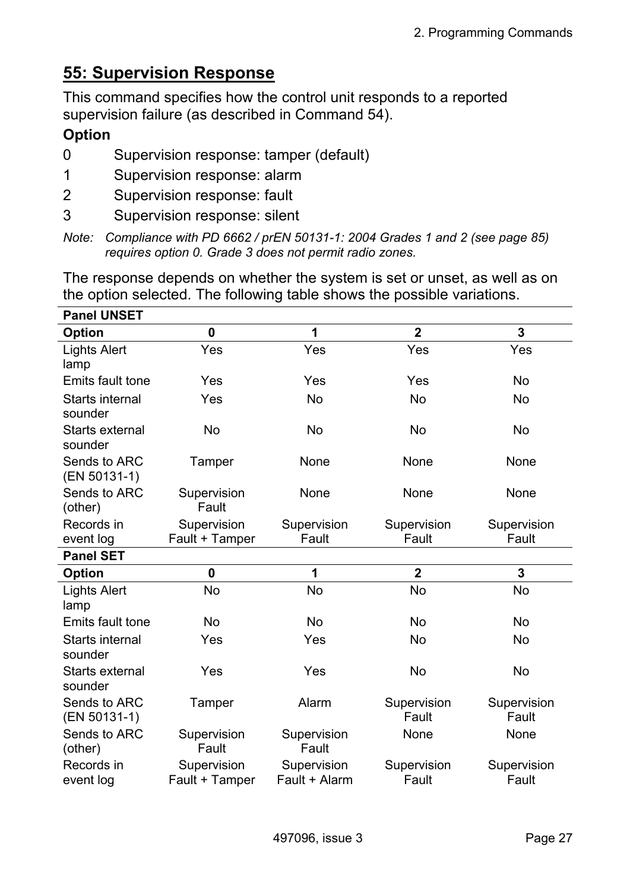## 55: Supervision Response

This command specifies how the control unit responds to a reported supervision failure (as described in Command 54).

**Option**

0 Supervision response: tamper (default)

1 Supervision response: alarm

2 Supervision response: fault

3 Supervision response: silent

*Note: Compliance with PD 6662 / prEN 50131-1: 2004 Grades 1 and 2 (see page 85) requires option 0. Grade 3 does not permit radio zones.*

The response depends on whether the system is set or unset, as well as on the option selected. The following table shows the possible variations.

| **Panel UNSET** | | | | |
|---|---|---|---|---|
| **Option** | **0** | **1** | **2** | **3** |
| Lights Alert lamp | Yes | Yes | Yes | Yes |
| Emits fault tone | Yes | Yes | Yes | No |
| Starts internal sounder | Yes | No | No | No |
| Starts external sounder | No | No | No | No |
| Sends to ARC (EN 50131-1) | Tamper | None | None | None |
| Sends to ARC (other) | Supervision Fault | None | None | None |
| Records in event log | Supervision Fault + Tamper | Supervision Fault | Supervision Fault | Supervision Fault |
| **Panel SET** | | | | |
| **Option** | **0** | **1** | **2** | **3** |
| Lights Alert lamp | No | No | No | No |
| Emits fault tone | No | No | No | No |
| Starts internal sounder | Yes | Yes | No | No |
| Starts external sounder | Yes | Yes | No | No |
| Sends to ARC (EN 50131-1) | Tamper | Alarm | Supervision Fault | Supervision Fault |
| Sends to ARC (other) | Supervision Fault | Supervision Fault | None | None |
| Records in event log | Supervision Fault + Tamper | Supervision Fault + Alarm | Supervision Fault | Supervision Fault |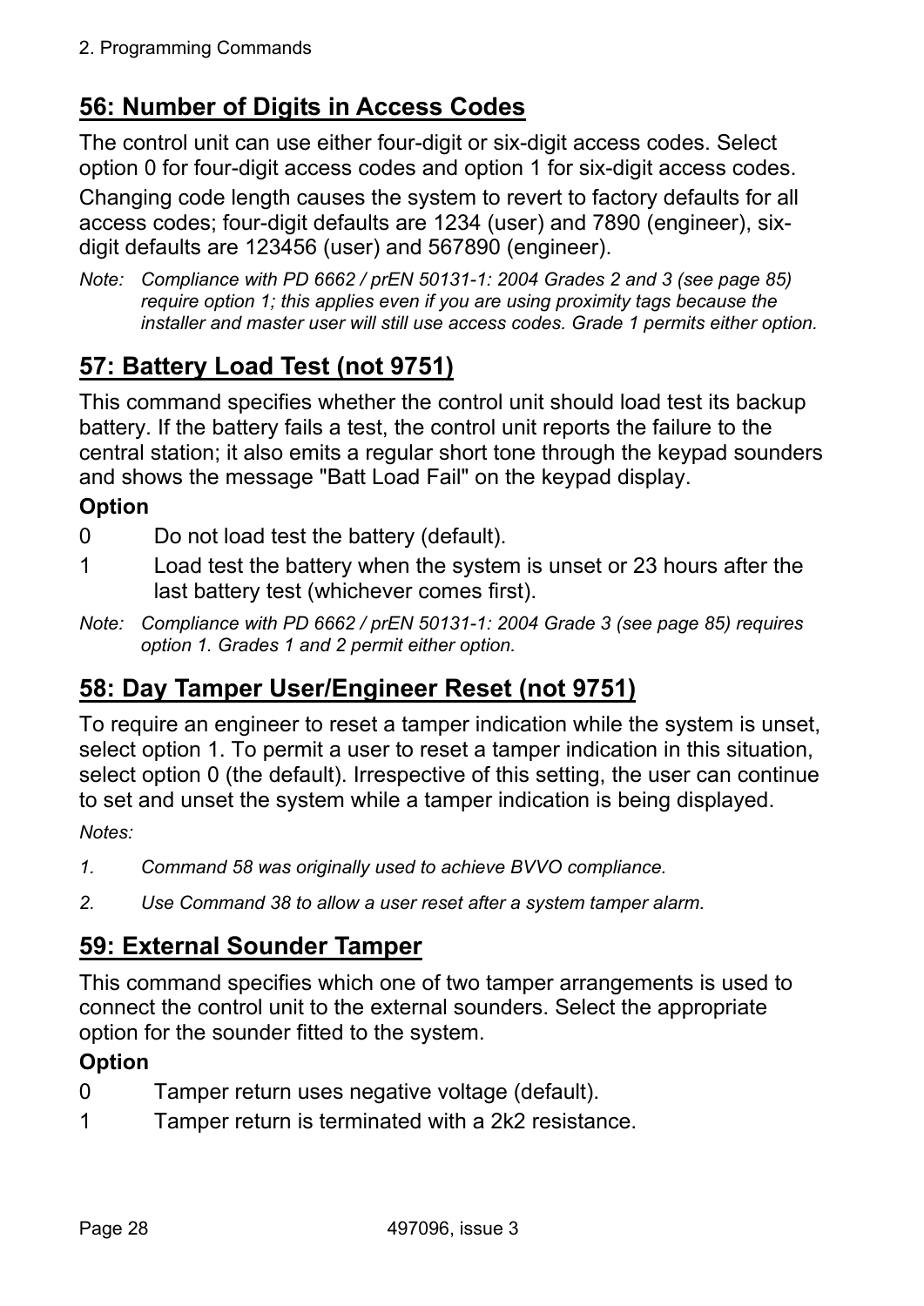## 56: Number of Digits in Access Codes

The control unit can use either four-digit or six-digit access codes. Select option 0 for four-digit access codes and option 1 for six-digit access codes.

Changing code length causes the system to revert to factory defaults for all access codes; four-digit defaults are 1234 (user) and 7890 (engineer), six-digit defaults are 123456 (user) and 567890 (engineer).

*Note: Compliance with PD 6662 / prEN 50131-1: 2004 Grades 2 and 3 (see page 85) require option 1; this applies even if you are using proximity tags because the installer and master user will still use access codes. Grade 1 permits either option.*

## 57: Battery Load Test (not 9751)

This command specifies whether the control unit should load test its backup battery. If the battery fails a test, the control unit reports the failure to the central station; it also emits a regular short tone through the keypad sounders and shows the message "Batt Load Fail" on the keypad display.

**Option**

0 Do not load test the battery (default).

1 Load test the battery when the system is unset or 23 hours after the last battery test (whichever comes first).

*Note: Compliance with PD 6662 / prEN 50131-1: 2004 Grade 3 (see page 85) requires option 1. Grades 1 and 2 permit either option.*

## 58: Day Tamper User/Engineer Reset (not 9751)

To require an engineer to reset a tamper indication while the system is unset, select option 1. To permit a user to reset a tamper indication in this situation, select option 0 (the default). Irrespective of this setting, the user can continue to set and unset the system while a tamper indication is being displayed.

*Notes:*

*1. Command 58 was originally used to achieve BVVO compliance.*

*2. Use Command 38 to allow a user reset after a system tamper alarm.*

## 59: External Sounder Tamper

This command specifies which one of two tamper arrangements is used to connect the control unit to the external sounders. Select the appropriate option for the sounder fitted to the system.

**Option**

0 Tamper return uses negative voltage (default).

1 Tamper return is terminated with a 2k2 resistance.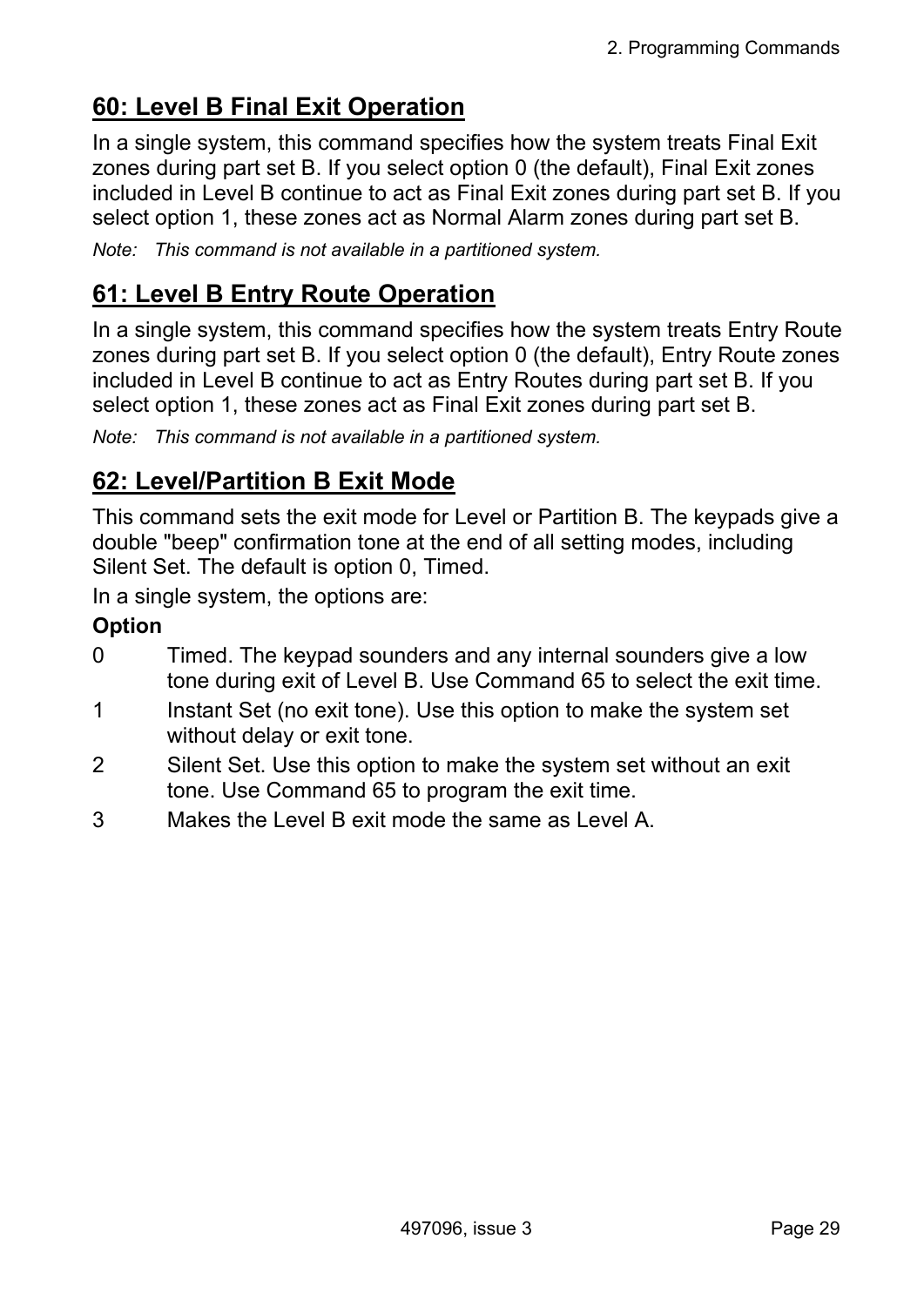## 60: Level B Final Exit Operation

In a single system, this command specifies how the system treats Final Exit zones during part set B. If you select option 0 (the default), Final Exit zones included in Level B continue to act as Final Exit zones during part set B. If you select option 1, these zones act as Normal Alarm zones during part set B.

*Note: This command is not available in a partitioned system.*

## 61: Level B Entry Route Operation

In a single system, this command specifies how the system treats Entry Route zones during part set B. If you select option 0 (the default), Entry Route zones included in Level B continue to act as Entry Routes during part set B. If you select option 1, these zones act as Final Exit zones during part set B.

*Note: This command is not available in a partitioned system.*

## 62: Level/Partition B Exit Mode

This command sets the exit mode for Level or Partition B. The keypads give a double "beep" confirmation tone at the end of all setting modes, including Silent Set. The default is option 0, Timed.

In a single system, the options are:

**Option**

0 Timed. The keypad sounders and any internal sounders give a low tone during exit of Level B. Use Command 65 to select the exit time.

1 Instant Set (no exit tone). Use this option to make the system set without delay or exit tone.

2 Silent Set. Use this option to make the system set without an exit tone. Use Command 65 to program the exit time.

3 Makes the Level B exit mode the same as Level A.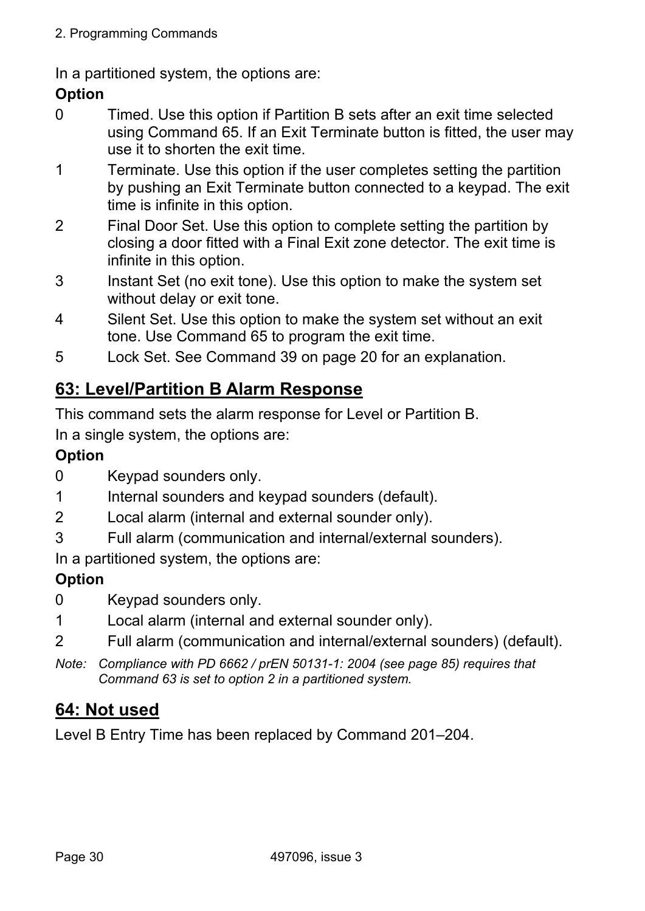In a partitioned system, the options are:

**Option**

0 Timed. Use this option if Partition B sets after an exit time selected using Command 65. If an Exit Terminate button is fitted, the user may use it to shorten the exit time.

1 Terminate. Use this option if the user completes setting the partition by pushing an Exit Terminate button connected to a keypad. The exit time is infinite in this option.

2 Final Door Set. Use this option to complete setting the partition by closing a door fitted with a Final Exit zone detector. The exit time is infinite in this option.

3 Instant Set (no exit tone). Use this option to make the system set without delay or exit tone.

4 Silent Set. Use this option to make the system set without an exit tone. Use Command 65 to program the exit time.

5 Lock Set. See Command 39 on page 20 for an explanation.

## 63: Level/Partition B Alarm Response

This command sets the alarm response for Level or Partition B.

In a single system, the options are:

**Option**

0 Keypad sounders only.

1 Internal sounders and keypad sounders (default).

2 Local alarm (internal and external sounder only).

3 Full alarm (communication and internal/external sounders).

In a partitioned system, the options are:

**Option**

0 Keypad sounders only.

1 Local alarm (internal and external sounder only).

2 Full alarm (communication and internal/external sounders) (default).

*Note: Compliance with PD 6662 / prEN 50131-1: 2004 (see page 85) requires that Command 63 is set to option 2 in a partitioned system.*

## 64: Not used

Level B Entry Time has been replaced by Command 201–204.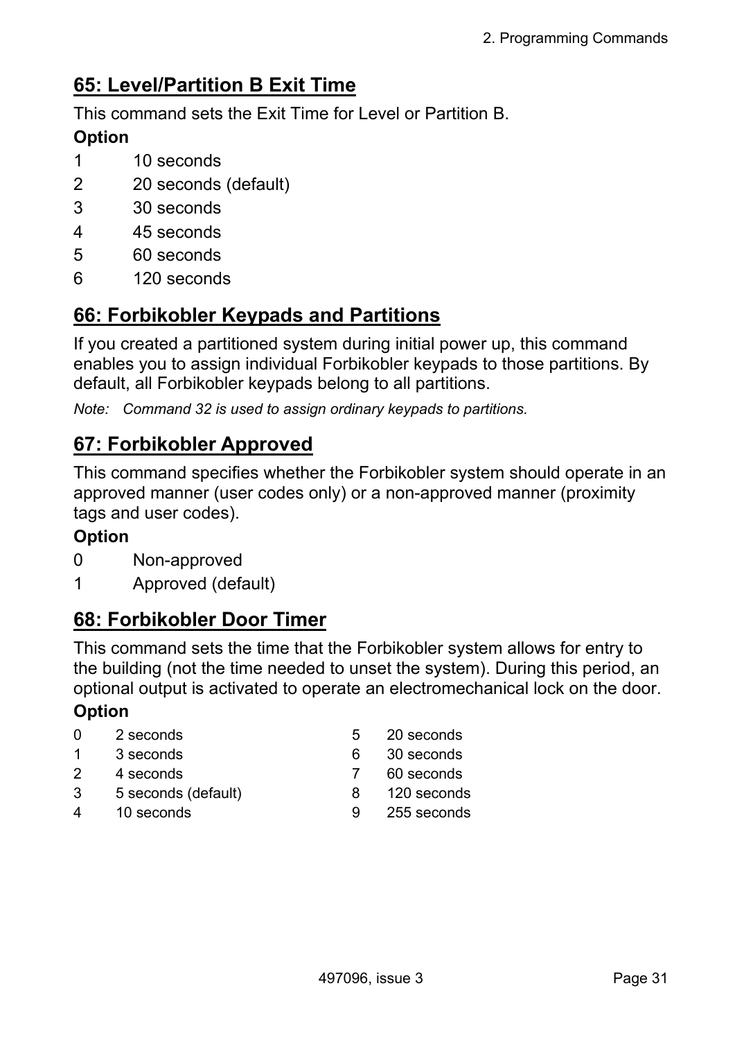## 65: Level/Partition B Exit Time

This command sets the Exit Time for Level or Partition B.

**Option**

1 10 seconds
2 20 seconds (default)
3 30 seconds
4 45 seconds
5 60 seconds
6 120 seconds

## 66: Forbikobler Keypads and Partitions

If you created a partitioned system during initial power up, this command enables you to assign individual Forbikobler keypads to those partitions. By default, all Forbikobler keypads belong to all partitions.

*Note: Command 32 is used to assign ordinary keypads to partitions.*

## 67: Forbikobler Approved

This command specifies whether the Forbikobler system should operate in an approved manner (user codes only) or a non-approved manner (proximity tags and user codes).

**Option**

0 Non-approved
1 Approved (default)

## 68: Forbikobler Door Timer

This command sets the time that the Forbikobler system allows for entry to the building (not the time needed to unset the system). During this period, an optional output is activated to operate an electromechanical lock on the door.

**Option**

0 2 seconds
1 3 seconds
2 4 seconds
3 5 seconds (default)
4 10 seconds
5 20 seconds
6 30 seconds
7 60 seconds
8 120 seconds
9 255 seconds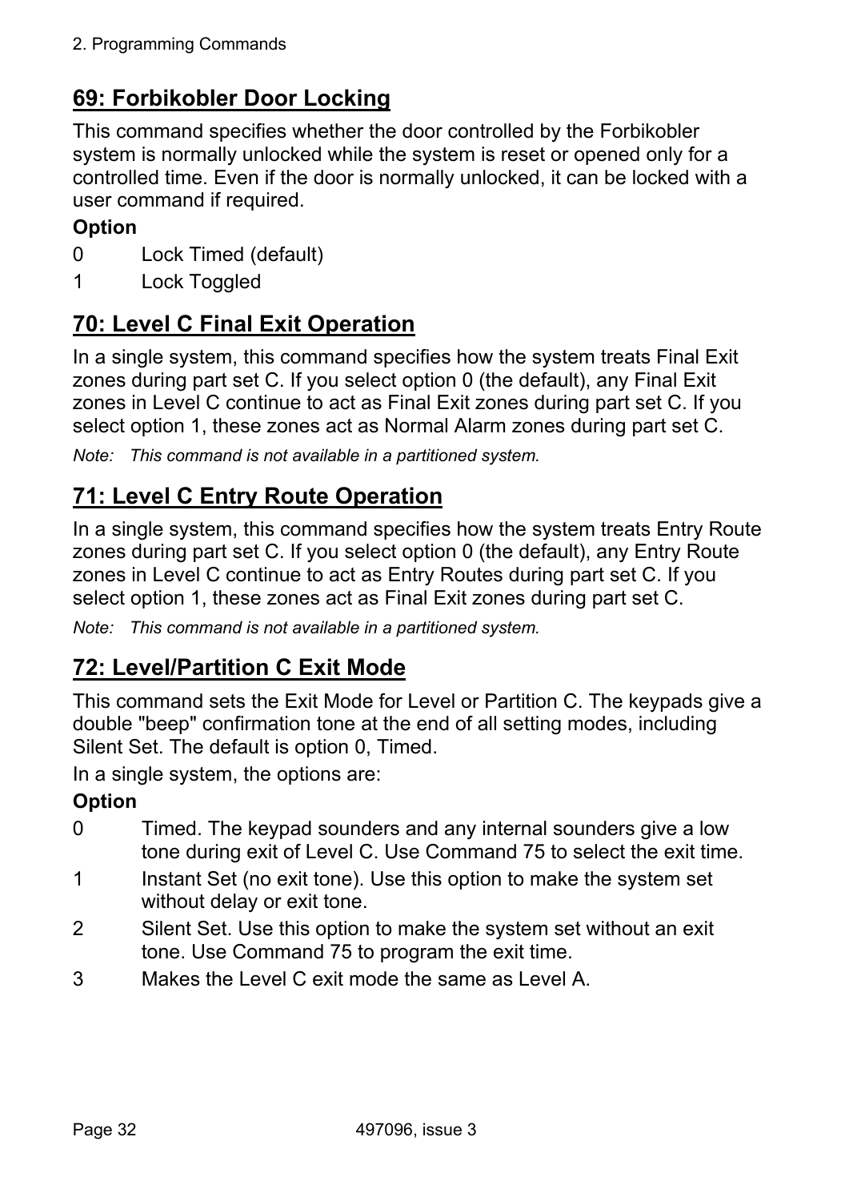## 69: Forbikobler Door Locking

This command specifies whether the door controlled by the Forbikobler system is normally unlocked while the system is reset or opened only for a controlled time. Even if the door is normally unlocked, it can be locked with a user command if required.

**Option**

0 Lock Timed (default)

1 Lock Toggled

## 70: Level C Final Exit Operation

In a single system, this command specifies how the system treats Final Exit zones during part set C. If you select option 0 (the default), any Final Exit zones in Level C continue to act as Final Exit zones during part set C. If you select option 1, these zones act as Normal Alarm zones during part set C.

*Note: This command is not available in a partitioned system.*

## 71: Level C Entry Route Operation

In a single system, this command specifies how the system treats Entry Route zones during part set C. If you select option 0 (the default), any Entry Route zones in Level C continue to act as Entry Routes during part set C. If you select option 1, these zones act as Final Exit zones during part set C.

*Note: This command is not available in a partitioned system.*

## 72: Level/Partition C Exit Mode

This command sets the Exit Mode for Level or Partition C. The keypads give a double "beep" confirmation tone at the end of all setting modes, including Silent Set. The default is option 0, Timed.

In a single system, the options are:

**Option**

0 Timed. The keypad sounders and any internal sounders give a low tone during exit of Level C. Use Command 75 to select the exit time.

1 Instant Set (no exit tone). Use this option to make the system set without delay or exit tone.

2 Silent Set. Use this option to make the system set without an exit tone. Use Command 75 to program the exit time.

3 Makes the Level C exit mode the same as Level A.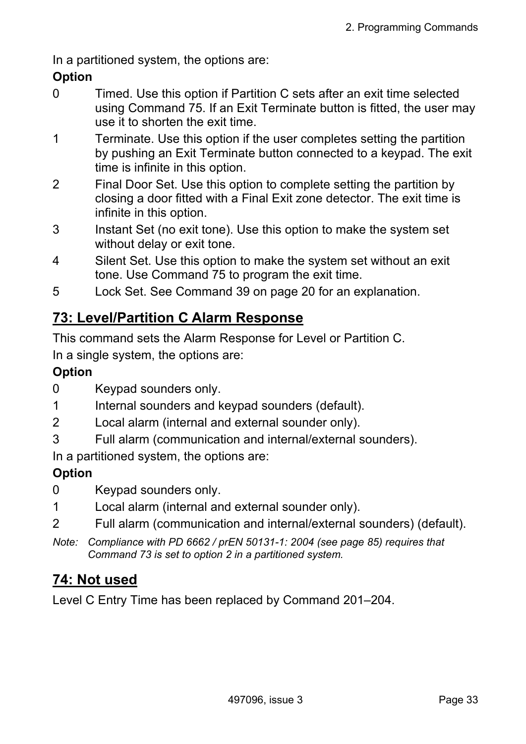In a partitioned system, the options are:

**Option**

0 Timed. Use this option if Partition C sets after an exit time selected using Command 75. If an Exit Terminate button is fitted, the user may use it to shorten the exit time.

1 Terminate. Use this option if the user completes setting the partition by pushing an Exit Terminate button connected to a keypad. The exit time is infinite in this option.

2 Final Door Set. Use this option to complete setting the partition by closing a door fitted with a Final Exit zone detector. The exit time is infinite in this option.

3 Instant Set (no exit tone). Use this option to make the system set without delay or exit tone.

4 Silent Set. Use this option to make the system set without an exit tone. Use Command 75 to program the exit time.

5 Lock Set. See Command 39 on page 20 for an explanation.

## 73: Level/Partition C Alarm Response

This command sets the Alarm Response for Level or Partition C.

In a single system, the options are:

**Option**

0 Keypad sounders only.

1 Internal sounders and keypad sounders (default).

2 Local alarm (internal and external sounder only).

3 Full alarm (communication and internal/external sounders).

In a partitioned system, the options are:

**Option**

0 Keypad sounders only.

1 Local alarm (internal and external sounder only).

2 Full alarm (communication and internal/external sounders) (default).

*Note: Compliance with PD 6662 / prEN 50131-1: 2004 (see page 85) requires that Command 73 is set to option 2 in a partitioned system.*

## 74: Not used

Level C Entry Time has been replaced by Command 201–204.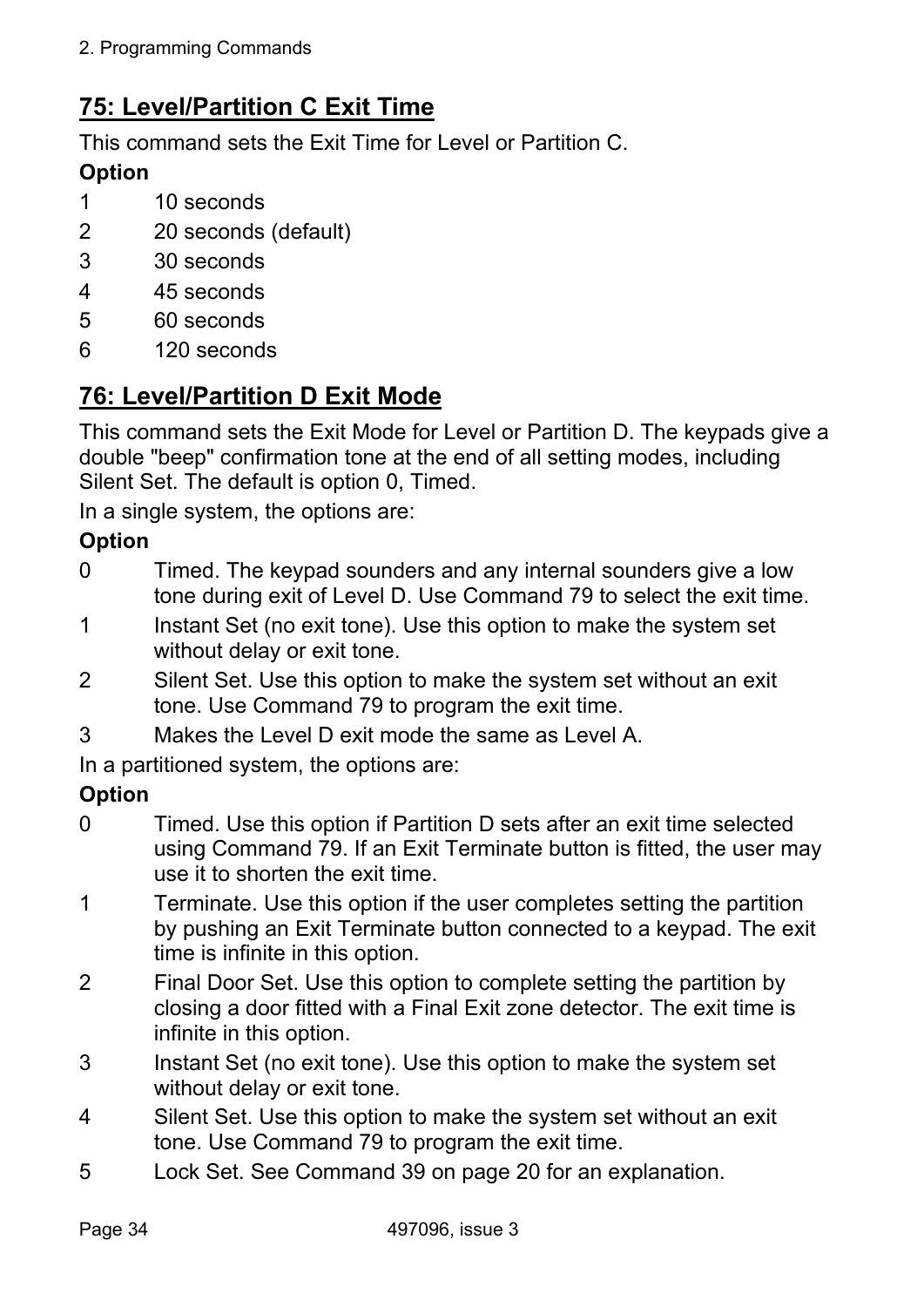## 75: Level/Partition C Exit Time

This command sets the Exit Time for Level or Partition C.

**Option**

1 10 seconds
2 20 seconds (default)
3 30 seconds
4 45 seconds
5 60 seconds
6 120 seconds

## 76: Level/Partition D Exit Mode

This command sets the Exit Mode for Level or Partition D. The keypads give a double "beep" confirmation tone at the end of all setting modes, including Silent Set. The default is option 0, Timed.

In a single system, the options are:

**Option**

0 Timed. The keypad sounders and any internal sounders give a low tone during exit of Level D. Use Command 79 to select the exit time.
1 Instant Set (no exit tone). Use this option to make the system set without delay or exit tone.
2 Silent Set. Use this option to make the system set without an exit tone. Use Command 79 to program the exit time.
3 Makes the Level D exit mode the same as Level A.

In a partitioned system, the options are:

**Option**

0 Timed. Use this option if Partition D sets after an exit time selected using Command 79. If an Exit Terminate button is fitted, the user may use it to shorten the exit time.
1 Terminate. Use this option if the user completes setting the partition by pushing an Exit Terminate button connected to a keypad. The exit time is infinite in this option.
2 Final Door Set. Use this option to complete setting the partition by closing a door fitted with a Final Exit zone detector. The exit time is infinite in this option.
3 Instant Set (no exit tone). Use this option to make the system set without delay or exit tone.
4 Silent Set. Use this option to make the system set without an exit tone. Use Command 79 to program the exit time.
5 Lock Set. See Command 39 on page 20 for an explanation.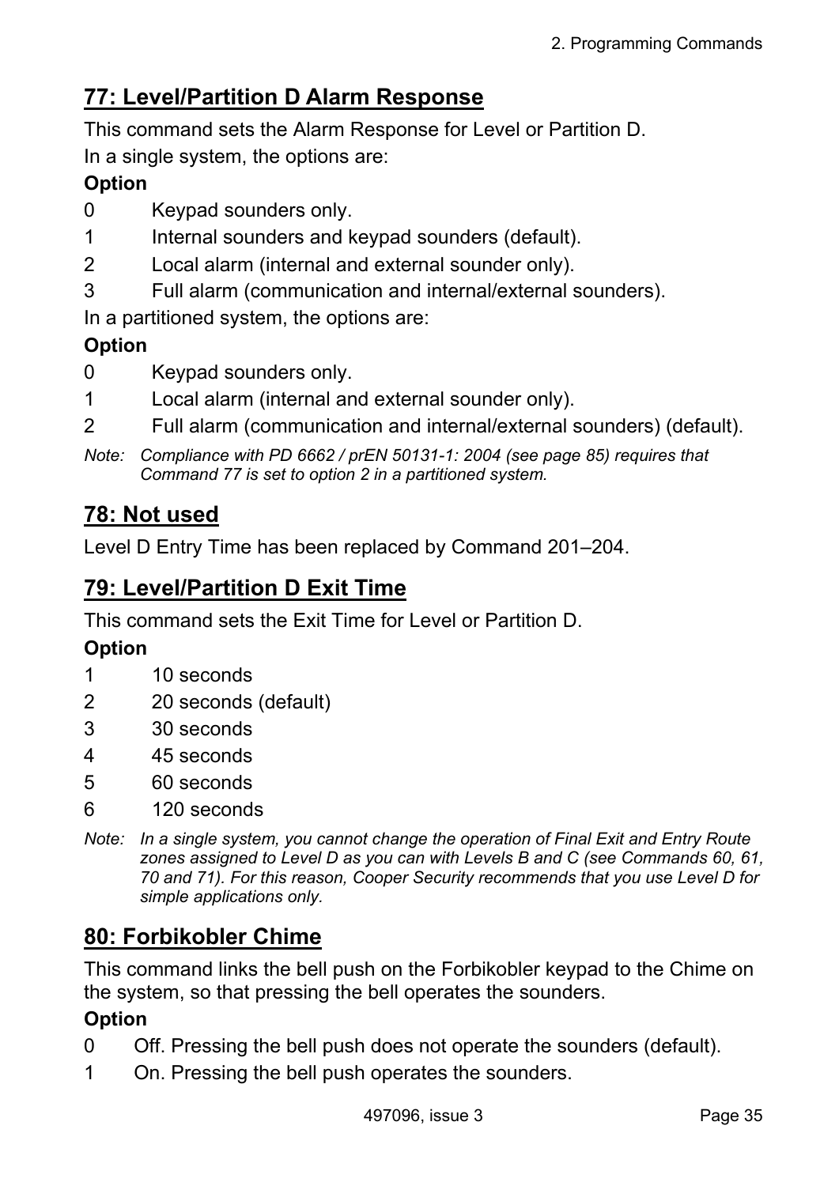## 77: Level/Partition D Alarm Response

This command sets the Alarm Response for Level or Partition D.

In a single system, the options are:

**Option**

0 Keypad sounders only.

1 Internal sounders and keypad sounders (default).

2 Local alarm (internal and external sounder only).

3 Full alarm (communication and internal/external sounders).

In a partitioned system, the options are:

**Option**

0 Keypad sounders only.

1 Local alarm (internal and external sounder only).

2 Full alarm (communication and internal/external sounders) (default).

*Note: Compliance with PD 6662 / prEN 50131-1: 2004 (see page 85) requires that Command 77 is set to option 2 in a partitioned system.*

## 78: Not used

Level D Entry Time has been replaced by Command 201–204.

## 79: Level/Partition D Exit Time

This command sets the Exit Time for Level or Partition D.

**Option**

1 10 seconds

2 20 seconds (default)

3 30 seconds

4 45 seconds

5 60 seconds

6 120 seconds

*Note: In a single system, you cannot change the operation of Final Exit and Entry Route zones assigned to Level D as you can with Levels B and C (see Commands 60, 61, 70 and 71). For this reason, Cooper Security recommends that you use Level D for simple applications only.*

## 80: Forbikobler Chime

This command links the bell push on the Forbikobler keypad to the Chime on the system, so that pressing the bell operates the sounders.

**Option**

0 Off. Pressing the bell push does not operate the sounders (default).

1 On. Pressing the bell push operates the sounders.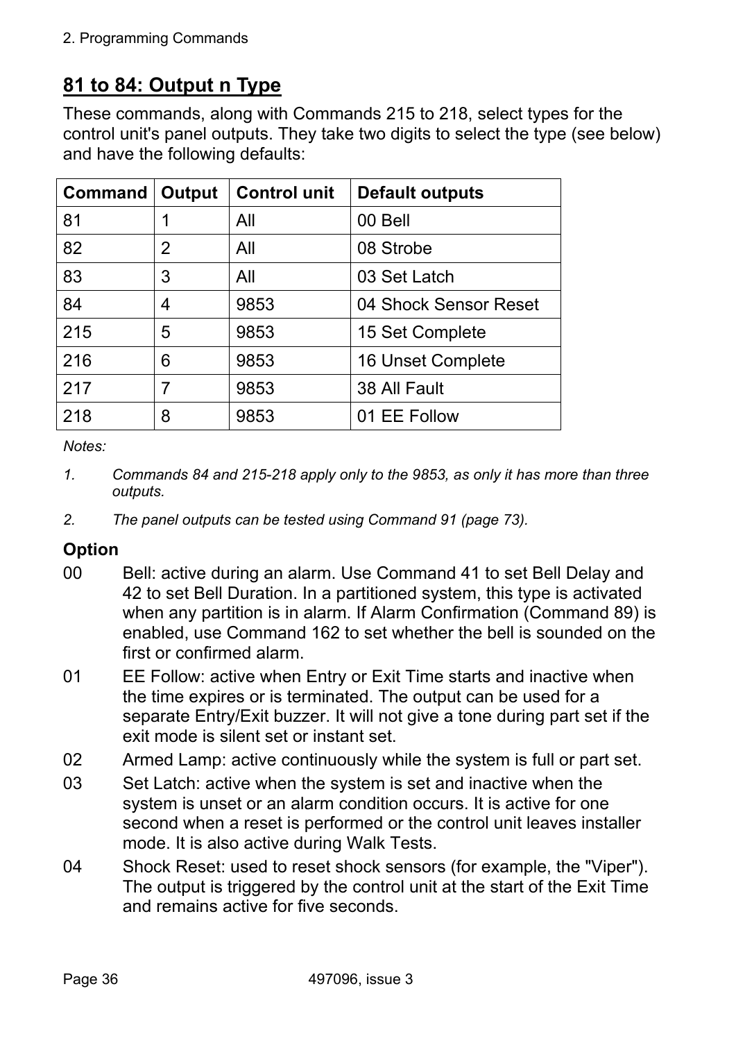## 81 to 84: Output n Type

These commands, along with Commands 215 to 218, select types for the control unit's panel outputs. They take two digits to select the type (see below) and have the following defaults:

| Command | Output | Control unit | Default outputs |
|---|---|---|---|
| 81 | 1 | All | 00 Bell |
| 82 | 2 | All | 08 Strobe |
| 83 | 3 | All | 03 Set Latch |
| 84 | 4 | 9853 | 04 Shock Sensor Reset |
| 215 | 5 | 9853 | 15 Set Complete |
| 216 | 6 | 9853 | 16 Unset Complete |
| 217 | 7 | 9853 | 38 All Fault |
| 218 | 8 | 9853 | 01 EE Follow |

*Notes:*

1. *Commands 84 and 215-218 apply only to the 9853, as only it has more than three outputs.*
2. *The panel outputs can be tested using Command 91 (page 73).*

**Option**

00 Bell: active during an alarm. Use Command 41 to set Bell Delay and 42 to set Bell Duration. In a partitioned system, this type is activated when any partition is in alarm. If Alarm Confirmation (Command 89) is enabled, use Command 162 to set whether the bell is sounded on the first or confirmed alarm.

01 EE Follow: active when Entry or Exit Time starts and inactive when the time expires or is terminated. The output can be used for a separate Entry/Exit buzzer. It will not give a tone during part set if the exit mode is silent set or instant set.

02 Armed Lamp: active continuously while the system is full or part set.

03 Set Latch: active when the system is set and inactive when the system is unset or an alarm condition occurs. It is active for one second when a reset is performed or the control unit leaves installer mode. It is also active during Walk Tests.

04 Shock Reset: used to reset shock sensors (for example, the "Viper"). The output is triggered by the control unit at the start of the Exit Time and remains active for five seconds.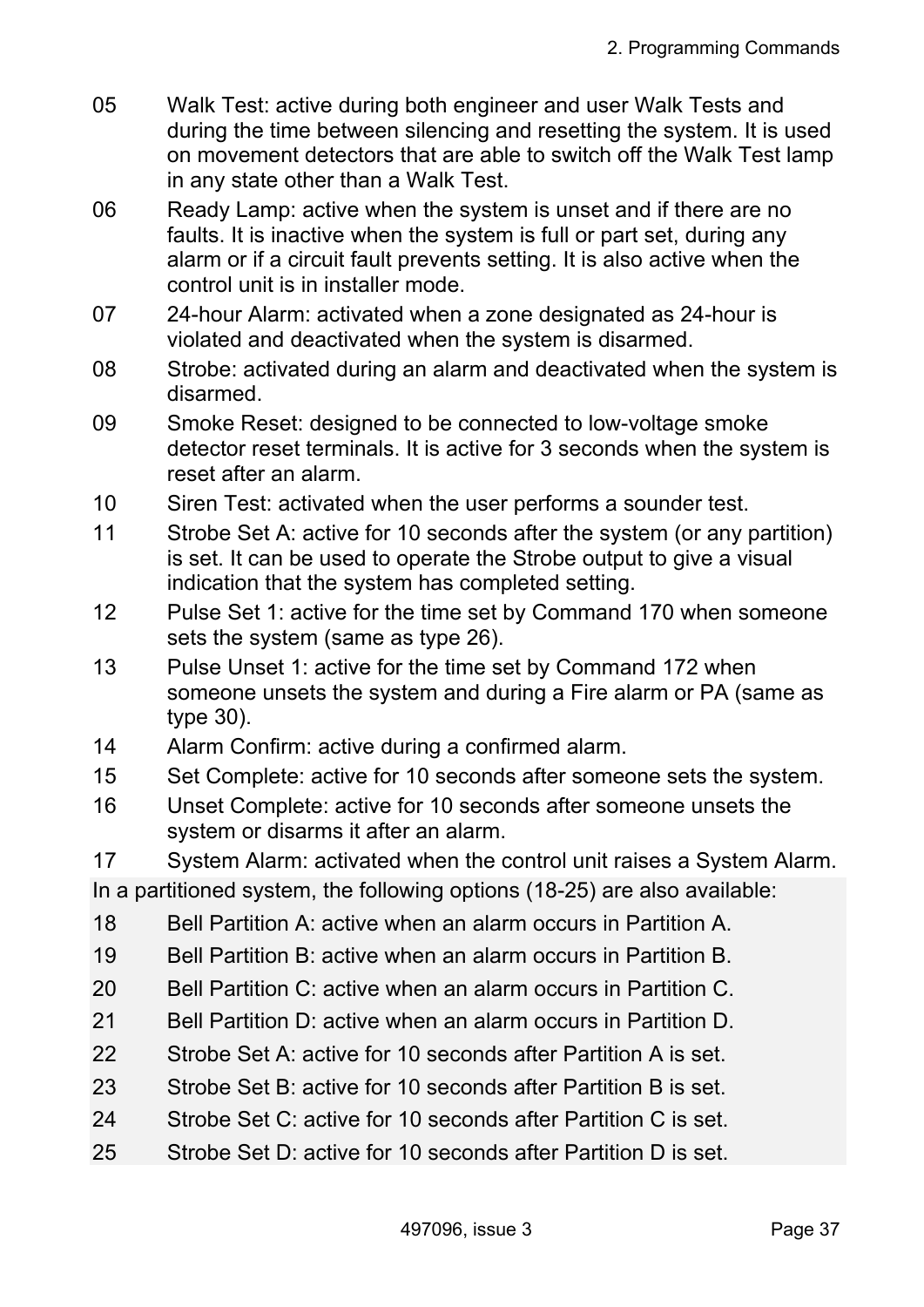05 Walk Test: active during both engineer and user Walk Tests and during the time between silencing and resetting the system. It is used on movement detectors that are able to switch off the Walk Test lamp in any state other than a Walk Test.

06 Ready Lamp: active when the system is unset and if there are no faults. It is inactive when the system is full or part set, during any alarm or if a circuit fault prevents setting. It is also active when the control unit is in installer mode.

07 24-hour Alarm: activated when a zone designated as 24-hour is violated and deactivated when the system is disarmed.

08 Strobe: activated during an alarm and deactivated when the system is disarmed.

09 Smoke Reset: designed to be connected to low-voltage smoke detector reset terminals. It is active for 3 seconds when the system is reset after an alarm.

10 Siren Test: activated when the user performs a sounder test.

11 Strobe Set A: active for 10 seconds after the system (or any partition) is set. It can be used to operate the Strobe output to give a visual indication that the system has completed setting.

12 Pulse Set 1: active for the time set by Command 170 when someone sets the system (same as type 26).

13 Pulse Unset 1: active for the time set by Command 172 when someone unsets the system and during a Fire alarm or PA (same as type 30).

14 Alarm Confirm: active during a confirmed alarm.

15 Set Complete: active for 10 seconds after someone sets the system.

16 Unset Complete: active for 10 seconds after someone unsets the system or disarms it after an alarm.

17 System Alarm: activated when the control unit raises a System Alarm.

In a partitioned system, the following options (18-25) are also available:

18 Bell Partition A: active when an alarm occurs in Partition A.

19 Bell Partition B: active when an alarm occurs in Partition B.

20 Bell Partition C: active when an alarm occurs in Partition C.

21 Bell Partition D: active when an alarm occurs in Partition D.

22 Strobe Set A: active for 10 seconds after Partition A is set.

23 Strobe Set B: active for 10 seconds after Partition B is set.

24 Strobe Set C: active for 10 seconds after Partition C is set.

25 Strobe Set D: active for 10 seconds after Partition D is set.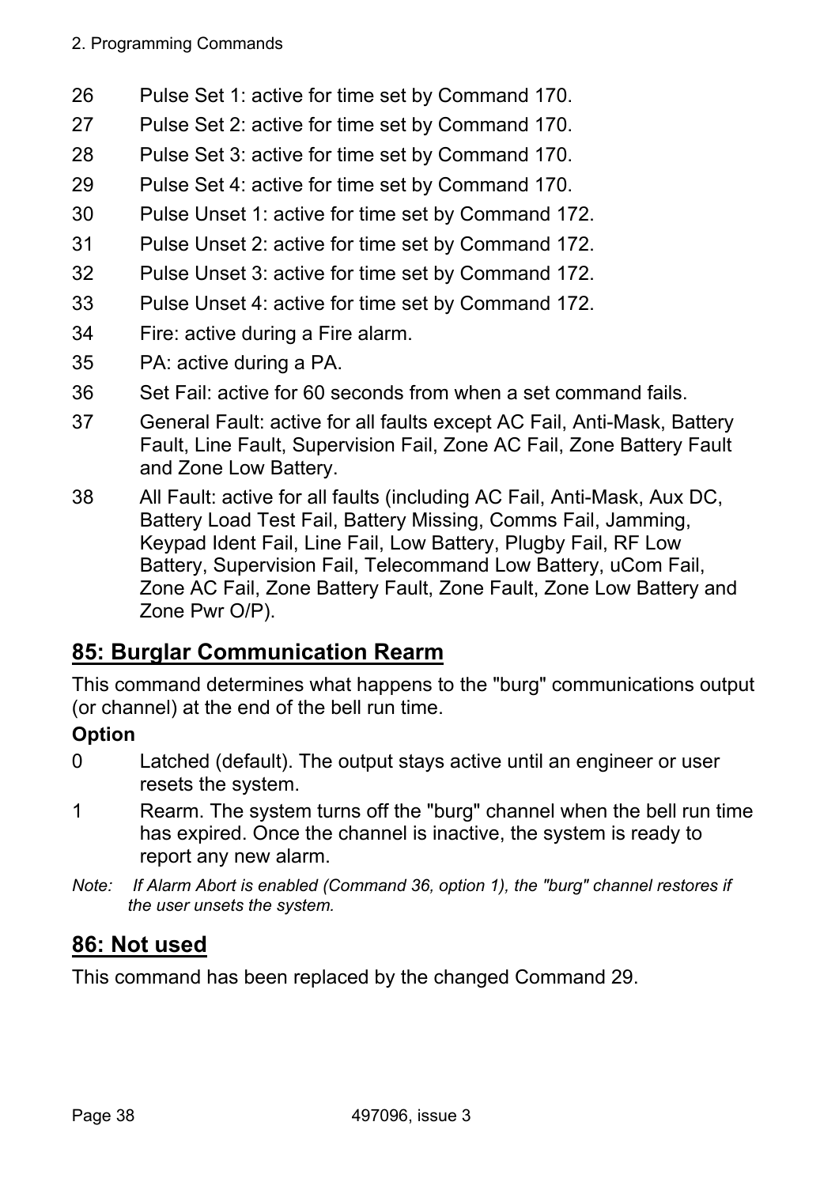26 Pulse Set 1: active for time set by Command 170.

27 Pulse Set 2: active for time set by Command 170.

28 Pulse Set 3: active for time set by Command 170.

29 Pulse Set 4: active for time set by Command 170.

30 Pulse Unset 1: active for time set by Command 172.

31 Pulse Unset 2: active for time set by Command 172.

32 Pulse Unset 3: active for time set by Command 172.

33 Pulse Unset 4: active for time set by Command 172.

34 Fire: active during a Fire alarm.

35 PA: active during a PA.

36 Set Fail: active for 60 seconds from when a set command fails.

37 General Fault: active for all faults except AC Fail, Anti-Mask, Battery Fault, Line Fault, Supervision Fail, Zone AC Fail, Zone Battery Fault and Zone Low Battery.

38 All Fault: active for all faults (including AC Fail, Anti-Mask, Aux DC, Battery Load Test Fail, Battery Missing, Comms Fail, Jamming, Keypad Ident Fail, Line Fail, Low Battery, Plugby Fail, RF Low Battery, Supervision Fail, Telecommand Low Battery, uCom Fail, Zone AC Fail, Zone Battery Fault, Zone Fault, Zone Low Battery and Zone Pwr O/P).

## 85: Burglar Communication Rearm

This command determines what happens to the "burg" communications output (or channel) at the end of the bell run time.

**Option**

0 Latched (default). The output stays active until an engineer or user resets the system.

1 Rearm. The system turns off the "burg" channel when the bell run time has expired. Once the channel is inactive, the system is ready to report any new alarm.

*Note: If Alarm Abort is enabled (Command 36, option 1), the "burg" channel restores if the user unsets the system.*

## 86: Not used

This command has been replaced by the changed Command 29.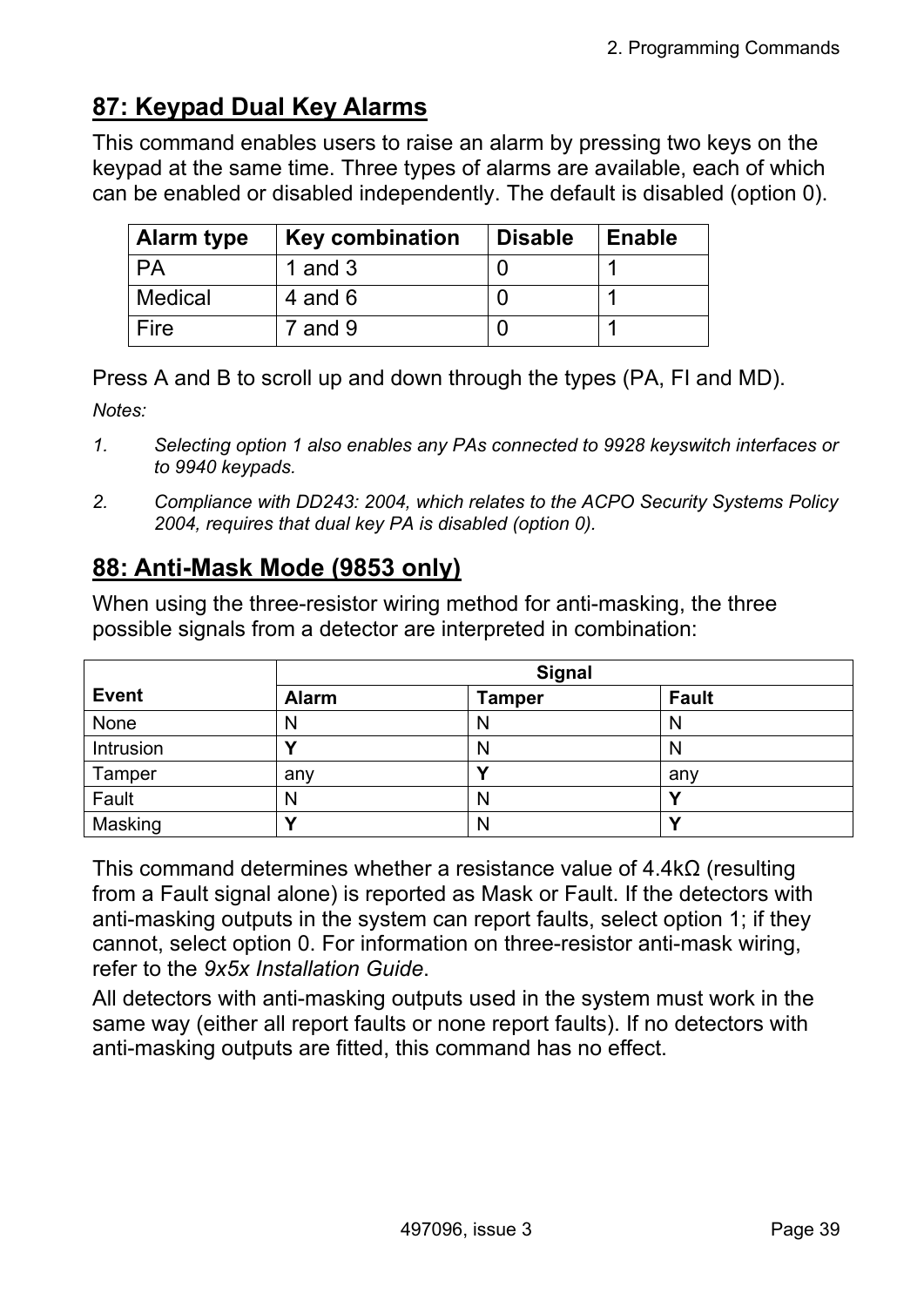## 87: Keypad Dual Key Alarms

This command enables users to raise an alarm by pressing two keys on the keypad at the same time. Three types of alarms are available, each of which can be enabled or disabled independently. The default is disabled (option 0).

| Alarm type | Key combination | Disable | Enable |
|---|---|---|---|
| PA | 1 and 3 | 0 | 1 |
| Medical | 4 and 6 | 0 | 1 |
| Fire | 7 and 9 | 0 | 1 |

Press A and B to scroll up and down through the types (PA, FI and MD).

*Notes:*

1. *Selecting option 1 also enables any PAs connected to 9928 keyswitch interfaces or to 9940 keypads.*
2. *Compliance with DD243: 2004, which relates to the ACPO Security Systems Policy 2004, requires that dual key PA is disabled (option 0).*

## 88: Anti-Mask Mode (9853 only)

When using the three-resistor wiring method for anti-masking, the three possible signals from a detector are interpreted in combination:

| Event | Signal | | |
|---|---|---|---|
| | **Alarm** | **Tamper** | **Fault** |
| None | N | N | N |
| Intrusion | **Y** | N | N |
| Tamper | any | **Y** | any |
| Fault | N | N | **Y** |
| Masking | **Y** | N | **Y** |

This command determines whether a resistance value of 4.4kΩ (resulting from a Fault signal alone) is reported as Mask or Fault. If the detectors with anti-masking outputs in the system can report faults, select option 1; if they cannot, select option 0. For information on three-resistor anti-mask wiring, refer to the *9x5x Installation Guide*.

All detectors with anti-masking outputs used in the system must work in the same way (either all report faults or none report faults). If no detectors with anti-masking outputs are fitted, this command has no effect.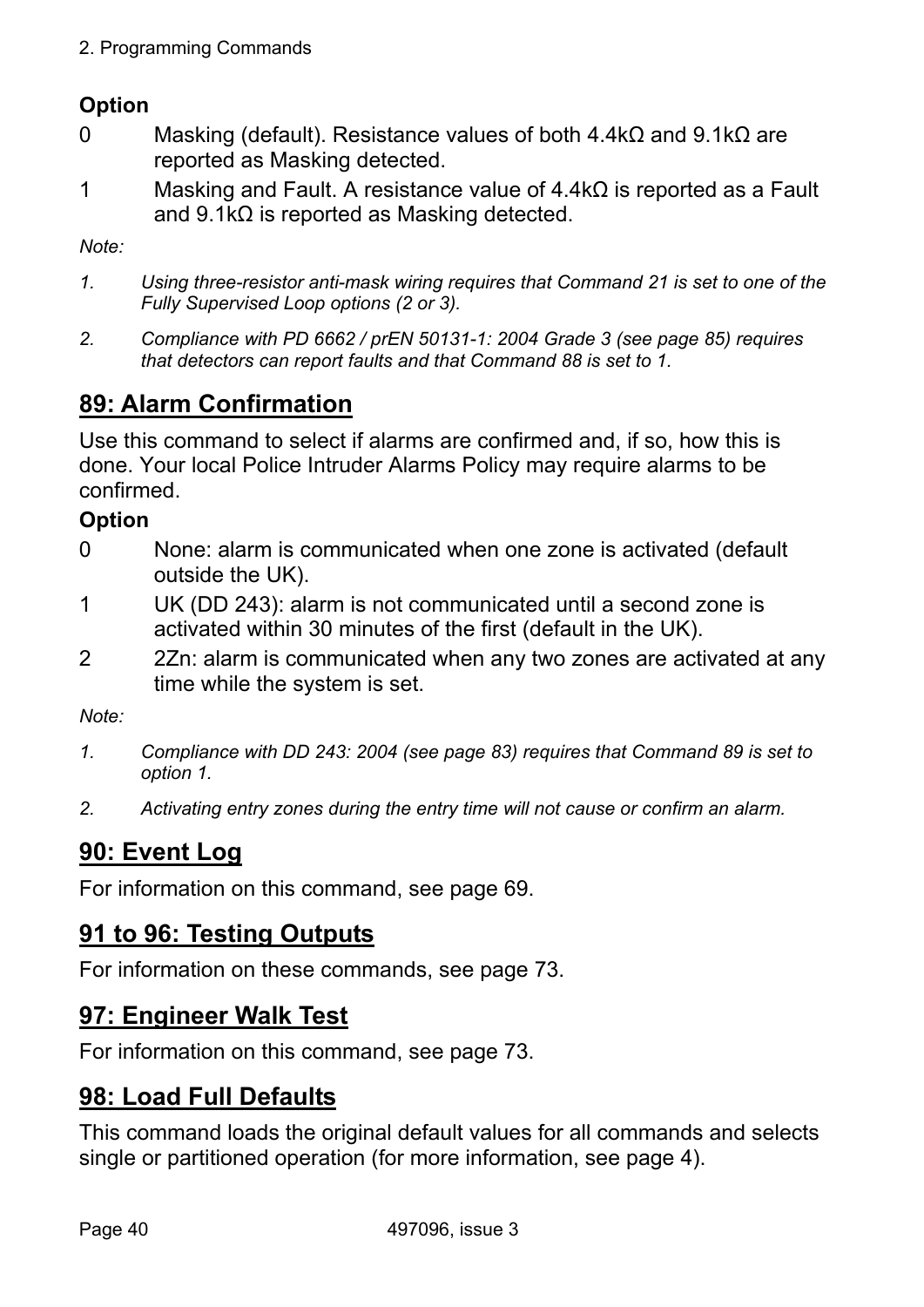**Option**

0 Masking (default). Resistance values of both 4.4kΩ and 9.1kΩ are reported as Masking detected.

1 Masking and Fault. A resistance value of 4.4kΩ is reported as a Fault and 9.1kΩ is reported as Masking detected.

*Note:*

1. *Using three-resistor anti-mask wiring requires that Command 21 is set to one of the Fully Supervised Loop options (2 or 3).*
2. *Compliance with PD 6662 / prEN 50131-1: 2004 Grade 3 (see page 85) requires that detectors can report faults and that Command 88 is set to 1.*

## 89: Alarm Confirmation

Use this command to select if alarms are confirmed and, if so, how this is done. Your local Police Intruder Alarms Policy may require alarms to be confirmed.

**Option**

0 None: alarm is communicated when one zone is activated (default outside the UK).

1 UK (DD 243): alarm is not communicated until a second zone is activated within 30 minutes of the first (default in the UK).

2 2Zn: alarm is communicated when any two zones are activated at any time while the system is set.

*Note:*

1. *Compliance with DD 243: 2004 (see page 83) requires that Command 89 is set to option 1.*
2. *Activating entry zones during the entry time will not cause or confirm an alarm.*

## 90: Event Log

For information on this command, see page 69.

## 91 to 96: Testing Outputs

For information on these commands, see page 73.

## 97: Engineer Walk Test

For information on this command, see page 73.

## 98: Load Full Defaults

This command loads the original default values for all commands and selects single or partitioned operation (for more information, see page 4).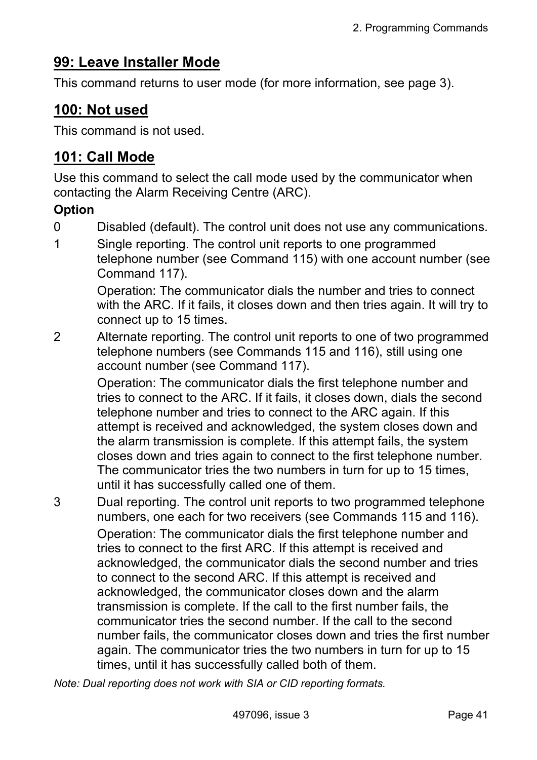## 99: Leave Installer Mode

This command returns to user mode (for more information, see page 3).

## 100: Not used

This command is not used.

## 101: Call Mode

Use this command to select the call mode used by the communicator when contacting the Alarm Receiving Centre (ARC).

**Option**

0 Disabled (default). The control unit does not use any communications.

1 Single reporting. The control unit reports to one programmed telephone number (see Command 115) with one account number (see Command 117).

Operation: The communicator dials the number and tries to connect with the ARC. If it fails, it closes down and then tries again. It will try to connect up to 15 times.

2 Alternate reporting. The control unit reports to one of two programmed telephone numbers (see Commands 115 and 116), still using one account number (see Command 117).

Operation: The communicator dials the first telephone number and tries to connect to the ARC. If it fails, it closes down, dials the second telephone number and tries to connect to the ARC again. If this attempt is received and acknowledged, the system closes down and the alarm transmission is complete. If this attempt fails, the system closes down and tries again to connect to the first telephone number. The communicator tries the two numbers in turn for up to 15 times, until it has successfully called one of them.

3 Dual reporting. The control unit reports to two programmed telephone numbers, one each for two receivers (see Commands 115 and 116).

Operation: The communicator dials the first telephone number and tries to connect to the first ARC. If this attempt is received and acknowledged, the communicator dials the second number and tries to connect to the second ARC. If this attempt is received and acknowledged, the communicator closes down and the alarm transmission is complete. If the call to the first number fails, the communicator tries the second number. If the call to the second number fails, the communicator closes down and tries the first number again. The communicator tries the two numbers in turn for up to 15 times, until it has successfully called both of them.

*Note: Dual reporting does not work with SIA or CID reporting formats.*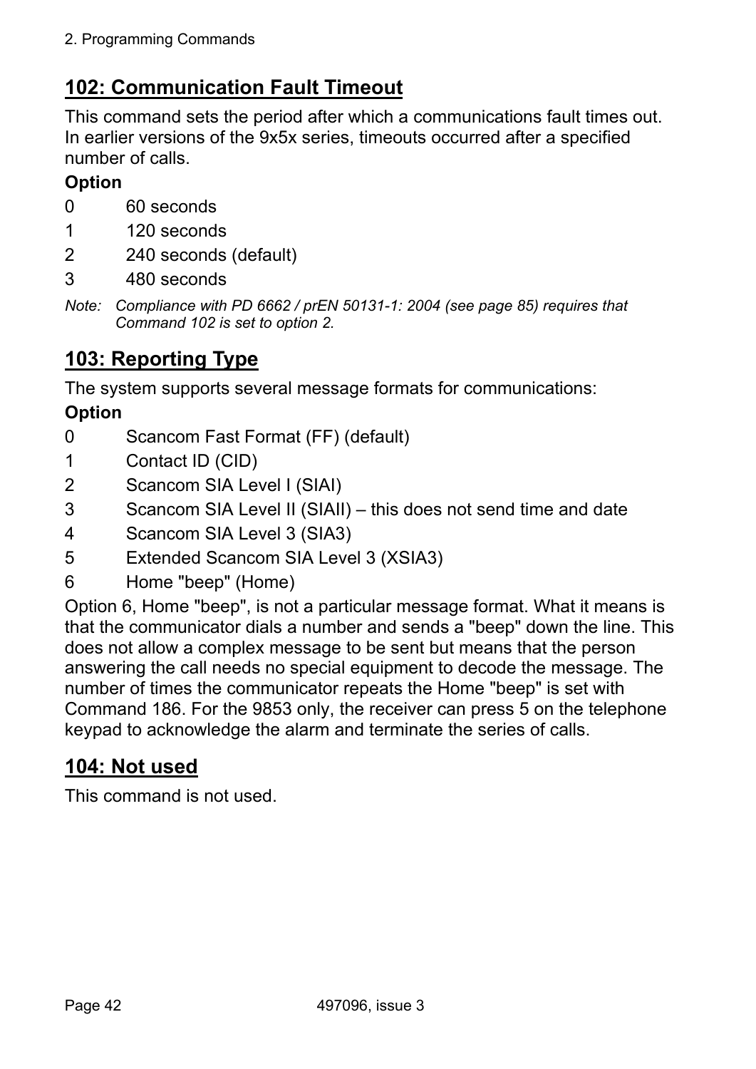## 102: Communication Fault Timeout

This command sets the period after which a communications fault times out. In earlier versions of the 9x5x series, timeouts occurred after a specified number of calls.

**Option**

0 60 seconds

1 120 seconds

2 240 seconds (default)

3 480 seconds

*Note: Compliance with PD 6662 / prEN 50131-1: 2004 (see page 85) requires that Command 102 is set to option 2.*

## 103: Reporting Type

The system supports several message formats for communications:

**Option**

0 Scancom Fast Format (FF) (default)

1 Contact ID (CID)

2 Scancom SIA Level I (SIAI)

3 Scancom SIA Level II (SIAII) – this does not send time and date

4 Scancom SIA Level 3 (SIA3)

5 Extended Scancom SIA Level 3 (XSIA3)

6 Home "beep" (Home)

Option 6, Home "beep", is not a particular message format. What it means is that the communicator dials a number and sends a "beep" down the line. This does not allow a complex message to be sent but means that the person answering the call needs no special equipment to decode the message. The number of times the communicator repeats the Home "beep" is set with Command 186. For the 9853 only, the receiver can press 5 on the telephone keypad to acknowledge the alarm and terminate the series of calls.

## 104: Not used

This command is not used.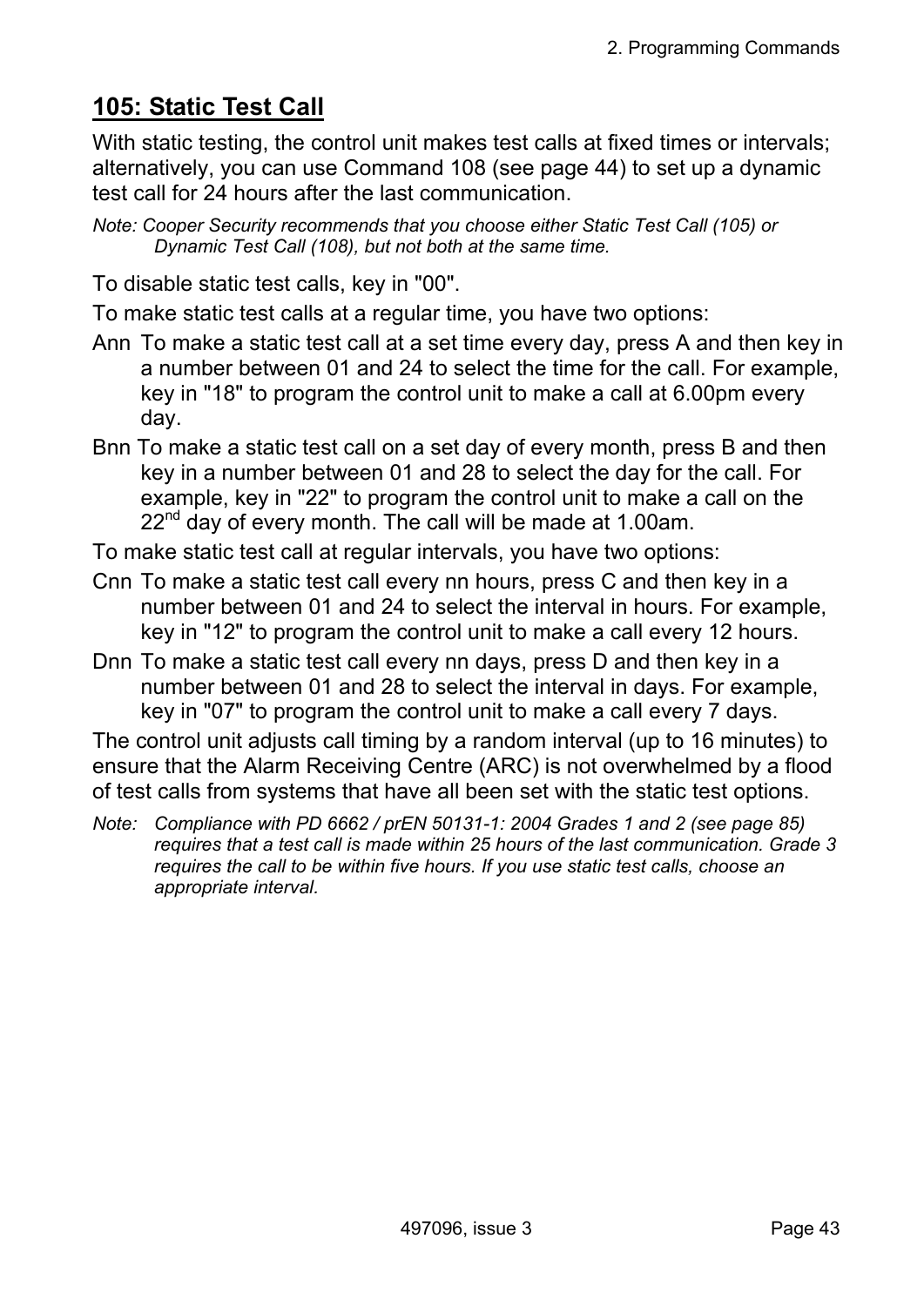## 105: Static Test Call

With static testing, the control unit makes test calls at fixed times or intervals; alternatively, you can use Command 108 (see page 44) to set up a dynamic test call for 24 hours after the last communication.

*Note: Cooper Security recommends that you choose either Static Test Call (105) or Dynamic Test Call (108), but not both at the same time.*

To disable static test calls, key in "00".

To make static test calls at a regular time, you have two options:

Ann To make a static test call at a set time every day, press A and then key in a number between 01 and 24 to select the time for the call. For example, key in "18" to program the control unit to make a call at 6.00pm every day.

Bnn To make a static test call on a set day of every month, press B and then key in a number between 01 and 28 to select the day for the call. For example, key in "22" to program the control unit to make a call on the 22nd day of every month. The call will be made at 1.00am.

To make static test call at regular intervals, you have two options:

Cnn To make a static test call every nn hours, press C and then key in a number between 01 and 24 to select the interval in hours. For example, key in "12" to program the control unit to make a call every 12 hours.

Dnn To make a static test call every nn days, press D and then key in a number between 01 and 28 to select the interval in days. For example, key in "07" to program the control unit to make a call every 7 days.

The control unit adjusts call timing by a random interval (up to 16 minutes) to ensure that the Alarm Receiving Centre (ARC) is not overwhelmed by a flood of test calls from systems that have all been set with the static test options.

*Note: Compliance with PD 6662 / prEN 50131-1: 2004 Grades 1 and 2 (see page 85) requires that a test call is made within 25 hours of the last communication. Grade 3 requires the call to be within five hours. If you use static test calls, choose an appropriate interval.*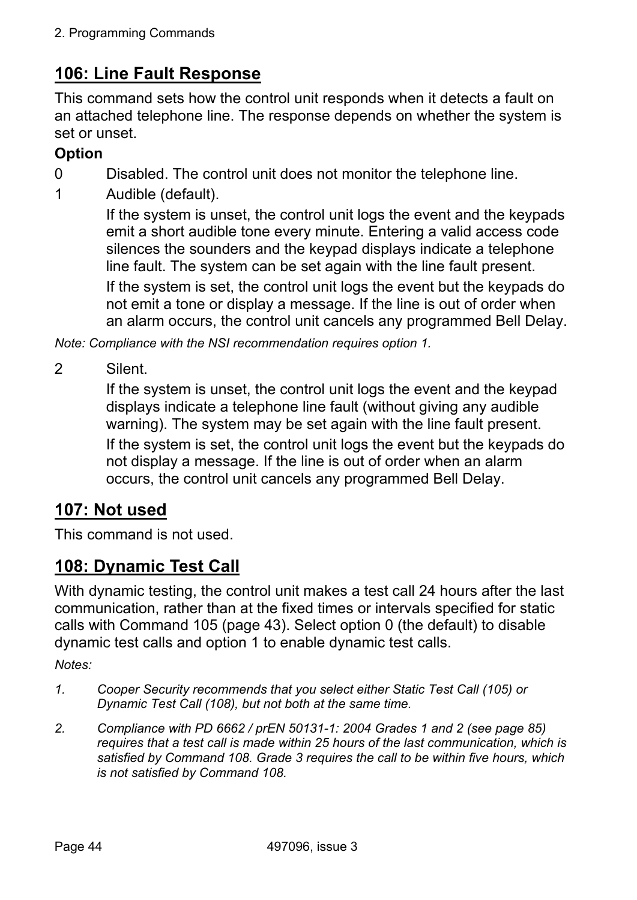## 106: Line Fault Response

This command sets how the control unit responds when it detects a fault on an attached telephone line. The response depends on whether the system is set or unset.

**Option**

0 Disabled. The control unit does not monitor the telephone line.

1 Audible (default).

If the system is unset, the control unit logs the event and the keypads emit a short audible tone every minute. Entering a valid access code silences the sounders and the keypad displays indicate a telephone line fault. The system can be set again with the line fault present.

If the system is set, the control unit logs the event but the keypads do not emit a tone or display a message. If the line is out of order when an alarm occurs, the control unit cancels any programmed Bell Delay.

*Note: Compliance with the NSI recommendation requires option 1.*

2 Silent.

If the system is unset, the control unit logs the event and the keypad displays indicate a telephone line fault (without giving any audible warning). The system may be set again with the line fault present.

If the system is set, the control unit logs the event but the keypads do not display a message. If the line is out of order when an alarm occurs, the control unit cancels any programmed Bell Delay.

## 107: Not used

This command is not used.

## 108: Dynamic Test Call

With dynamic testing, the control unit makes a test call 24 hours after the last communication, rather than at the fixed times or intervals specified for static calls with Command 105 (page 43). Select option 0 (the default) to disable dynamic test calls and option 1 to enable dynamic test calls.

*Notes:*

1. *Cooper Security recommends that you select either Static Test Call (105) or Dynamic Test Call (108), but not both at the same time.*
2. *Compliance with PD 6662 / prEN 50131-1: 2004 Grades 1 and 2 (see page 85) requires that a test call is made within 25 hours of the last communication, which is satisfied by Command 108. Grade 3 requires the call to be within five hours, which is not satisfied by Command 108.*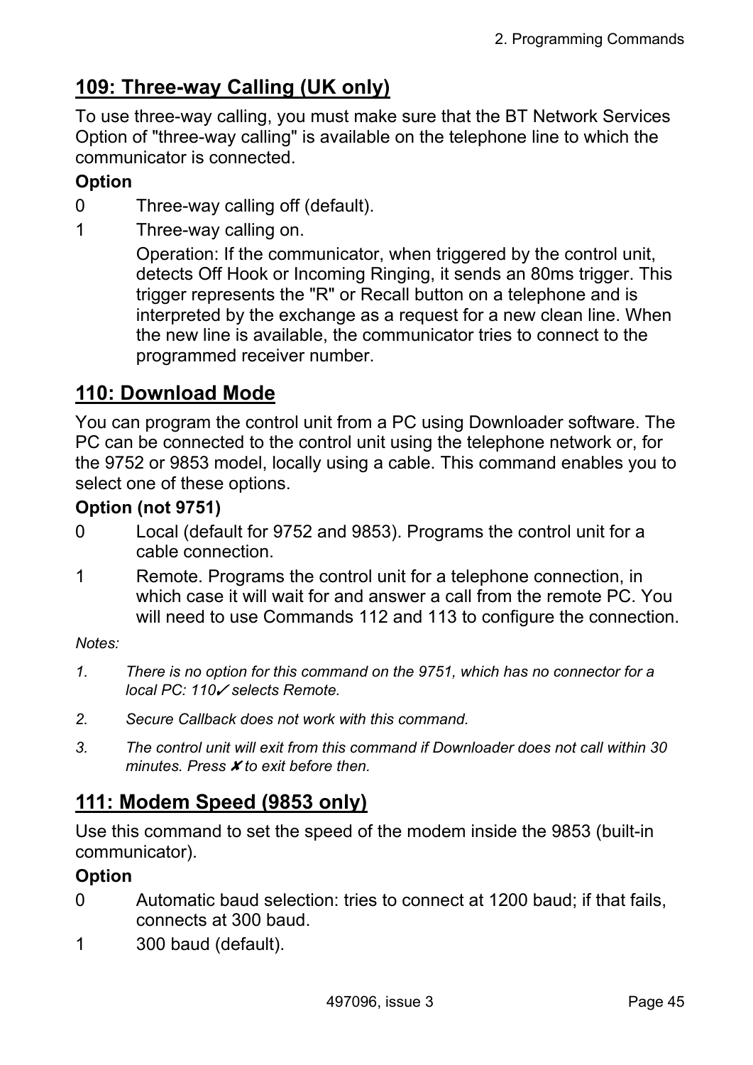## 109: Three-way Calling (UK only)

To use three-way calling, you must make sure that the BT Network Services Option of "three-way calling" is available on the telephone line to which the communicator is connected.

**Option**

0 Three-way calling off (default).

1 Three-way calling on.

Operation: If the communicator, when triggered by the control unit, detects Off Hook or Incoming Ringing, it sends an 80ms trigger. This trigger represents the "R" or Recall button on a telephone and is interpreted by the exchange as a request for a new clean line. When the new line is available, the communicator tries to connect to the programmed receiver number.

## 110: Download Mode

You can program the control unit from a PC using Downloader software. The PC can be connected to the control unit using the telephone network or, for the 9752 or 9853 model, locally using a cable. This command enables you to select one of these options.

**Option (not 9751)**

0 Local (default for 9752 and 9853). Programs the control unit for a cable connection.

1 Remote. Programs the control unit for a telephone connection, in which case it will wait for and answer a call from the remote PC. You will need to use Commands 112 and 113 to configure the connection.

*Notes:*

1. *There is no option for this command on the 9751, which has no connector for a local PC: 110✓ selects Remote.*
2. *Secure Callback does not work with this command.*
3. *The control unit will exit from this command if Downloader does not call within 30 minutes. Press ✘ to exit before then.*

## 111: Modem Speed (9853 only)

Use this command to set the speed of the modem inside the 9853 (built-in communicator).

**Option**

0 Automatic baud selection: tries to connect at 1200 baud; if that fails, connects at 300 baud.

1 300 baud (default).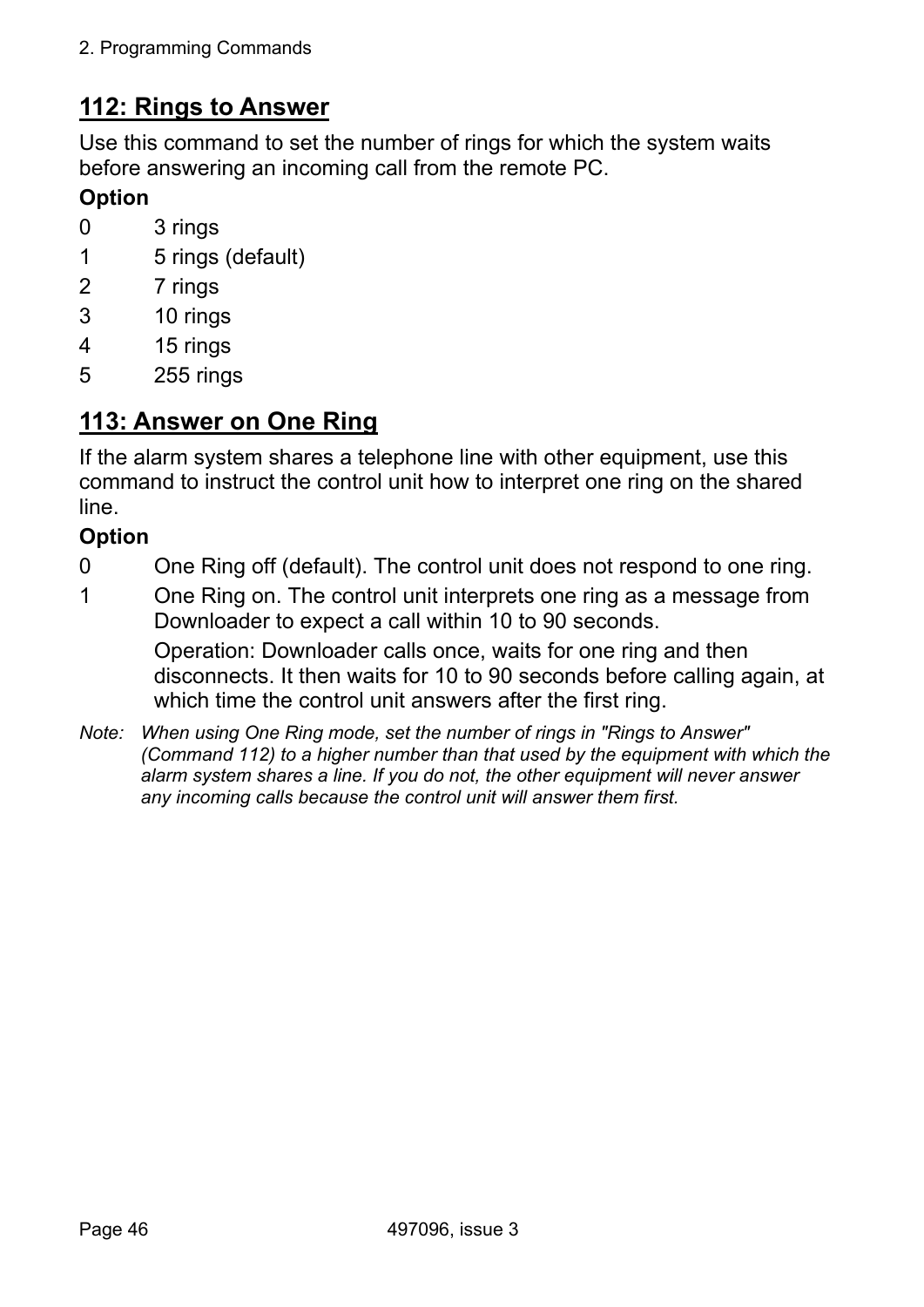## 112: Rings to Answer

Use this command to set the number of rings for which the system waits before answering an incoming call from the remote PC.

**Option**

0 3 rings
1 5 rings (default)
2 7 rings
3 10 rings
4 15 rings
5 255 rings

## 113: Answer on One Ring

If the alarm system shares a telephone line with other equipment, use this command to instruct the control unit how to interpret one ring on the shared line.

**Option**

0 One Ring off (default). The control unit does not respond to one ring.

1 One Ring on. The control unit interprets one ring as a message from Downloader to expect a call within 10 to 90 seconds.

Operation: Downloader calls once, waits for one ring and then disconnects. It then waits for 10 to 90 seconds before calling again, at which time the control unit answers after the first ring.

*Note: When using One Ring mode, set the number of rings in "Rings to Answer" (Command 112) to a higher number than that used by the equipment with which the alarm system shares a line. If you do not, the other equipment will never answer any incoming calls because the control unit will answer them first.*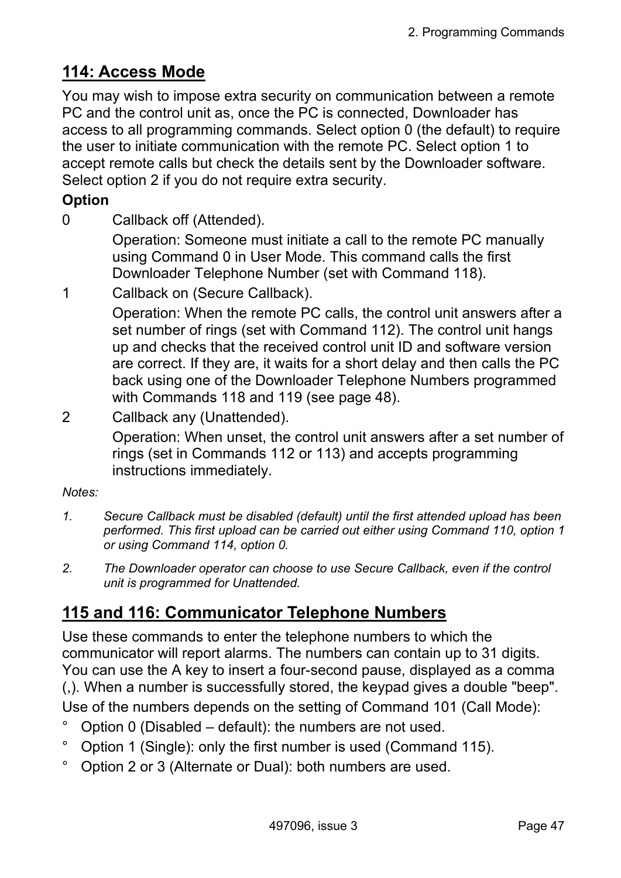## 114: Access Mode

You may wish to impose extra security on communication between a remote PC and the control unit as, once the PC is connected, Downloader has access to all programming commands. Select option 0 (the default) to require the user to initiate communication with the remote PC. Select option 1 to accept remote calls but check the details sent by the Downloader software. Select option 2 if you do not require extra security.

**Option**

0 Callback off (Attended).

Operation: Someone must initiate a call to the remote PC manually using Command 0 in User Mode. This command calls the first Downloader Telephone Number (set with Command 118).

1 Callback on (Secure Callback).

Operation: When the remote PC calls, the control unit answers after a set number of rings (set with Command 112). The control unit hangs up and checks that the received control unit ID and software version are correct. If they are, it waits for a short delay and then calls the PC back using one of the Downloader Telephone Numbers programmed with Commands 118 and 119 (see page 48).

2 Callback any (Unattended).

Operation: When unset, the control unit answers after a set number of rings (set in Commands 112 or 113) and accepts programming instructions immediately.

*Notes:*

1. *Secure Callback must be disabled (default) until the first attended upload has been performed. This first upload can be carried out either using Command 110, option 1 or using Command 114, option 0.*
2. *The Downloader operator can choose to use Secure Callback, even if the control unit is programmed for Unattended.*

## 115 and 116: Communicator Telephone Numbers

Use these commands to enter the telephone numbers to which the communicator will report alarms. The numbers can contain up to 31 digits. You can use the A key to insert a four-second pause, displayed as a comma (,). When a number is successfully stored, the keypad gives a double "beep".

Use of the numbers depends on the setting of Command 101 (Call Mode):

- Option 0 (Disabled – default): the numbers are not used.
- Option 1 (Single): only the first number is used (Command 115).
- Option 2 or 3 (Alternate or Dual): both numbers are used.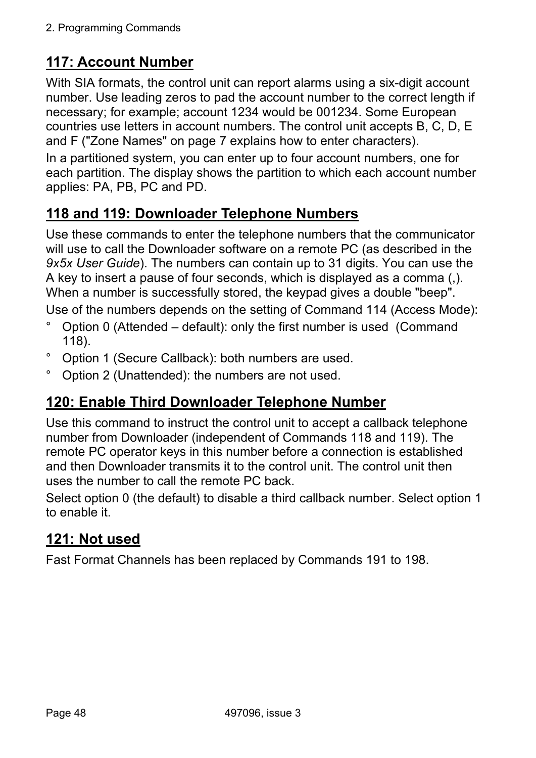## 117: Account Number

With SIA formats, the control unit can report alarms using a six-digit account number. Use leading zeros to pad the account number to the correct length if necessary; for example; account 1234 would be 001234. Some European countries use letters in account numbers. The control unit accepts B, C, D, E and F ("Zone Names" on page 7 explains how to enter characters).

In a partitioned system, you can enter up to four account numbers, one for each partition. The display shows the partition to which each account number applies: PA, PB, PC and PD.

## 118 and 119: Downloader Telephone Numbers

Use these commands to enter the telephone numbers that the communicator will use to call the Downloader software on a remote PC (as described in the *9x5x User Guide*). The numbers can contain up to 31 digits. You can use the A key to insert a pause of four seconds, which is displayed as a comma (,). When a number is successfully stored, the keypad gives a double "beep".

Use of the numbers depends on the setting of Command 114 (Access Mode):

- Option 0 (Attended – default): only the first number is used (Command 118).
- Option 1 (Secure Callback): both numbers are used.
- Option 2 (Unattended): the numbers are not used.

## 120: Enable Third Downloader Telephone Number

Use this command to instruct the control unit to accept a callback telephone number from Downloader (independent of Commands 118 and 119). The remote PC operator keys in this number before a connection is established and then Downloader transmits it to the control unit. The control unit then uses the number to call the remote PC back.

Select option 0 (the default) to disable a third callback number. Select option 1 to enable it.

## 121: Not used

Fast Format Channels has been replaced by Commands 191 to 198.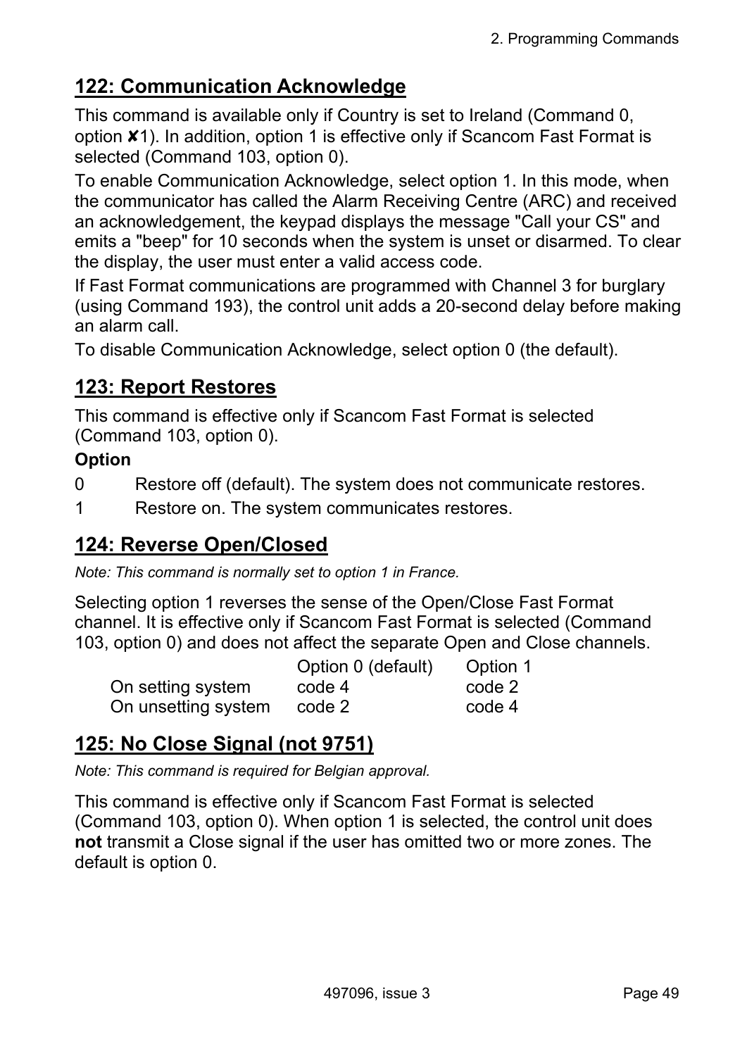## 122: Communication Acknowledge

This command is available only if Country is set to Ireland (Command 0, option ✘1). In addition, option 1 is effective only if Scancom Fast Format is selected (Command 103, option 0).

To enable Communication Acknowledge, select option 1. In this mode, when the communicator has called the Alarm Receiving Centre (ARC) and received an acknowledgement, the keypad displays the message "Call your CS" and emits a "beep" for 10 seconds when the system is unset or disarmed. To clear the display, the user must enter a valid access code.

If Fast Format communications are programmed with Channel 3 for burglary (using Command 193), the control unit adds a 20-second delay before making an alarm call.

To disable Communication Acknowledge, select option 0 (the default).

## 123: Report Restores

This command is effective only if Scancom Fast Format is selected (Command 103, option 0).

**Option**

0 Restore off (default). The system does not communicate restores.

1 Restore on. The system communicates restores.

## 124: Reverse Open/Closed

*Note: This command is normally set to option 1 in France.*

Selecting option 1 reverses the sense of the Open/Close Fast Format channel. It is effective only if Scancom Fast Format is selected (Command 103, option 0) and does not affect the separate Open and Close channels.

| | Option 0 (default) | Option 1 |
|---|---|---|
| On setting system | code 4 | code 2 |
| On unsetting system | code 2 | code 4 |

## 125: No Close Signal (not 9751)

*Note: This command is required for Belgian approval.*

This command is effective only if Scancom Fast Format is selected (Command 103, option 0). When option 1 is selected, the control unit does **not** transmit a Close signal if the user has omitted two or more zones. The default is option 0.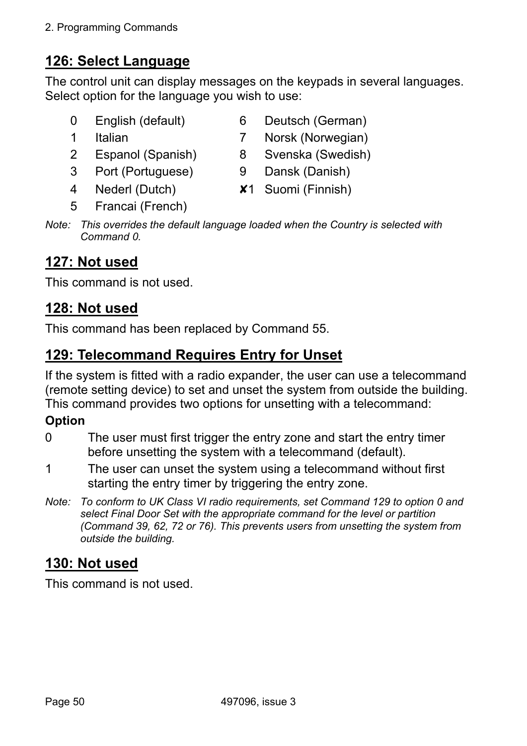## 126: Select Language

The control unit can display messages on the keypads in several languages. Select option for the language you wish to use:

- 0 English (default)
- 1 Italian
- 2 Espanol (Spanish)
- 3 Port (Portuguese)
- 4 Nederl (Dutch)
- 5 Francai (French)
- 6 Deutsch (German)
- 7 Norsk (Norwegian)
- 8 Svenska (Swedish)
- 9 Dansk (Danish)
- ✘1 Suomi (Finnish)

*Note: This overrides the default language loaded when the Country is selected with Command 0.*

## 127: Not used

This command is not used.

## 128: Not used

This command has been replaced by Command 55.

## 129: Telecommand Requires Entry for Unset

If the system is fitted with a radio expander, the user can use a telecommand (remote setting device) to set and unset the system from outside the building. This command provides two options for unsetting with a telecommand:

**Option**

0 The user must first trigger the entry zone and start the entry timer before unsetting the system with a telecommand (default).

1 The user can unset the system using a telecommand without first starting the entry timer by triggering the entry zone.

*Note: To conform to UK Class VI radio requirements, set Command 129 to option 0 and select Final Door Set with the appropriate command for the level or partition (Command 39, 62, 72 or 76). This prevents users from unsetting the system from outside the building.*

## 130: Not used

This command is not used.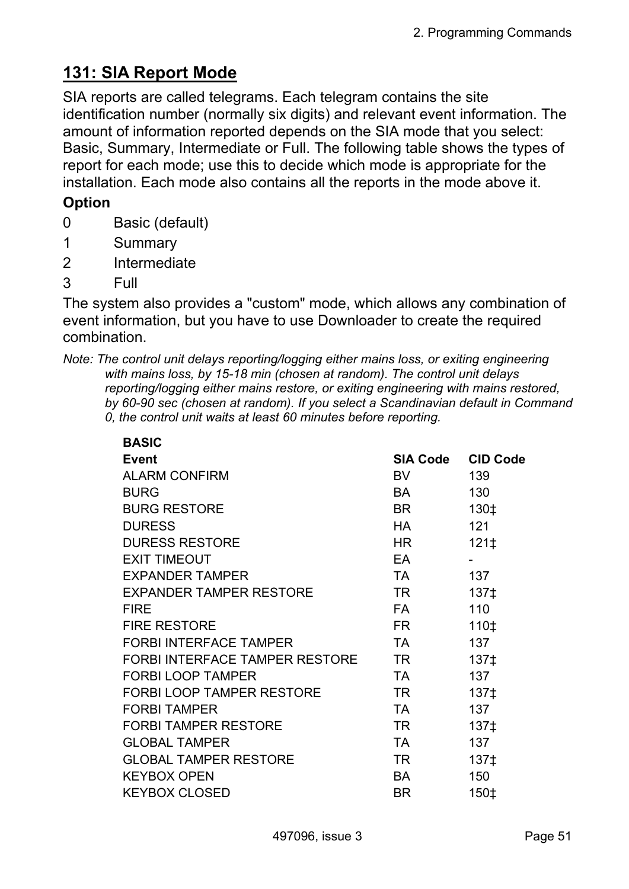## 131: SIA Report Mode

SIA reports are called telegrams. Each telegram contains the site identification number (normally six digits) and relevant event information. The amount of information reported depends on the SIA mode that you select: Basic, Summary, Intermediate or Full. The following table shows the types of report for each mode; use this to decide which mode is appropriate for the installation. Each mode also contains all the reports in the mode above it.

**Option**

0 Basic (default)

1 Summary

2 Intermediate

3 Full

The system also provides a "custom" mode, which allows any combination of event information, but you have to use Downloader to create the required combination.

*Note: The control unit delays reporting/logging either mains loss, or exiting engineering with mains loss, by 15-18 min (chosen at random). The control unit delays reporting/logging either mains restore, or exiting engineering with mains restored, by 60-90 sec (chosen at random). If you select a Scandinavian default in Command 0, the control unit waits at least 60 minutes before reporting.*

**BASIC**

| Event | SIA Code | CID Code |
|---|---|---|
| ALARM CONFIRM | BV | 139 |
| BURG | BA | 130 |
| BURG RESTORE | BR | 130‡ |
| DURESS | HA | 121 |
| DURESS RESTORE | HR | 121‡ |
| EXIT TIMEOUT | EA | - |
| EXPANDER TAMPER | TA | 137 |
| EXPANDER TAMPER RESTORE | TR | 137‡ |
| FIRE | FA | 110 |
| FIRE RESTORE | FR | 110‡ |
| FORBI INTERFACE TAMPER | TA | 137 |
| FORBI INTERFACE TAMPER RESTORE | TR | 137‡ |
| FORBI LOOP TAMPER | TA | 137 |
| FORBI LOOP TAMPER RESTORE | TR | 137‡ |
| FORBI TAMPER | TA | 137 |
| FORBI TAMPER RESTORE | TR | 137‡ |
| GLOBAL TAMPER | TA | 137 |
| GLOBAL TAMPER RESTORE | TR | 137‡ |
| KEYBOX OPEN | BA | 150 |
| KEYBOX CLOSED | BR | 150‡ |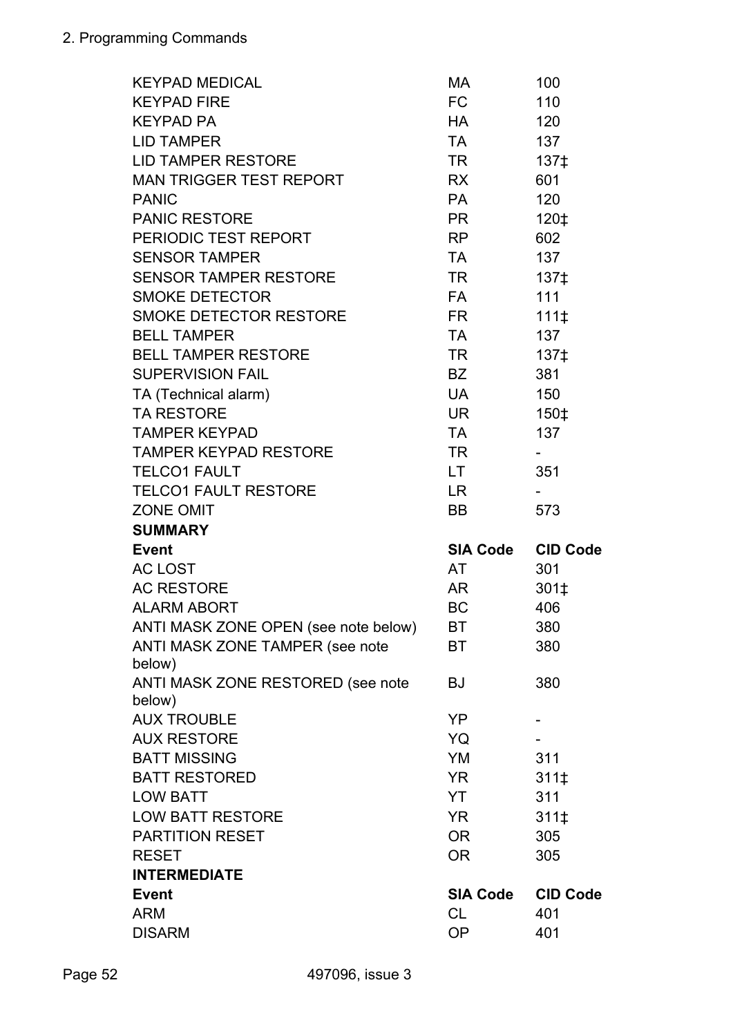| | | |
|---|---|---|
| KEYPAD MEDICAL | MA | 100 |
| KEYPAD FIRE | FC | 110 |
| KEYPAD PA | HA | 120 |
| LID TAMPER | TA | 137 |
| LID TAMPER RESTORE | TR | 137‡ |
| MAN TRIGGER TEST REPORT | RX | 601 |
| PANIC | PA | 120 |
| PANIC RESTORE | PR | 120‡ |
| PERIODIC TEST REPORT | RP | 602 |
| SENSOR TAMPER | TA | 137 |
| SENSOR TAMPER RESTORE | TR | 137‡ |
| SMOKE DETECTOR | FA | 111 |
| SMOKE DETECTOR RESTORE | FR | 111‡ |
| BELL TAMPER | TA | 137 |
| BELL TAMPER RESTORE | TR | 137‡ |
| SUPERVISION FAIL | BZ | 381 |
| TA (Technical alarm) | UA | 150 |
| TA RESTORE | UR | 150‡ |
| TAMPER KEYPAD | TA | 137 |
| TAMPER KEYPAD RESTORE | TR | - |
| TELCO1 FAULT | LT | 351 |
| TELCO1 FAULT RESTORE | LR | - |
| ZONE OMIT | BB | 573 |
| **SUMMARY** | | |
| **Event** | **SIA Code** | **CID Code** |
| AC LOST | AT | 301 |
| AC RESTORE | AR | 301‡ |
| ALARM ABORT | BC | 406 |
| ANTI MASK ZONE OPEN (see note below) | BT | 380 |
| ANTI MASK ZONE TAMPER (see note below) | BT | 380 |
| ANTI MASK ZONE RESTORED (see note below) | BJ | 380 |
| AUX TROUBLE | YP | - |
| AUX RESTORE | YQ | - |
| BATT MISSING | YM | 311 |
| BATT RESTORED | YR | 311‡ |
| LOW BATT | YT | 311 |
| LOW BATT RESTORE | YR | 311‡ |
| PARTITION RESET | OR | 305 |
| RESET | OR | 305 |
| **INTERMEDIATE** | | |
| **Event** | **SIA Code** | **CID Code** |
| ARM | CL | 401 |
| DISARM | OP | 401 |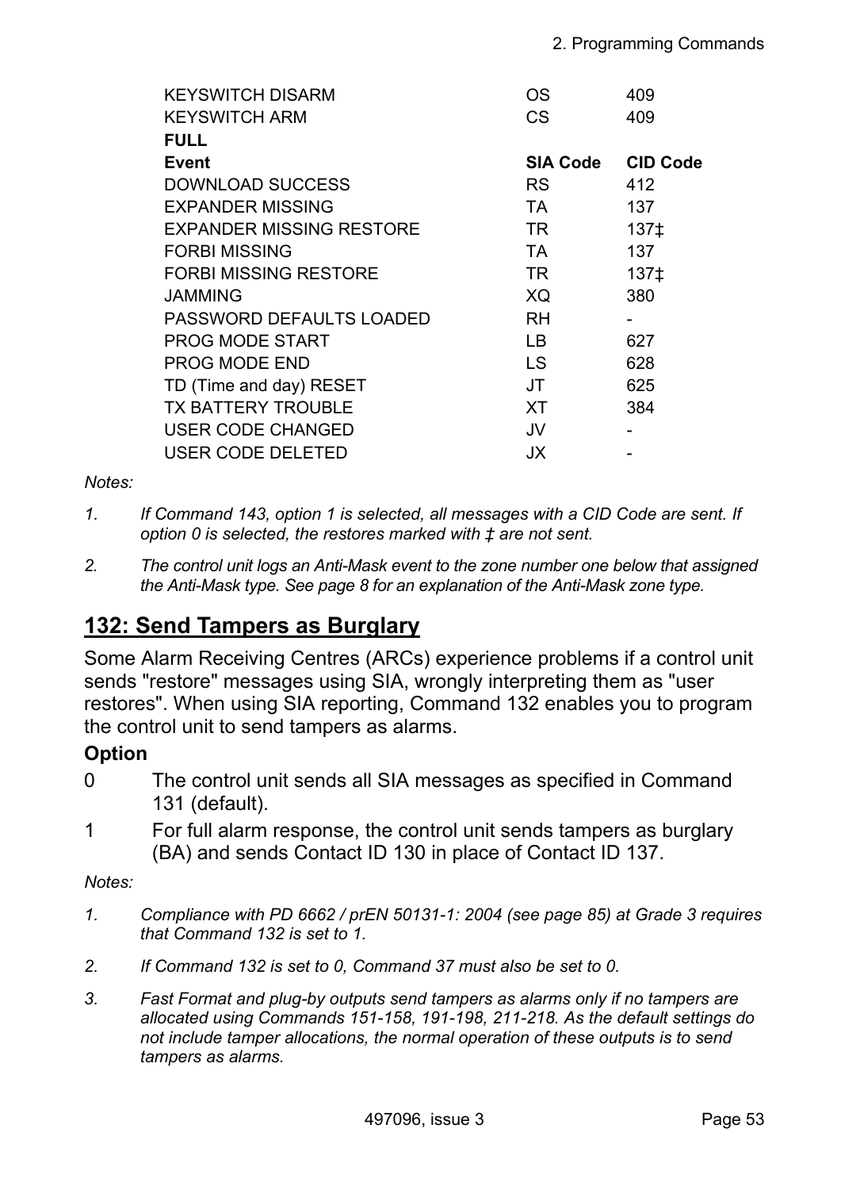| | | |
|---|---|---|
| KEYSWITCH DISARM | OS | 409 |
| KEYSWITCH ARM | CS | 409 |
| **FULL** | | |
| **Event** | **SIA Code** | **CID Code** |
| DOWNLOAD SUCCESS | RS | 412 |
| EXPANDER MISSING | TA | 137 |
| EXPANDER MISSING RESTORE | TR | 137‡ |
| FORBI MISSING | TA | 137 |
| FORBI MISSING RESTORE | TR | 137‡ |
| JAMMING | XQ | 380 |
| PASSWORD DEFAULTS LOADED | RH | - |
| PROG MODE START | LB | 627 |
| PROG MODE END | LS | 628 |
| TD (Time and day) RESET | JT | 625 |
| TX BATTERY TROUBLE | XT | 384 |
| USER CODE CHANGED | JV | - |
| USER CODE DELETED | JX | - |

*Notes:*

1. *If Command 143, option 1 is selected, all messages with a CID Code are sent. If option 0 is selected, the restores marked with ‡ are not sent.*
2. *The control unit logs an Anti-Mask event to the zone number one below that assigned the Anti-Mask type. See page 8 for an explanation of the Anti-Mask zone type.*

## 132: Send Tampers as Burglary

Some Alarm Receiving Centres (ARCs) experience problems if a control unit sends "restore" messages using SIA, wrongly interpreting them as "user restores". When using SIA reporting, Command 132 enables you to program the control unit to send tampers as alarms.

**Option**

0 The control unit sends all SIA messages as specified in Command 131 (default).

1 For full alarm response, the control unit sends tampers as burglary (BA) and sends Contact ID 130 in place of Contact ID 137.

*Notes:*

1. *Compliance with PD 6662 / prEN 50131-1: 2004 (see page 85) at Grade 3 requires that Command 132 is set to 1.*
2. *If Command 132 is set to 0, Command 37 must also be set to 0.*
3. *Fast Format and plug-by outputs send tampers as alarms only if no tampers are allocated using Commands 151-158, 191-198, 211-218. As the default settings do not include tamper allocations, the normal operation of these outputs is to send tampers as alarms.*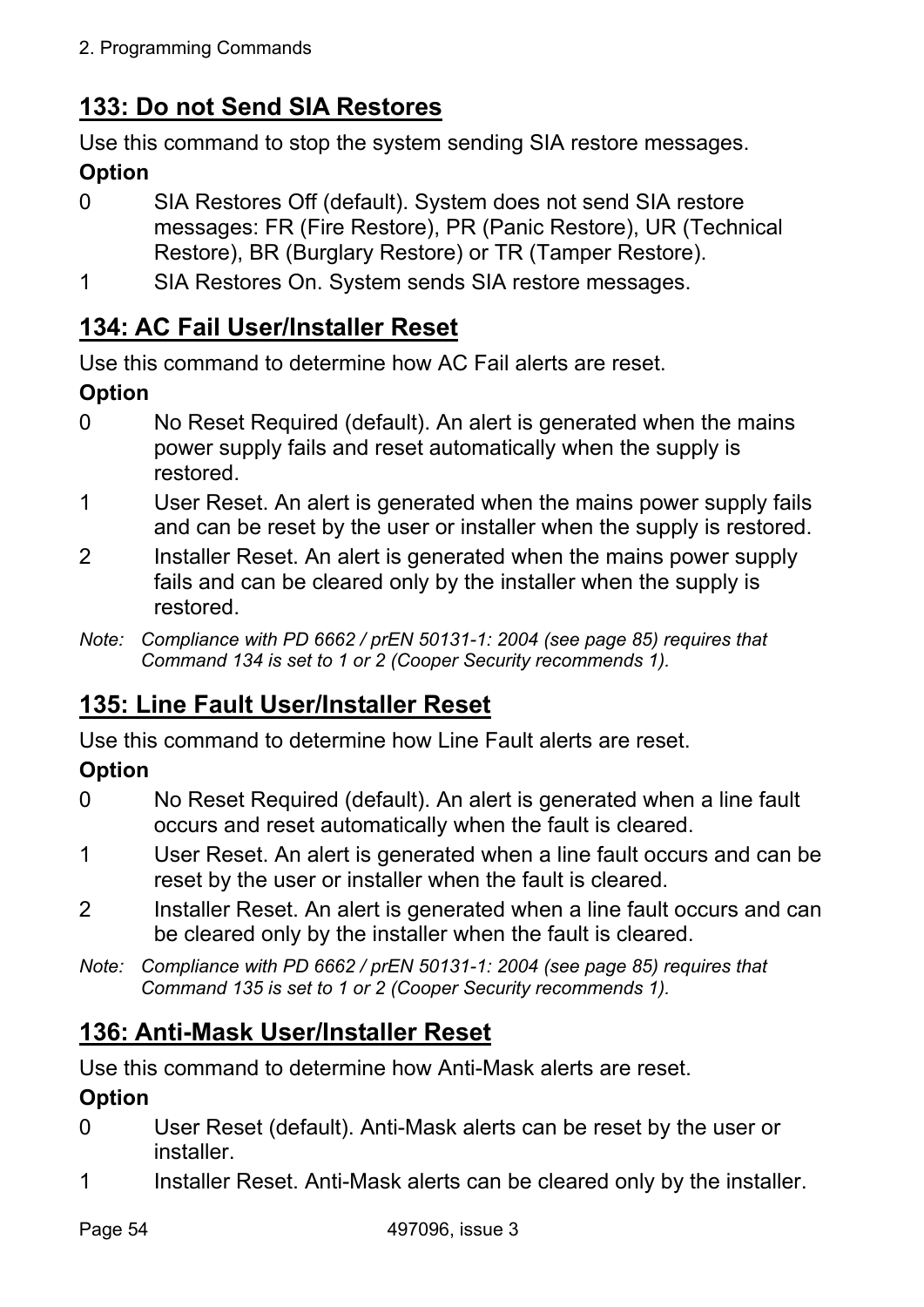## 133: Do not Send SIA Restores

Use this command to stop the system sending SIA restore messages.

**Option**

0 SIA Restores Off (default). System does not send SIA restore messages: FR (Fire Restore), PR (Panic Restore), UR (Technical Restore), BR (Burglary Restore) or TR (Tamper Restore).

1 SIA Restores On. System sends SIA restore messages.

## 134: AC Fail User/Installer Reset

Use this command to determine how AC Fail alerts are reset.

**Option**

0 No Reset Required (default). An alert is generated when the mains power supply fails and reset automatically when the supply is restored.

1 User Reset. An alert is generated when the mains power supply fails and can be reset by the user or installer when the supply is restored.

2 Installer Reset. An alert is generated when the mains power supply fails and can be cleared only by the installer when the supply is restored.

*Note: Compliance with PD 6662 / prEN 50131-1: 2004 (see page 85) requires that Command 134 is set to 1 or 2 (Cooper Security recommends 1).*

## 135: Line Fault User/Installer Reset

Use this command to determine how Line Fault alerts are reset.

**Option**

0 No Reset Required (default). An alert is generated when a line fault occurs and reset automatically when the fault is cleared.

1 User Reset. An alert is generated when a line fault occurs and can be reset by the user or installer when the fault is cleared.

2 Installer Reset. An alert is generated when a line fault occurs and can be cleared only by the installer when the fault is cleared.

*Note: Compliance with PD 6662 / prEN 50131-1: 2004 (see page 85) requires that Command 135 is set to 1 or 2 (Cooper Security recommends 1).*

## 136: Anti-Mask User/Installer Reset

Use this command to determine how Anti-Mask alerts are reset.

**Option**

0 User Reset (default). Anti-Mask alerts can be reset by the user or installer.

1 Installer Reset. Anti-Mask alerts can be cleared only by the installer.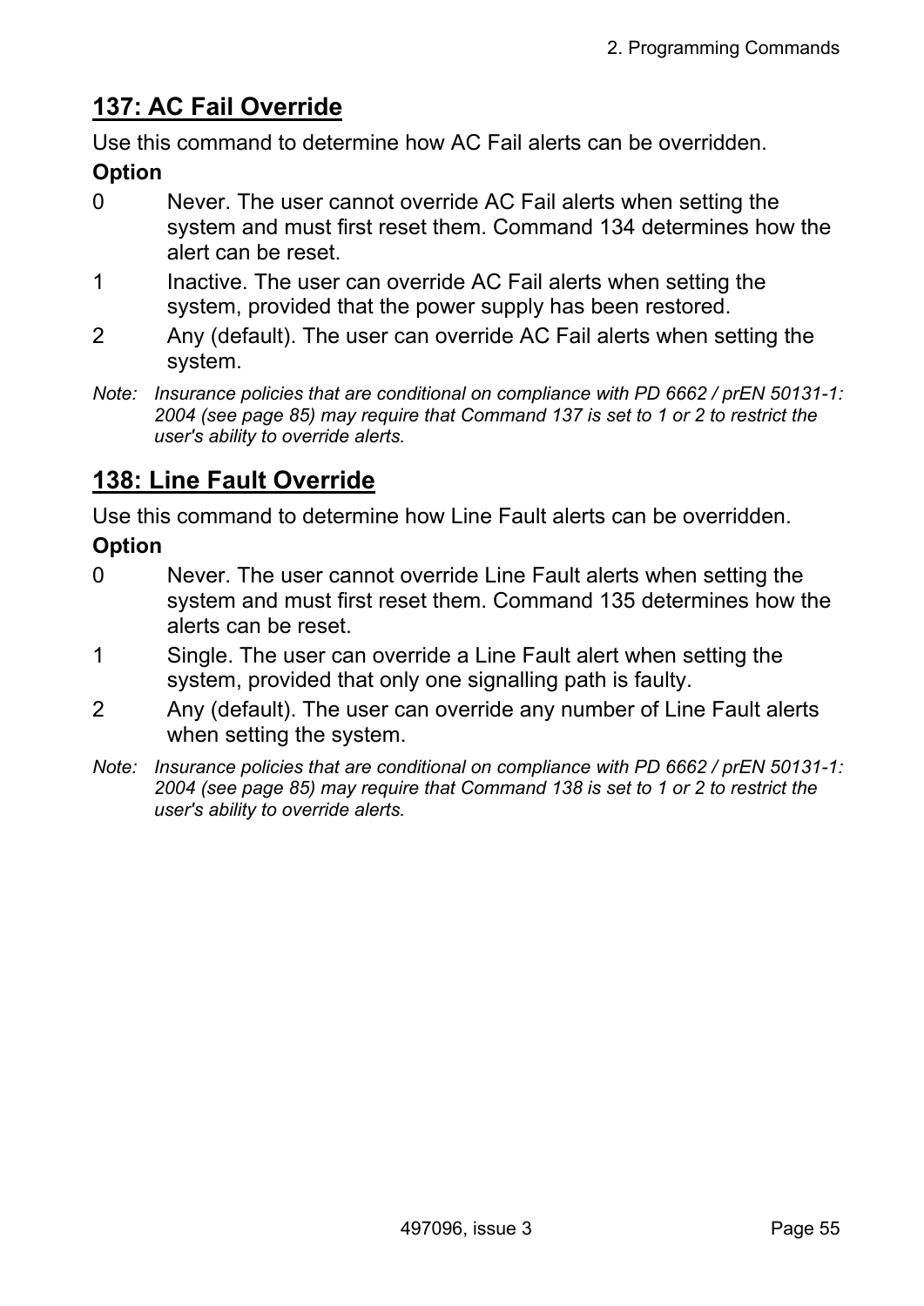## 137: AC Fail Override

Use this command to determine how AC Fail alerts can be overridden.

**Option**

0 Never. The user cannot override AC Fail alerts when setting the system and must first reset them. Command 134 determines how the alert can be reset.

1 Inactive. The user can override AC Fail alerts when setting the system, provided that the power supply has been restored.

2 Any (default). The user can override AC Fail alerts when setting the system.

*Note: Insurance policies that are conditional on compliance with PD 6662 / prEN 50131-1: 2004 (see page 85) may require that Command 137 is set to 1 or 2 to restrict the user's ability to override alerts.*

## 138: Line Fault Override

Use this command to determine how Line Fault alerts can be overridden.

**Option**

0 Never. The user cannot override Line Fault alerts when setting the system and must first reset them. Command 135 determines how the alerts can be reset.

1 Single. The user can override a Line Fault alert when setting the system, provided that only one signalling path is faulty.

2 Any (default). The user can override any number of Line Fault alerts when setting the system.

*Note: Insurance policies that are conditional on compliance with PD 6662 / prEN 50131-1: 2004 (see page 85) may require that Command 138 is set to 1 or 2 to restrict the user's ability to override alerts.*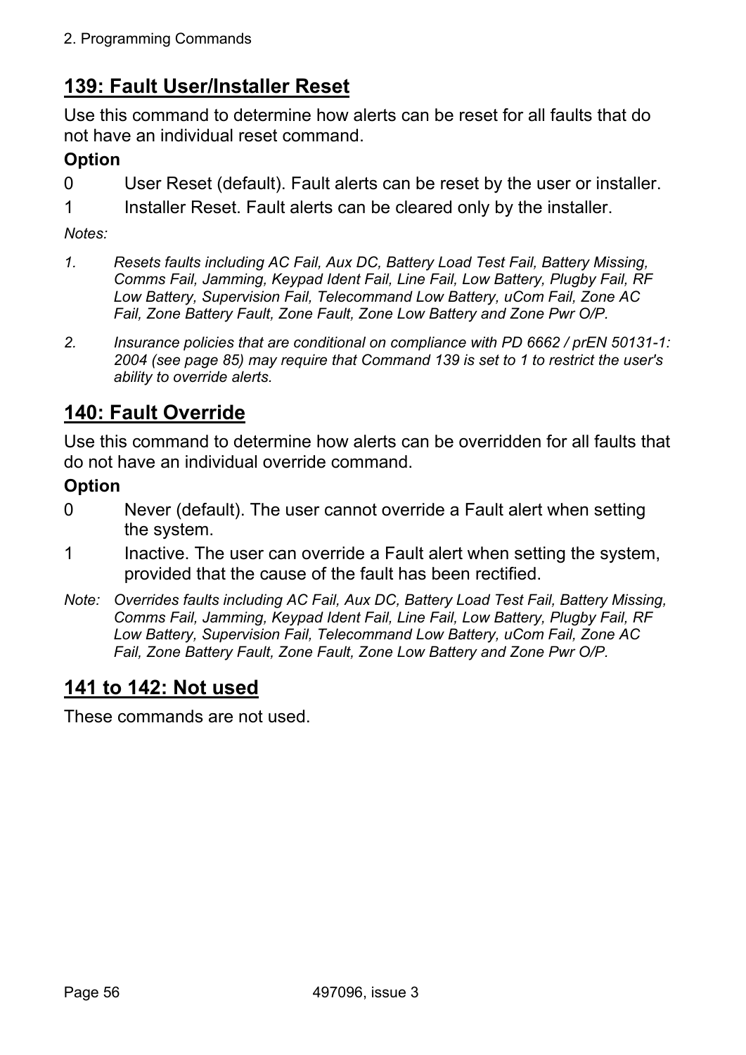## 139: Fault User/Installer Reset

Use this command to determine how alerts can be reset for all faults that do not have an individual reset command.

**Option**

0 User Reset (default). Fault alerts can be reset by the user or installer.

1 Installer Reset. Fault alerts can be cleared only by the installer.

*Notes:*

1. *Resets faults including AC Fail, Aux DC, Battery Load Test Fail, Battery Missing, Comms Fail, Jamming, Keypad Ident Fail, Line Fail, Low Battery, Plugby Fail, RF Low Battery, Supervision Fail, Telecommand Low Battery, uCom Fail, Zone AC Fail, Zone Battery Fault, Zone Fault, Zone Low Battery and Zone Pwr O/P.*
2. *Insurance policies that are conditional on compliance with PD 6662 / prEN 50131-1: 2004 (see page 85) may require that Command 139 is set to 1 to restrict the user's ability to override alerts.*

## 140: Fault Override

Use this command to determine how alerts can be overridden for all faults that do not have an individual override command.

**Option**

0 Never (default). The user cannot override a Fault alert when setting the system.

1 Inactive. The user can override a Fault alert when setting the system, provided that the cause of the fault has been rectified.

*Note: Overrides faults including AC Fail, Aux DC, Battery Load Test Fail, Battery Missing, Comms Fail, Jamming, Keypad Ident Fail, Line Fail, Low Battery, Plugby Fail, RF Low Battery, Supervision Fail, Telecommand Low Battery, uCom Fail, Zone AC Fail, Zone Battery Fault, Zone Fault, Zone Low Battery and Zone Pwr O/P.*

## 141 to 142: Not used

These commands are not used.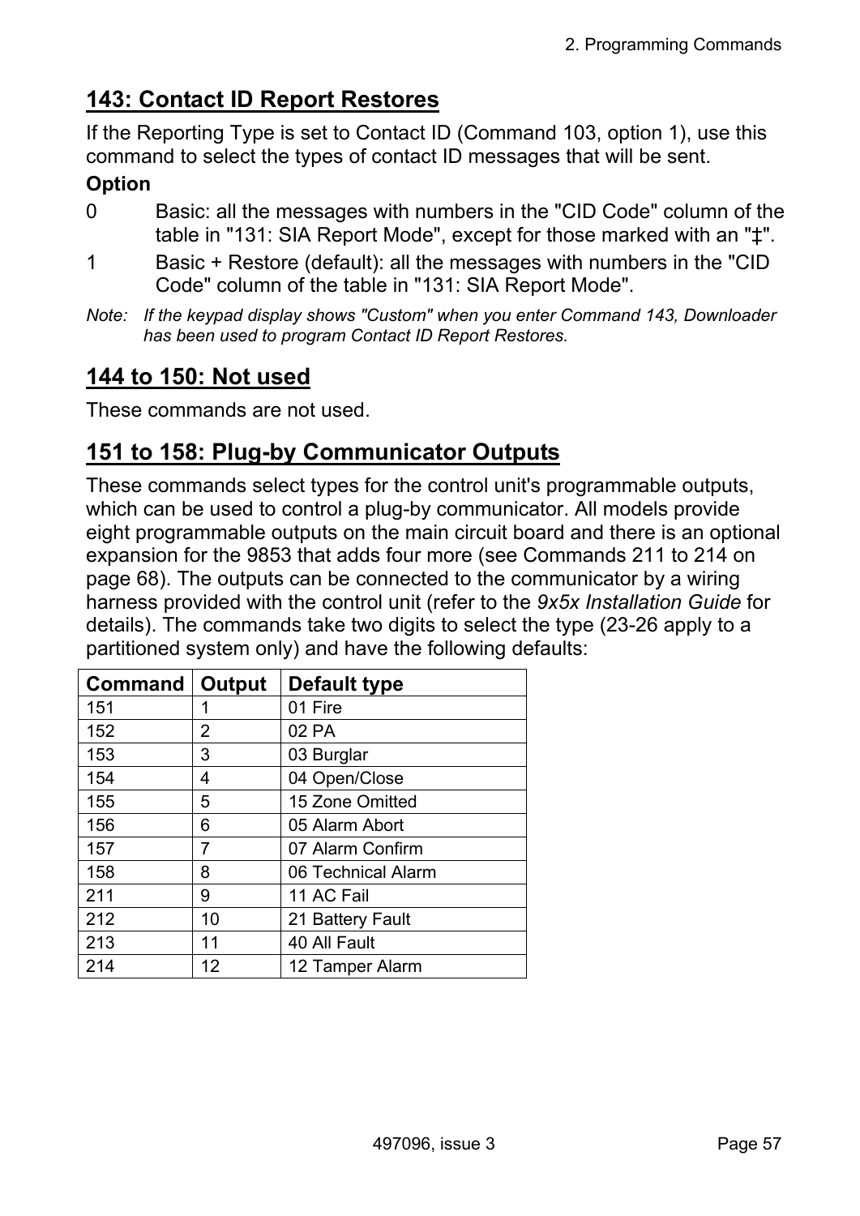## 143: Contact ID Report Restores

If the Reporting Type is set to Contact ID (Command 103, option 1), use this command to select the types of contact ID messages that will be sent.

**Option**

0 Basic: all the messages with numbers in the "CID Code" column of the table in "131: SIA Report Mode", except for those marked with an "‡".

1 Basic + Restore (default): all the messages with numbers in the "CID Code" column of the table in "131: SIA Report Mode".

*Note: If the keypad display shows "Custom" when you enter Command 143, Downloader has been used to program Contact ID Report Restores.*

## 144 to 150: Not used

These commands are not used.

## 151 to 158: Plug-by Communicator Outputs

These commands select types for the control unit's programmable outputs, which can be used to control a plug-by communicator. All models provide eight programmable outputs on the main circuit board and there is an optional expansion for the 9853 that adds four more (see Commands 211 to 214 on page 68). The outputs can be connected to the communicator by a wiring harness provided with the control unit (refer to the *9x5x Installation Guide* for details). The commands take two digits to select the type (23-26 apply to a partitioned system only) and have the following defaults:

| Command | Output | Default type |
|---|---|---|
| 151 | 1 | 01 Fire |
| 152 | 2 | 02 PA |
| 153 | 3 | 03 Burglar |
| 154 | 4 | 04 Open/Close |
| 155 | 5 | 15 Zone Omitted |
| 156 | 6 | 05 Alarm Abort |
| 157 | 7 | 07 Alarm Confirm |
| 158 | 8 | 06 Technical Alarm |
| 211 | 9 | 11 AC Fail |
| 212 | 10 | 21 Battery Fault |
| 213 | 11 | 40 All Fault |
| 214 | 12 | 12 Tamper Alarm |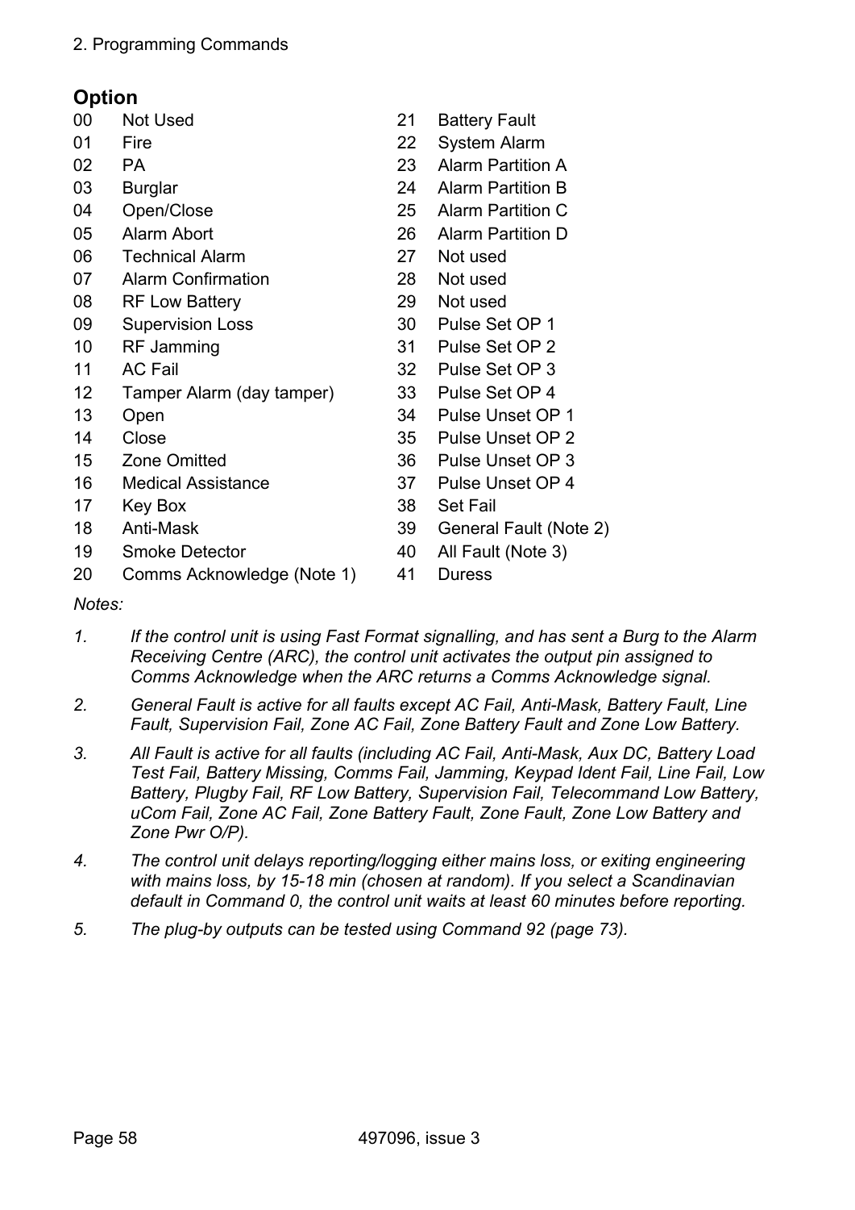**Option**

| | | | |
|---|---|---|---|
| 00 | Not Used | 21 | Battery Fault |
| 01 | Fire | 22 | System Alarm |
| 02 | PA | 23 | Alarm Partition A |
| 03 | Burglar | 24 | Alarm Partition B |
| 04 | Open/Close | 25 | Alarm Partition C |
| 05 | Alarm Abort | 26 | Alarm Partition D |
| 06 | Technical Alarm | 27 | Not used |
| 07 | Alarm Confirmation | 28 | Not used |
| 08 | RF Low Battery | 29 | Not used |
| 09 | Supervision Loss | 30 | Pulse Set OP 1 |
| 10 | RF Jamming | 31 | Pulse Set OP 2 |
| 11 | AC Fail | 32 | Pulse Set OP 3 |
| 12 | Tamper Alarm (day tamper) | 33 | Pulse Set OP 4 |
| 13 | Open | 34 | Pulse Unset OP 1 |
| 14 | Close | 35 | Pulse Unset OP 2 |
| 15 | Zone Omitted | 36 | Pulse Unset OP 3 |
| 16 | Medical Assistance | 37 | Pulse Unset OP 4 |
| 17 | Key Box | 38 | Set Fail |
| 18 | Anti-Mask | 39 | General Fault (Note 2) |
| 19 | Smoke Detector | 40 | All Fault (Note 3) |
| 20 | Comms Acknowledge (Note 1) | 41 | Duress |

*Notes:*

1. *If the control unit is using Fast Format signalling, and has sent a Burg to the Alarm Receiving Centre (ARC), the control unit activates the output pin assigned to Comms Acknowledge when the ARC returns a Comms Acknowledge signal.*
2. *General Fault is active for all faults except AC Fail, Anti-Mask, Battery Fault, Line Fault, Supervision Fail, Zone AC Fail, Zone Battery Fault and Zone Low Battery.*
3. *All Fault is active for all faults (including AC Fail, Anti-Mask, Aux DC, Battery Load Test Fail, Battery Missing, Comms Fail, Jamming, Keypad Ident Fail, Line Fail, Low Battery, Plugby Fail, RF Low Battery, Supervision Fail, Telecommand Low Battery, uCom Fail, Zone AC Fail, Zone Battery Fault, Zone Fault, Zone Low Battery and Zone Pwr O/P).*
4. *The control unit delays reporting/logging either mains loss, or exiting engineering with mains loss, by 15-18 min (chosen at random). If you select a Scandinavian default in Command 0, the control unit waits at least 60 minutes before reporting.*
5. *The plug-by outputs can be tested using Command 92 (page 73).*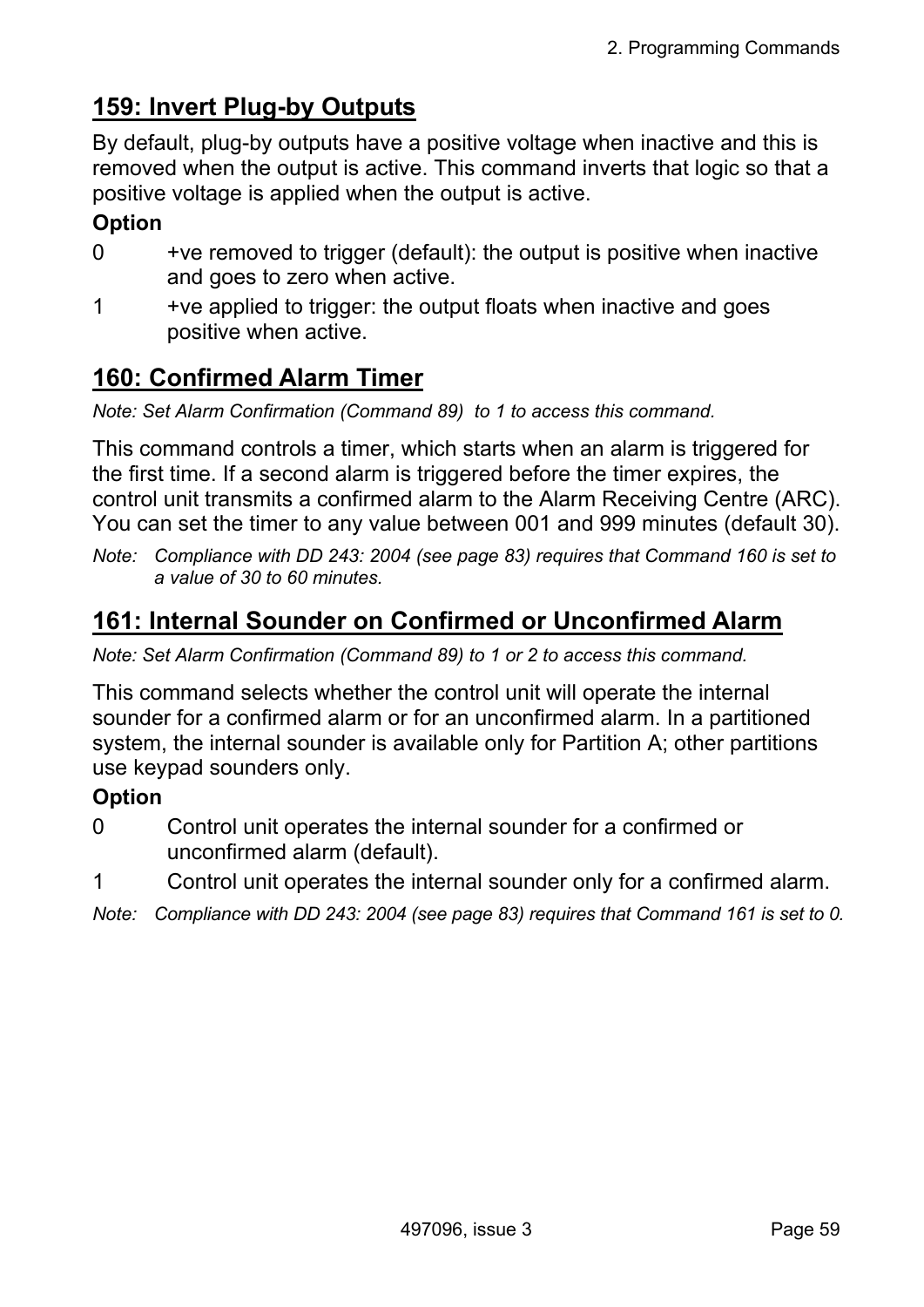## 159: Invert Plug-by Outputs

By default, plug-by outputs have a positive voltage when inactive and this is removed when the output is active. This command inverts that logic so that a positive voltage is applied when the output is active.

**Option**

0 +ve removed to trigger (default): the output is positive when inactive and goes to zero when active.

1 +ve applied to trigger: the output floats when inactive and goes positive when active.

## 160: Confirmed Alarm Timer

*Note: Set Alarm Confirmation (Command 89) to 1 to access this command.*

This command controls a timer, which starts when an alarm is triggered for the first time. If a second alarm is triggered before the timer expires, the control unit transmits a confirmed alarm to the Alarm Receiving Centre (ARC). You can set the timer to any value between 001 and 999 minutes (default 30).

*Note: Compliance with DD 243: 2004 (see page 83) requires that Command 160 is set to a value of 30 to 60 minutes.*

## 161: Internal Sounder on Confirmed or Unconfirmed Alarm

*Note: Set Alarm Confirmation (Command 89) to 1 or 2 to access this command.*

This command selects whether the control unit will operate the internal sounder for a confirmed alarm or for an unconfirmed alarm. In a partitioned system, the internal sounder is available only for Partition A; other partitions use keypad sounders only.

**Option**

0 Control unit operates the internal sounder for a confirmed or unconfirmed alarm (default).

1 Control unit operates the internal sounder only for a confirmed alarm.

*Note: Compliance with DD 243: 2004 (see page 83) requires that Command 161 is set to 0.*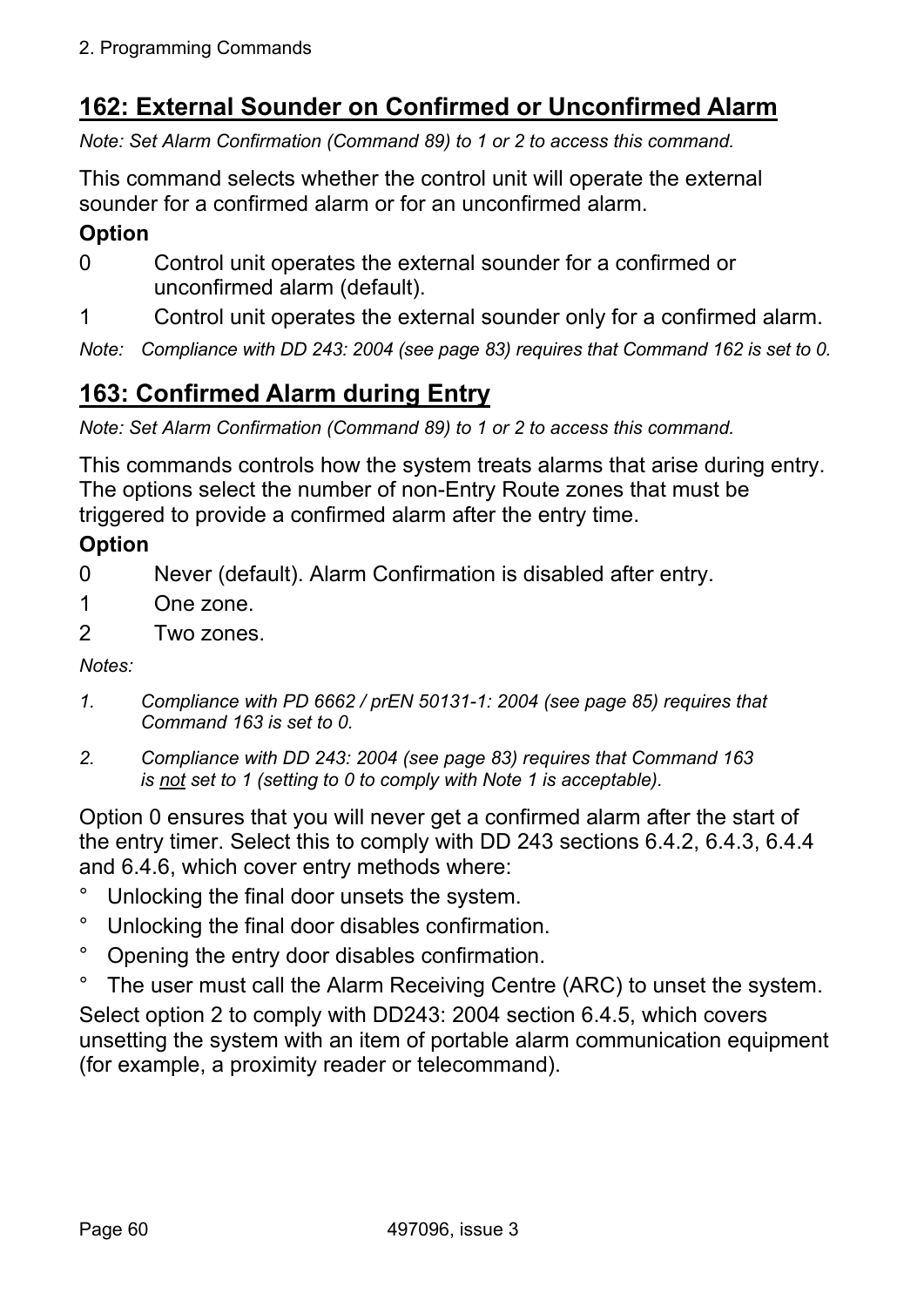## 162: External Sounder on Confirmed or Unconfirmed Alarm

*Note: Set Alarm Confirmation (Command 89) to 1 or 2 to access this command.*

This command selects whether the control unit will operate the external sounder for a confirmed alarm or for an unconfirmed alarm.

**Option**

0 Control unit operates the external sounder for a confirmed or unconfirmed alarm (default).

1 Control unit operates the external sounder only for a confirmed alarm.

*Note: Compliance with DD 243: 2004 (see page 83) requires that Command 162 is set to 0.*

## 163: Confirmed Alarm during Entry

*Note: Set Alarm Confirmation (Command 89) to 1 or 2 to access this command.*

This commands controls how the system treats alarms that arise during entry. The options select the number of non-Entry Route zones that must be triggered to provide a confirmed alarm after the entry time.

**Option**

0 Never (default). Alarm Confirmation is disabled after entry.

1 One zone.

2 Two zones.

*Notes:*

1. *Compliance with PD 6662 / prEN 50131-1: 2004 (see page 85) requires that Command 163 is set to 0.*
2. *Compliance with DD 243: 2004 (see page 83) requires that Command 163 is <u>not</u> set to 1 (setting to 0 to comply with Note 1 is acceptable).*

Option 0 ensures that you will never get a confirmed alarm after the start of the entry timer. Select this to comply with DD 243 sections 6.4.2, 6.4.3, 6.4.4 and 6.4.6, which cover entry methods where:

- Unlocking the final door unsets the system.
- Unlocking the final door disables confirmation.
- Opening the entry door disables confirmation.
- The user must call the Alarm Receiving Centre (ARC) to unset the system.

Select option 2 to comply with DD243: 2004 section 6.4.5, which covers unsetting the system with an item of portable alarm communication equipment (for example, a proximity reader or telecommand).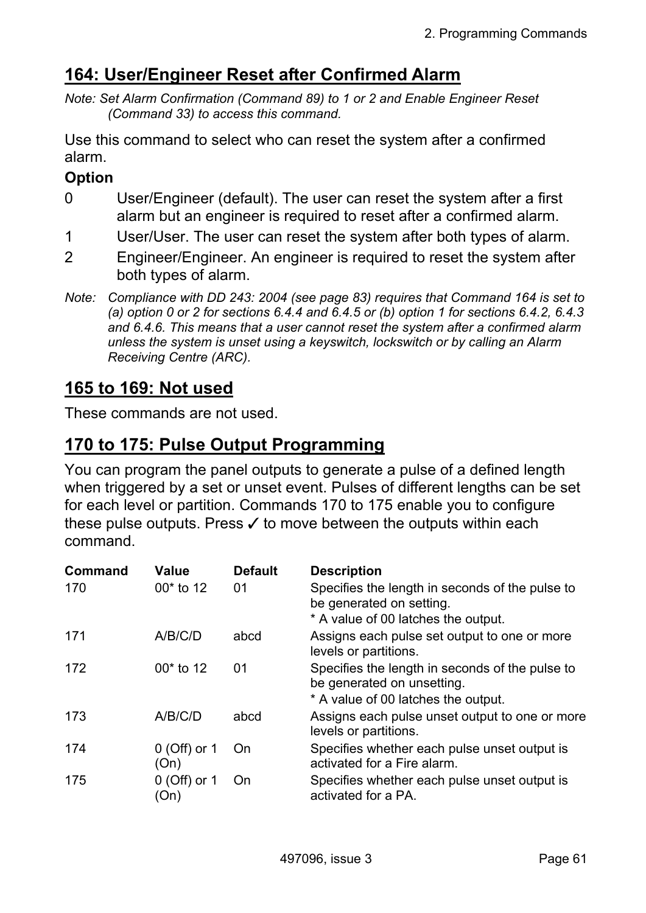## 164: User/Engineer Reset after Confirmed Alarm

*Note: Set Alarm Confirmation (Command 89) to 1 or 2 and Enable Engineer Reset (Command 33) to access this command.*

Use this command to select who can reset the system after a confirmed alarm.

**Option**

0 User/Engineer (default). The user can reset the system after a first alarm but an engineer is required to reset after a confirmed alarm.

1 User/User. The user can reset the system after both types of alarm.

2 Engineer/Engineer. An engineer is required to reset the system after both types of alarm.

*Note: Compliance with DD 243: 2004 (see page 83) requires that Command 164 is set to (a) option 0 or 2 for sections 6.4.4 and 6.4.5 or (b) option 1 for sections 6.4.2, 6.4.3 and 6.4.6. This means that a user cannot reset the system after a confirmed alarm unless the system is unset using a keyswitch, lockswitch or by calling an Alarm Receiving Centre (ARC).*

## 165 to 169: Not used

These commands are not used.

## 170 to 175: Pulse Output Programming

You can program the panel outputs to generate a pulse of a defined length when triggered by a set or unset event. Pulses of different lengths can be set for each level or partition. Commands 170 to 175 enable you to configure these pulse outputs. Press ✓ to move between the outputs within each command.

| Command | Value | Default | Description |
|---|---|---|---|
| 170 | 00* to 12 | 01 | Specifies the length in seconds of the pulse to be generated on setting.<br>* A value of 00 latches the output. |
| 171 | A/B/C/D | abcd | Assigns each pulse set output to one or more levels or partitions. |
| 172 | 00* to 12 | 01 | Specifies the length in seconds of the pulse to be generated on unsetting.<br>* A value of 00 latches the output. |
| 173 | A/B/C/D | abcd | Assigns each pulse unset output to one or more levels or partitions. |
| 174 | 0 (Off) or 1 (On) | On | Specifies whether each pulse unset output is activated for a Fire alarm. |
| 175 | 0 (Off) or 1 (On) | On | Specifies whether each pulse unset output is activated for a PA. |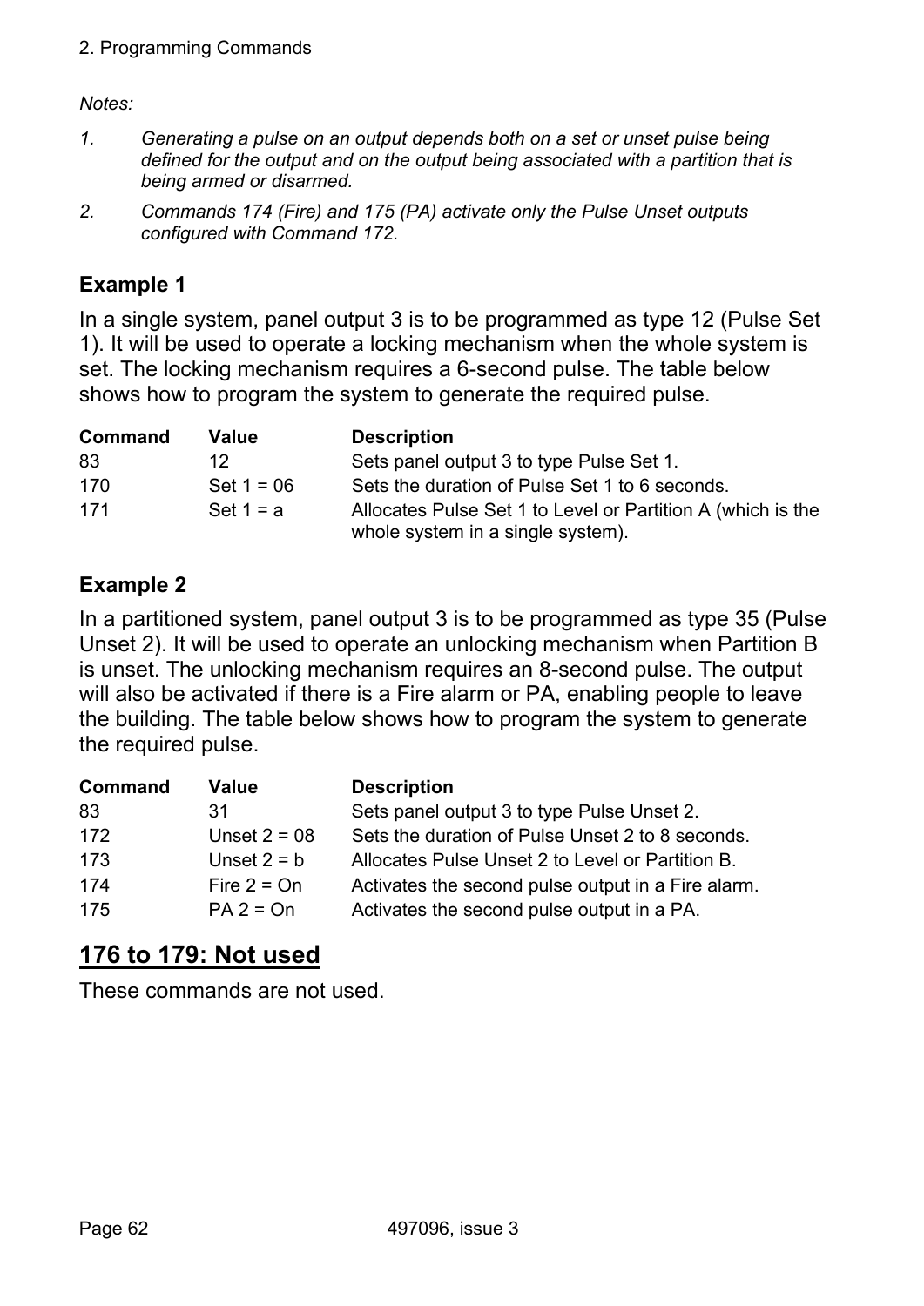*Notes:*

1. *Generating a pulse on an output depends both on a set or unset pulse being defined for the output and on the output being associated with a partition that is being armed or disarmed.*
2. *Commands 174 (Fire) and 175 (PA) activate only the Pulse Unset outputs configured with Command 172.*

### Example 1

In a single system, panel output 3 is to be programmed as type 12 (Pulse Set 1). It will be used to operate a locking mechanism when the whole system is set. The locking mechanism requires a 6-second pulse. The table below shows how to program the system to generate the required pulse.

| Command | Value | Description |
|---|---|---|
| 83 | 12 | Sets panel output 3 to type Pulse Set 1. |
| 170 | Set 1 = 06 | Sets the duration of Pulse Set 1 to 6 seconds. |
| 171 | Set 1 = a | Allocates Pulse Set 1 to Level or Partition A (which is the whole system in a single system). |

### Example 2

In a partitioned system, panel output 3 is to be programmed as type 35 (Pulse Unset 2). It will be used to operate an unlocking mechanism when Partition B is unset. The unlocking mechanism requires an 8-second pulse. The output will also be activated if there is a Fire alarm or PA, enabling people to leave the building. The table below shows how to program the system to generate the required pulse.

| Command | Value | Description |
|---|---|---|
| 83 | 31 | Sets panel output 3 to type Pulse Unset 2. |
| 172 | Unset 2 = 08 | Sets the duration of Pulse Unset 2 to 8 seconds. |
| 173 | Unset 2 = b | Allocates Pulse Unset 2 to Level or Partition B. |
| 174 | Fire 2 = On | Activates the second pulse output in a Fire alarm. |
| 175 | PA 2 = On | Activates the second pulse output in a PA. |

## 176 to 179: Not used

These commands are not used.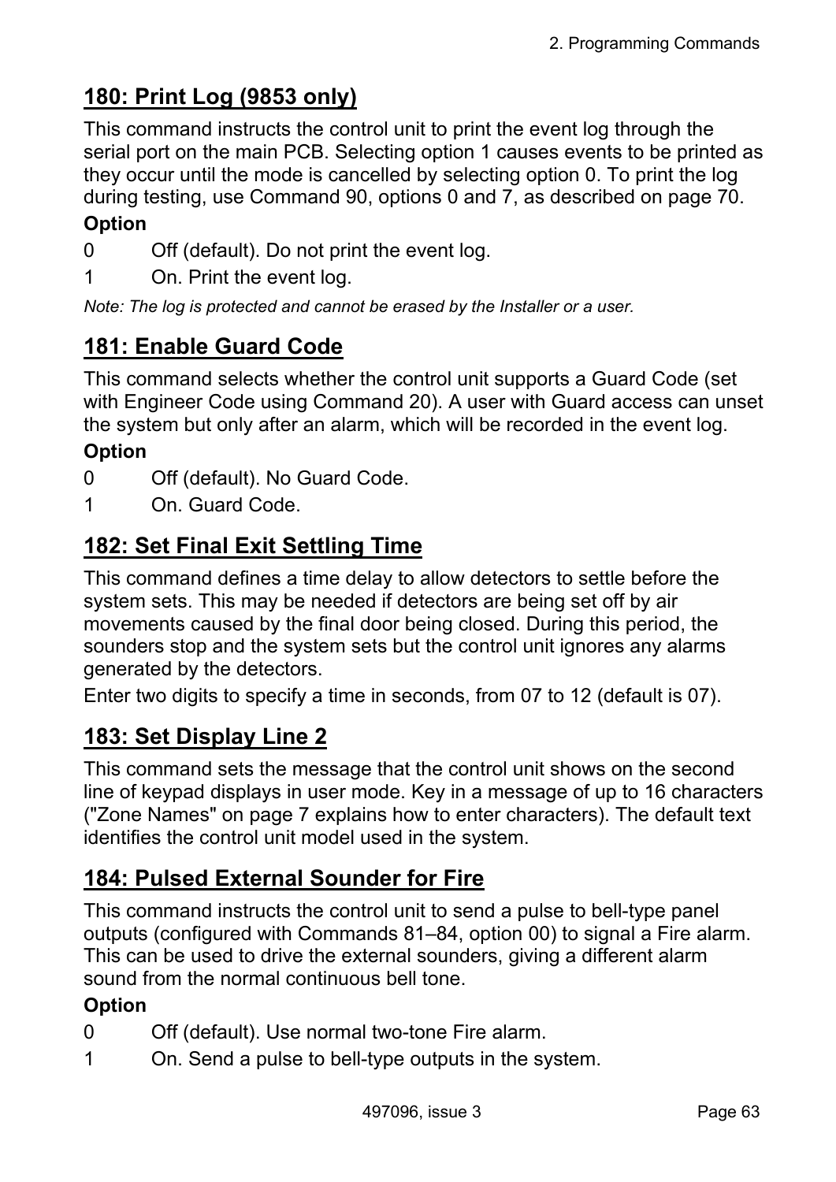## 180: Print Log (9853 only)

This command instructs the control unit to print the event log through the serial port on the main PCB. Selecting option 1 causes events to be printed as they occur until the mode is cancelled by selecting option 0. To print the log during testing, use Command 90, options 0 and 7, as described on page 70.

**Option**

0 Off (default). Do not print the event log.

1 On. Print the event log.

*Note: The log is protected and cannot be erased by the Installer or a user.*

## 181: Enable Guard Code

This command selects whether the control unit supports a Guard Code (set with Engineer Code using Command 20). A user with Guard access can unset the system but only after an alarm, which will be recorded in the event log.

**Option**

0 Off (default). No Guard Code.

1 On. Guard Code.

## 182: Set Final Exit Settling Time

This command defines a time delay to allow detectors to settle before the system sets. This may be needed if detectors are being set off by air movements caused by the final door being closed. During this period, the sounders stop and the system sets but the control unit ignores any alarms generated by the detectors.

Enter two digits to specify a time in seconds, from 07 to 12 (default is 07).

## 183: Set Display Line 2

This command sets the message that the control unit shows on the second line of keypad displays in user mode. Key in a message of up to 16 characters ("Zone Names" on page 7 explains how to enter characters). The default text identifies the control unit model used in the system.

## 184: Pulsed External Sounder for Fire

This command instructs the control unit to send a pulse to bell-type panel outputs (configured with Commands 81–84, option 00) to signal a Fire alarm. This can be used to drive the external sounders, giving a different alarm sound from the normal continuous bell tone.

**Option**

0 Off (default). Use normal two-tone Fire alarm.

1 On. Send a pulse to bell-type outputs in the system.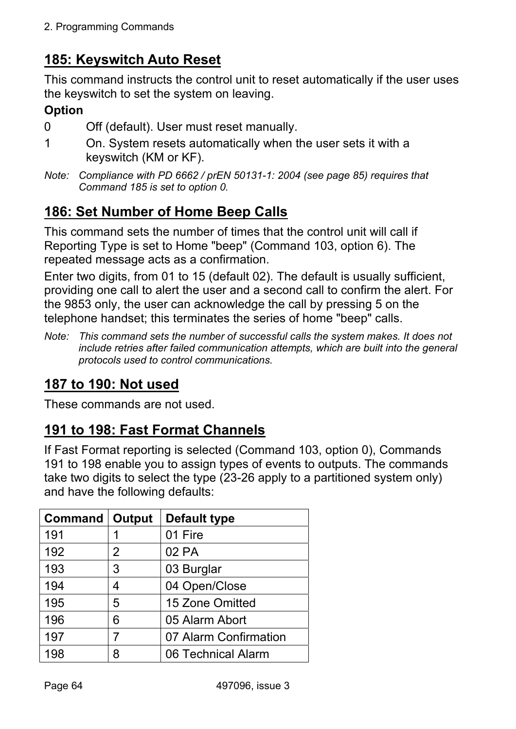## 185: Keyswitch Auto Reset

This command instructs the control unit to reset automatically if the user uses the keyswitch to set the system on leaving.

**Option**

0 Off (default). User must reset manually.

1 On. System resets automatically when the user sets it with a keyswitch (KM or KF).

*Note: Compliance with PD 6662 / prEN 50131-1: 2004 (see page 85) requires that Command 185 is set to option 0.*

## 186: Set Number of Home Beep Calls

This command sets the number of times that the control unit will call if Reporting Type is set to Home "beep" (Command 103, option 6). The repeated message acts as a confirmation.

Enter two digits, from 01 to 15 (default 02). The default is usually sufficient, providing one call to alert the user and a second call to confirm the alert. For the 9853 only, the user can acknowledge the call by pressing 5 on the telephone handset; this terminates the series of home "beep" calls.

*Note: This command sets the number of successful calls the system makes. It does not include retries after failed communication attempts, which are built into the general protocols used to control communications.*

## 187 to 190: Not used

These commands are not used.

## 191 to 198: Fast Format Channels

If Fast Format reporting is selected (Command 103, option 0), Commands 191 to 198 enable you to assign types of events to outputs. The commands take two digits to select the type (23-26 apply to a partitioned system only) and have the following defaults:

| Command | Output | Default type |
|---|---|---|
| 191 | 1 | 01 Fire |
| 192 | 2 | 02 PA |
| 193 | 3 | 03 Burglar |
| 194 | 4 | 04 Open/Close |
| 195 | 5 | 15 Zone Omitted |
| 196 | 6 | 05 Alarm Abort |
| 197 | 7 | 07 Alarm Confirmation |
| 198 | 8 | 06 Technical Alarm |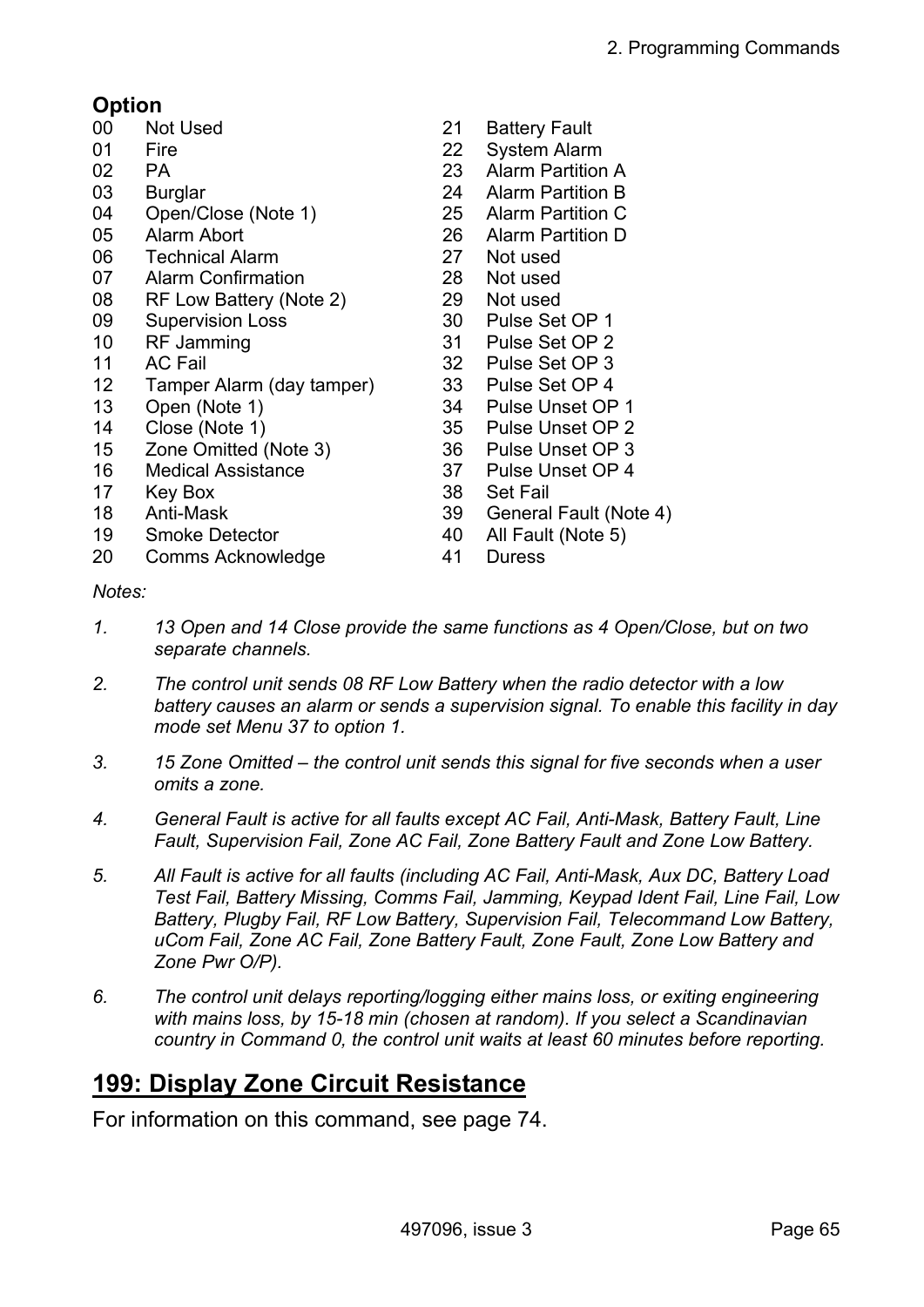**Option**

| | | | |
|---|---|---|---|
| 00 | Not Used | 21 | Battery Fault |
| 01 | Fire | 22 | System Alarm |
| 02 | PA | 23 | Alarm Partition A |
| 03 | Burglar | 24 | Alarm Partition B |
| 04 | Open/Close (Note 1) | 25 | Alarm Partition C |
| 05 | Alarm Abort | 26 | Alarm Partition D |
| 06 | Technical Alarm | 27 | Not used |
| 07 | Alarm Confirmation | 28 | Not used |
| 08 | RF Low Battery (Note 2) | 29 | Not used |
| 09 | Supervision Loss | 30 | Pulse Set OP 1 |
| 10 | RF Jamming | 31 | Pulse Set OP 2 |
| 11 | AC Fail | 32 | Pulse Set OP 3 |
| 12 | Tamper Alarm (day tamper) | 33 | Pulse Set OP 4 |
| 13 | Open (Note 1) | 34 | Pulse Unset OP 1 |
| 14 | Close (Note 1) | 35 | Pulse Unset OP 2 |
| 15 | Zone Omitted (Note 3) | 36 | Pulse Unset OP 3 |
| 16 | Medical Assistance | 37 | Pulse Unset OP 4 |
| 17 | Key Box | 38 | Set Fail |
| 18 | Anti-Mask | 39 | General Fault (Note 4) |
| 19 | Smoke Detector | 40 | All Fault (Note 5) |
| 20 | Comms Acknowledge | 41 | Duress |

*Notes:*

1. *13 Open and 14 Close provide the same functions as 4 Open/Close, but on two separate channels.*

2. *The control unit sends 08 RF Low Battery when the radio detector with a low battery causes an alarm or sends a supervision signal. To enable this facility in day mode set Menu 37 to option 1.*

3. *15 Zone Omitted – the control unit sends this signal for five seconds when a user omits a zone.*

4. *General Fault is active for all faults except AC Fail, Anti-Mask, Battery Fault, Line Fault, Supervision Fail, Zone AC Fail, Zone Battery Fault and Zone Low Battery.*

5. *All Fault is active for all faults (including AC Fail, Anti-Mask, Aux DC, Battery Load Test Fail, Battery Missing, Comms Fail, Jamming, Keypad Ident Fail, Line Fail, Low Battery, Plugby Fail, RF Low Battery, Supervision Fail, Telecommand Low Battery, uCom Fail, Zone AC Fail, Zone Battery Fault, Zone Fault, Zone Low Battery and Zone Pwr O/P).*

6. *The control unit delays reporting/logging either mains loss, or exiting engineering with mains loss, by 15-18 min (chosen at random). If you select a Scandinavian country in Command 0, the control unit waits at least 60 minutes before reporting.*

## 199: Display Zone Circuit Resistance

For information on this command, see page 74.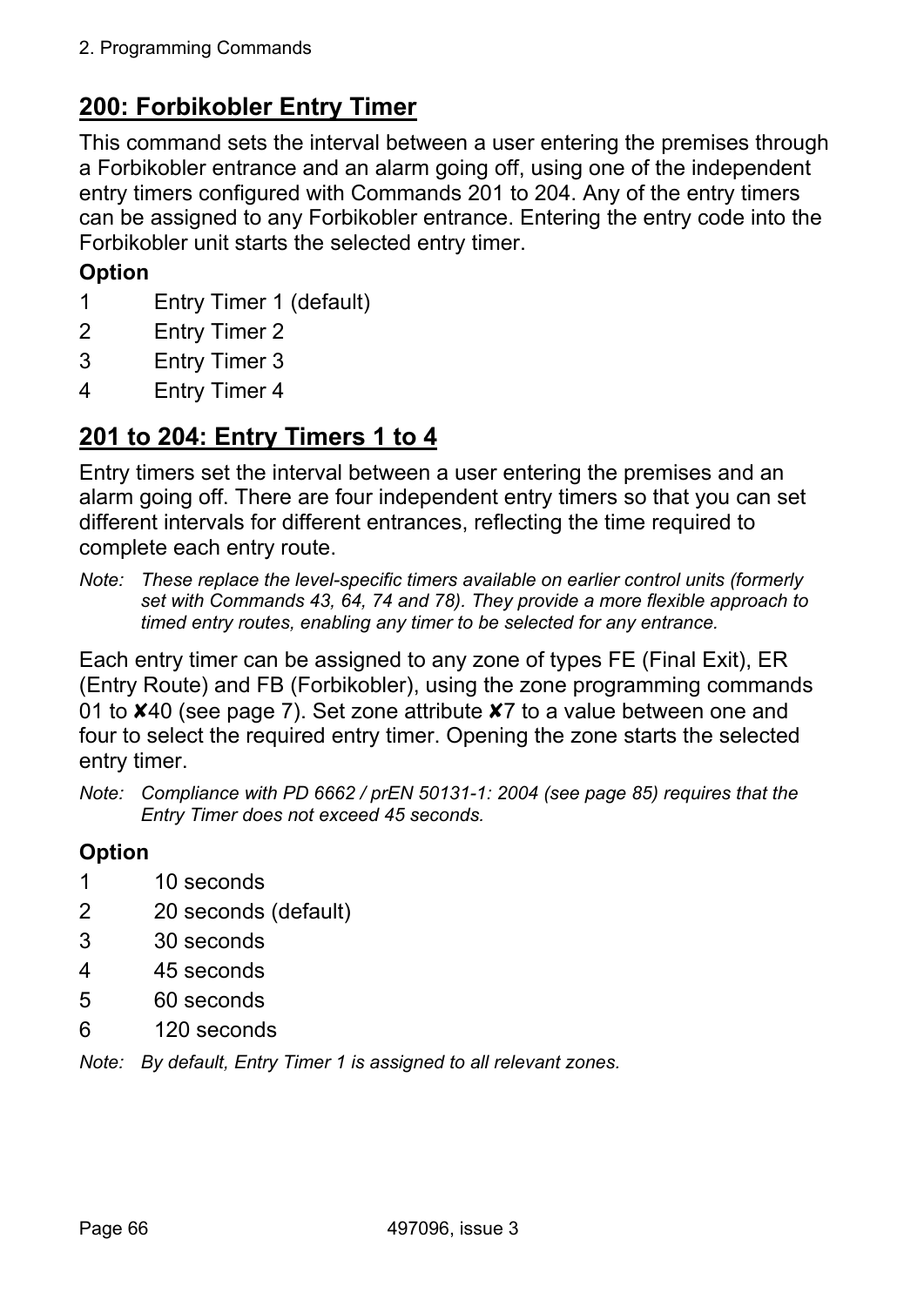## 200: Forbikobler Entry Timer

This command sets the interval between a user entering the premises through a Forbikobler entrance and an alarm going off, using one of the independent entry timers configured with Commands 201 to 204. Any of the entry timers can be assigned to any Forbikobler entrance. Entering the entry code into the Forbikobler unit starts the selected entry timer.

**Option**

1 Entry Timer 1 (default)

2 Entry Timer 2

3 Entry Timer 3

4 Entry Timer 4

## 201 to 204: Entry Timers 1 to 4

Entry timers set the interval between a user entering the premises and an alarm going off. There are four independent entry timers so that you can set different intervals for different entrances, reflecting the time required to complete each entry route.

*Note: These replace the level-specific timers available on earlier control units (formerly set with Commands 43, 64, 74 and 78). They provide a more flexible approach to timed entry routes, enabling any timer to be selected for any entrance.*

Each entry timer can be assigned to any zone of types FE (Final Exit), ER (Entry Route) and FB (Forbikobler), using the zone programming commands 01 to ✘40 (see page 7). Set zone attribute ✘7 to a value between one and four to select the required entry timer. Opening the zone starts the selected entry timer.

*Note: Compliance with PD 6662 / prEN 50131-1: 2004 (see page 85) requires that the Entry Timer does not exceed 45 seconds.*

**Option**

1 10 seconds

2 20 seconds (default)

3 30 seconds

4 45 seconds

5 60 seconds

6 120 seconds

*Note: By default, Entry Timer 1 is assigned to all relevant zones.*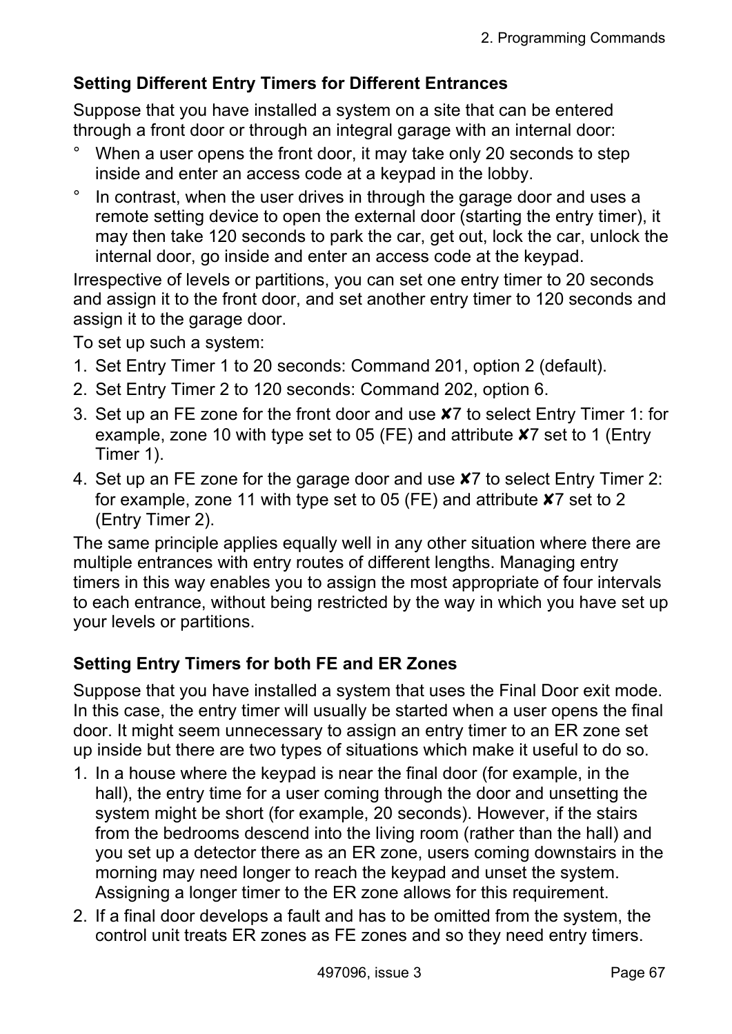### Setting Different Entry Timers for Different Entrances

Suppose that you have installed a system on a site that can be entered through a front door or through an integral garage with an internal door:

- When a user opens the front door, it may take only 20 seconds to step inside and enter an access code at a keypad in the lobby.
- In contrast, when the user drives in through the garage door and uses a remote setting device to open the external door (starting the entry timer), it may then take 120 seconds to park the car, get out, lock the car, unlock the internal door, go inside and enter an access code at the keypad.

Irrespective of levels or partitions, you can set one entry timer to 20 seconds and assign it to the front door, and set another entry timer to 120 seconds and assign it to the garage door.

To set up such a system:

1. Set Entry Timer 1 to 20 seconds: Command 201, option 2 (default).
2. Set Entry Timer 2 to 120 seconds: Command 202, option 6.
3. Set up an FE zone for the front door and use ✘7 to select Entry Timer 1: for example, zone 10 with type set to 05 (FE) and attribute ✘7 set to 1 (Entry Timer 1).
4. Set up an FE zone for the garage door and use ✘7 to select Entry Timer 2: for example, zone 11 with type set to 05 (FE) and attribute ✘7 set to 2 (Entry Timer 2).

The same principle applies equally well in any other situation where there are multiple entrances with entry routes of different lengths. Managing entry timers in this way enables you to assign the most appropriate of four intervals to each entrance, without being restricted by the way in which you have set up your levels or partitions.

### Setting Entry Timers for both FE and ER Zones

Suppose that you have installed a system that uses the Final Door exit mode. In this case, the entry timer will usually be started when a user opens the final door. It might seem unnecessary to assign an entry timer to an ER zone set up inside but there are two types of situations which make it useful to do so.

1. In a house where the keypad is near the final door (for example, in the hall), the entry time for a user coming through the door and unsetting the system might be short (for example, 20 seconds). However, if the stairs from the bedrooms descend into the living room (rather than the hall) and you set up a detector there as an ER zone, users coming downstairs in the morning may need longer to reach the keypad and unset the system. Assigning a longer timer to the ER zone allows for this requirement.
2. If a final door develops a fault and has to be omitted from the system, the control unit treats ER zones as FE zones and so they need entry timers.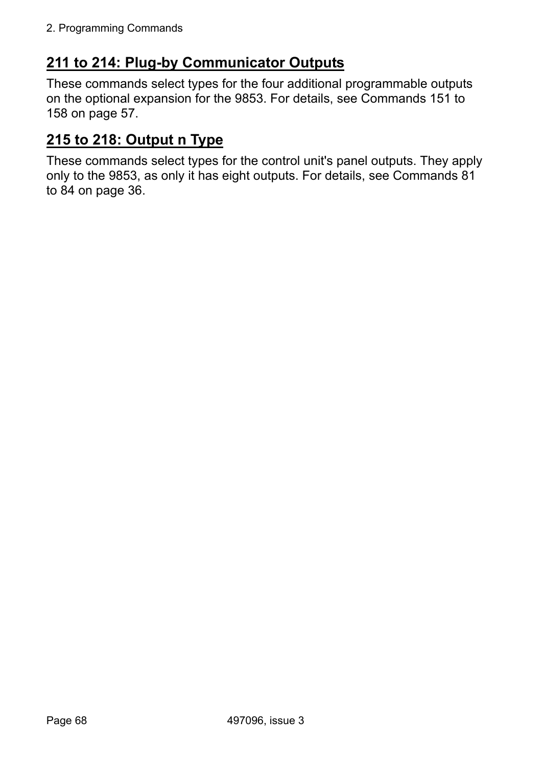## 211 to 214: Plug-by Communicator Outputs

These commands select types for the four additional programmable outputs on the optional expansion for the 9853. For details, see Commands 151 to 158 on page 57.

## 215 to 218: Output n Type

These commands select types for the control unit's panel outputs. They apply only to the 9853, as only it has eight outputs. For details, see Commands 81 to 84 on page 36.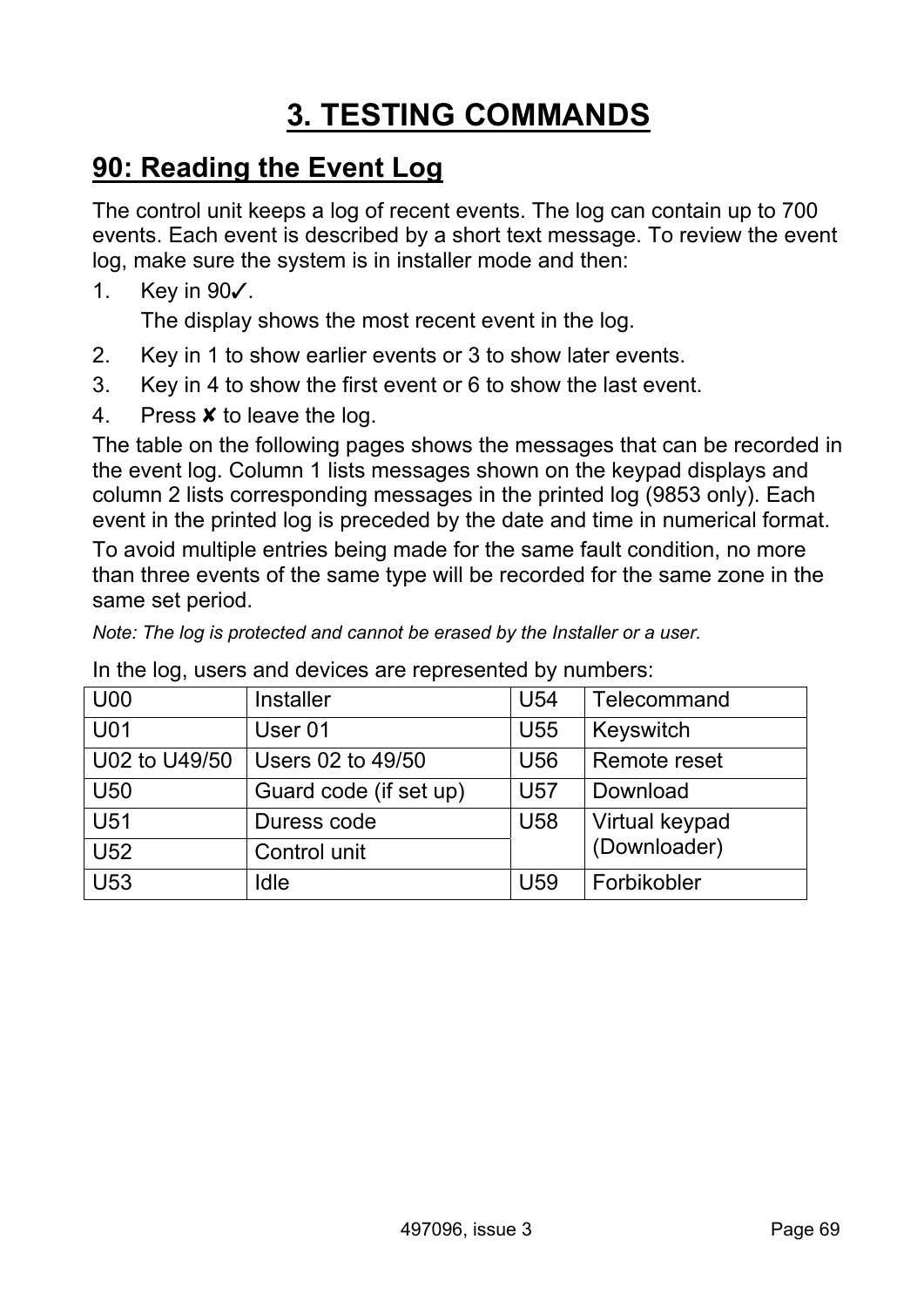# 3. TESTING COMMANDS

## 90: Reading the Event Log

The control unit keeps a log of recent events. The log can contain up to 700 events. Each event is described by a short text message. To review the event log, make sure the system is in installer mode and then:

1. Key in 90✓.

   The display shows the most recent event in the log.
2. Key in 1 to show earlier events or 3 to show later events.
3. Key in 4 to show the first event or 6 to show the last event.
4. Press ✘ to leave the log.

The table on the following pages shows the messages that can be recorded in the event log. Column 1 lists messages shown on the keypad displays and column 2 lists corresponding messages in the printed log (9853 only). Each event in the printed log is preceded by the date and time in numerical format.

To avoid multiple entries being made for the same fault condition, no more than three events of the same type will be recorded for the same zone in the same set period.

*Note: The log is protected and cannot be erased by the Installer or a user.*

In the log, users and devices are represented by numbers:

| | | | |
|---|---|---|---|
| U00 | Installer | U54 | Telecommand |
| U01 | User 01 | U55 | Keyswitch |
| U02 to U49/50 | Users 02 to 49/50 | U56 | Remote reset |
| U50 | Guard code (if set up) | U57 | Download |
| U51 | Duress code | U58 | Virtual keypad (Downloader) |
| U52 | Control unit | | |
| U53 | Idle | U59 | Forbikobler |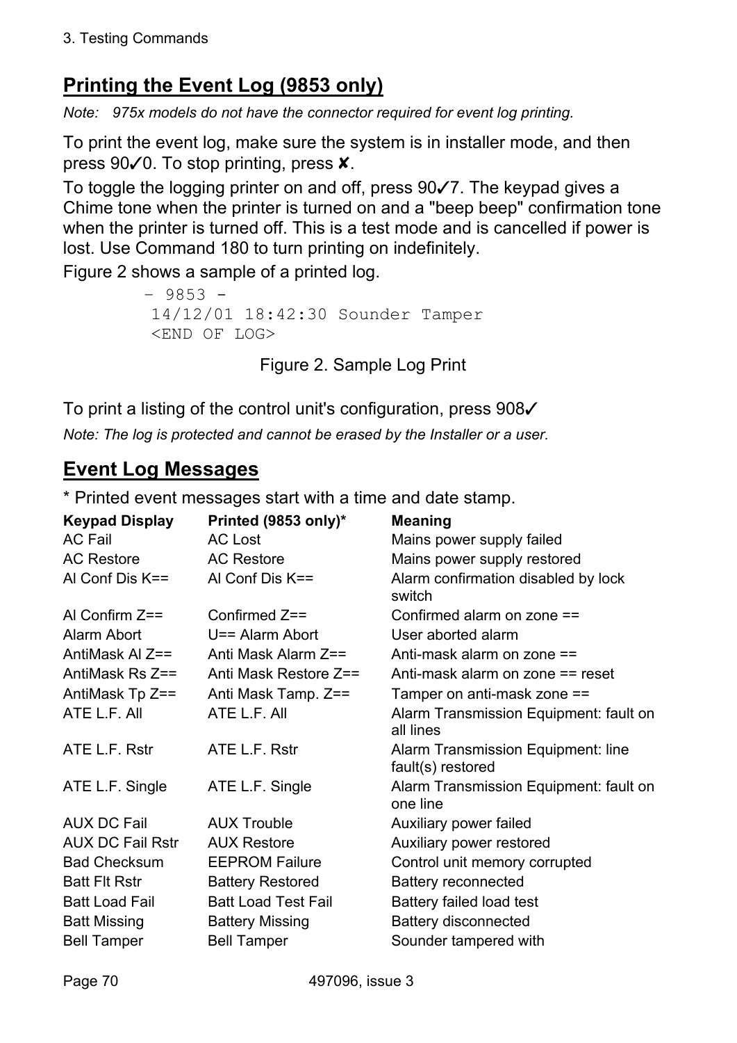## Printing the Event Log (9853 only)

*Note: 975x models do not have the connector required for event log printing.*

To print the event log, make sure the system is in installer mode, and then press 90✓0. To stop printing, press ✘.

To toggle the logging printer on and off, press 90✓7. The keypad gives a Chime tone when the printer is turned on and a "beep beep" confirmation tone when the printer is turned off. This is a test mode and is cancelled if power is lost. Use Command 180 to turn printing on indefinitely.

Figure 2 shows a sample of a printed log.

```
- 9853 -
14/12/01 18:42:30 Sounder Tamper
<END OF LOG>
```

Figure 2. Sample Log Print

To print a listing of the control unit's configuration, press 908✓

*Note: The log is protected and cannot be erased by the Installer or a user.*

## Event Log Messages

* Printed event messages start with a time and date stamp.

| Keypad Display | Printed (9853 only)* | Meaning |
|---|---|---|
| AC Fail | AC Lost | Mains power supply failed |
| AC Restore | AC Restore | Mains power supply restored |
| Al Conf Dis K== | Al Conf Dis K== | Alarm confirmation disabled by lock switch |
| Al Confirm Z== | Confirmed Z== | Confirmed alarm on zone == |
| Alarm Abort | U== Alarm Abort | User aborted alarm |
| AntiMask Al Z== | Anti Mask Alarm Z== | Anti-mask alarm on zone == |
| AntiMask Rs Z== | Anti Mask Restore Z== | Anti-mask alarm on zone == reset |
| AntiMask Tp Z== | Anti Mask Tamp. Z== | Tamper on anti-mask zone == |
| ATE L.F. All | ATE L.F. All | Alarm Transmission Equipment: fault on all lines |
| ATE L.F. Rstr | ATE L.F. Rstr | Alarm Transmission Equipment: line fault(s) restored |
| ATE L.F. Single | ATE L.F. Single | Alarm Transmission Equipment: fault on one line |
| AUX DC Fail | AUX Trouble | Auxiliary power failed |
| AUX DC Fail Rstr | AUX Restore | Auxiliary power restored |
| Bad Checksum | EEPROM Failure | Control unit memory corrupted |
| Batt Flt Rstr | Battery Restored | Battery reconnected |
| Batt Load Fail | Batt Load Test Fail | Battery failed load test |
| Batt Missing | Battery Missing | Battery disconnected |
| Bell Tamper | Bell Tamper | Sounder tampered with |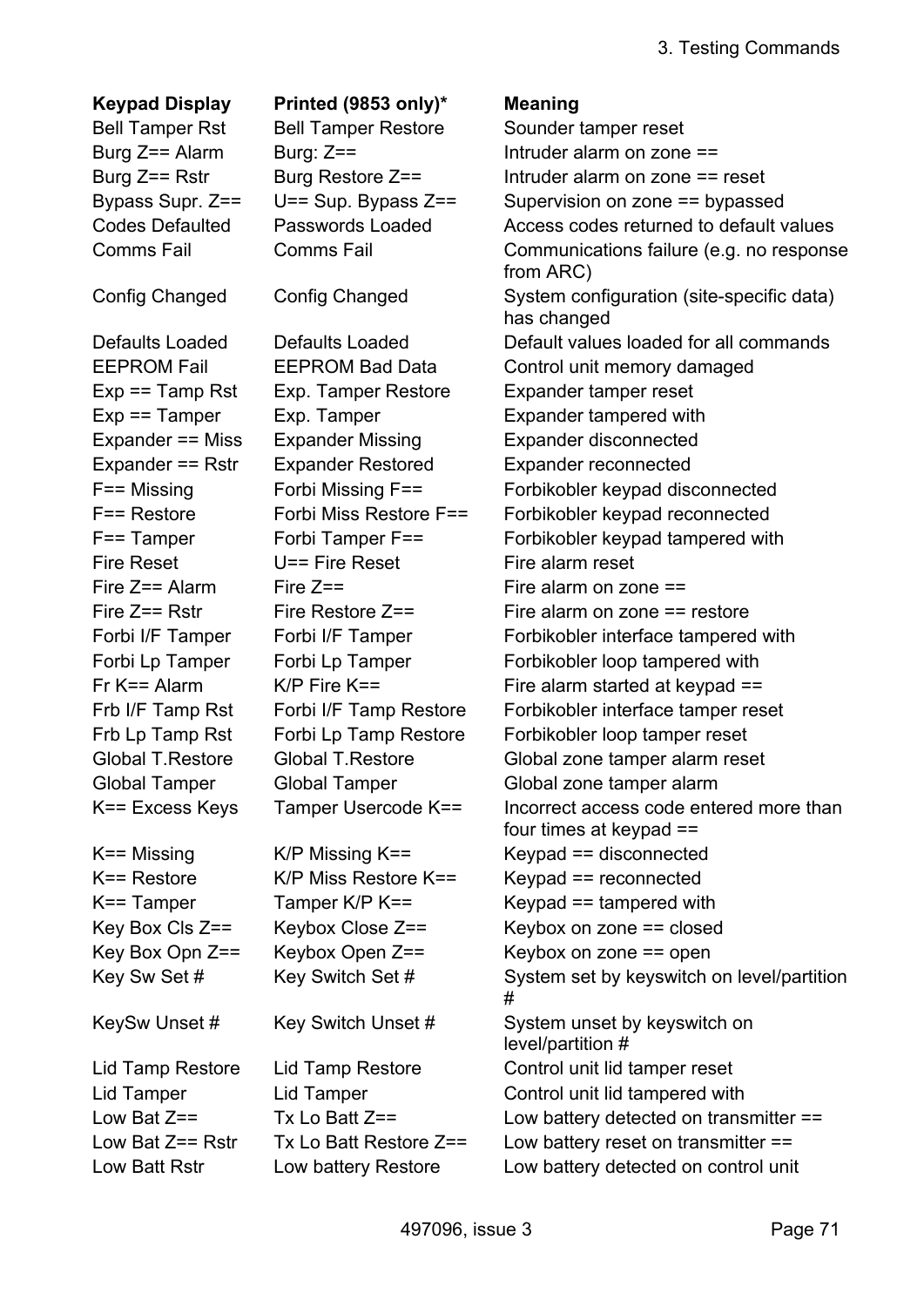| Keypad Display | Printed (9853 only)* | Meaning |
|---|---|---|
| Bell Tamper Rst | Bell Tamper Restore | Sounder tamper reset |
| Burg Z== Alarm | Burg: Z== | Intruder alarm on zone == |
| Burg Z== Rstr | Burg Restore Z== | Intruder alarm on zone == reset |
| Bypass Supr. Z== | U== Sup. Bypass Z== | Supervision on zone == bypassed |
| Codes Defaulted | Passwords Loaded | Access codes returned to default values |
| Comms Fail | Comms Fail | Communications failure (e.g. no response from ARC) |
| Config Changed | Config Changed | System configuration (site-specific data) has changed |
| Defaults Loaded | Defaults Loaded | Default values loaded for all commands |
| EEPROM Fail | EEPROM Bad Data | Control unit memory damaged |
| Exp == Tamp Rst | Exp. Tamper Restore | Expander tamper reset |
| Exp == Tamper | Exp. Tamper | Expander tampered with |
| Expander == Miss | Expander Missing | Expander disconnected |
| Expander == Rstr | Expander Restored | Expander reconnected |
| F== Missing | Forbi Missing F== | Forbikobler keypad disconnected |
| F== Restore | Forbi Miss Restore F== | Forbikobler keypad reconnected |
| F== Tamper | Forbi Tamper F== | Forbikobler keypad tampered with |
| Fire Reset | U== Fire Reset | Fire alarm reset |
| Fire Z== Alarm | Fire Z== | Fire alarm on zone == |
| Fire Z== Rstr | Fire Restore Z== | Fire alarm on zone == restore |
| Forbi I/F Tamper | Forbi I/F Tamper | Forbikobler interface tampered with |
| Forbi Lp Tamper | Forbi Lp Tamper | Forbikobler loop tampered with |
| Fr K== Alarm | K/P Fire K== | Fire alarm started at keypad == |
| Frb I/F Tamp Rst | Forbi I/F Tamp Restore | Forbikobler interface tamper reset |
| Frb Lp Tamp Rst | Forbi Lp Tamp Restore | Forbikobler loop tamper reset |
| Global T.Restore | Global T.Restore | Global zone tamper alarm reset |
| Global Tamper | Global Tamper | Global zone tamper alarm |
| K== Excess Keys | Tamper Usercode K== | Incorrect access code entered more than four times at keypad == |
| K== Missing | K/P Missing K== | Keypad == disconnected |
| K== Restore | K/P Miss Restore K== | Keypad == reconnected |
| K== Tamper | Tamper K/P K== | Keypad == tampered with |
| Key Box Cls Z== | Keybox Close Z== | Keybox on zone == closed |
| Key Box Opn Z== | Keybox Open Z== | Keybox on zone == open |
| Key Sw Set # | Key Switch Set # | System set by keyswitch on level/partition # |
| KeySw Unset # | Key Switch Unset # | System unset by keyswitch on level/partition # |
| Lid Tamp Restore | Lid Tamp Restore | Control unit lid tamper reset |
| Lid Tamper | Lid Tamper | Control unit lid tampered with |
| Low Bat Z== | Tx Lo Batt Z== | Low battery detected on transmitter == |
| Low Bat Z== Rstr | Tx Lo Batt Restore Z== | Low battery reset on transmitter == |
| Low Batt Rstr | Low battery Restore | Low battery detected on control unit |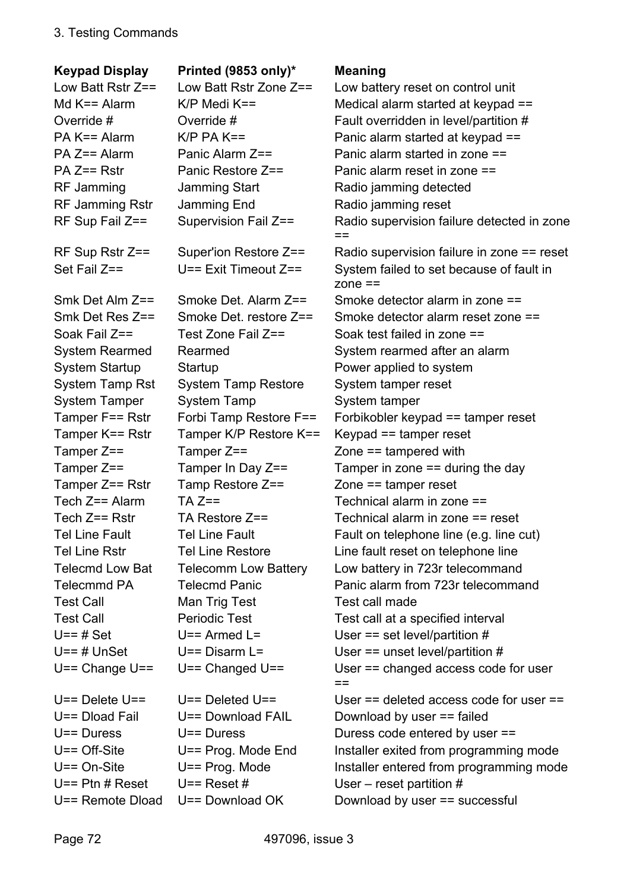| Keypad Display | Printed (9853 only)* | Meaning |
|---|---|---|
| Low Batt Rstr Z== | Low Batt Rstr Zone Z== | Low battery reset on control unit |
| Md K== Alarm | K/P Medi K== | Medical alarm started at keypad == |
| Override # | Override # | Fault overridden in level/partition # |
| PA K== Alarm | K/P PA K== | Panic alarm started at keypad == |
| PA Z== Alarm | Panic Alarm Z== | Panic alarm started in zone == |
| PA Z== Rstr | Panic Restore Z== | Panic alarm reset in zone == |
| RF Jamming | Jamming Start | Radio jamming detected |
| RF Jamming Rstr | Jamming End | Radio jamming reset |
| RF Sup Fail Z== | Supervision Fail Z== | Radio supervision failure detected in zone == |
| RF Sup Rstr Z== | Super'ion Restore Z== | Radio supervision failure in zone == reset |
| Set Fail Z== | U== Exit Timeout Z== | System failed to set because of fault in zone == |
| Smk Det Alm Z== | Smoke Det. Alarm Z== | Smoke detector alarm in zone == |
| Smk Det Res Z== | Smoke Det. restore Z== | Smoke detector alarm reset zone == |
| Soak Fail Z== | Test Zone Fail Z== | Soak test failed in zone == |
| System Rearmed | Rearmed | System rearmed after an alarm |
| System Startup | Startup | Power applied to system |
| System Tamp Rst | System Tamp Restore | System tamper reset |
| System Tamper | System Tamp | System tamper |
| Tamper F== Rstr | Forbi Tamp Restore F== | Forbikobler keypad == tamper reset |
| Tamper K== Rstr | Tamper K/P Restore K== | Keypad == tamper reset |
| Tamper Z== | Tamper Z== | Zone == tampered with |
| Tamper Z== | Tamper In Day Z== | Tamper in zone == during the day |
| Tamper Z== Rstr | Tamp Restore Z== | Zone == tamper reset |
| Tech Z== Alarm | TA Z== | Technical alarm in zone == |
| Tech Z== Rstr | TA Restore Z== | Technical alarm in zone == reset |
| Tel Line Fault | Tel Line Fault | Fault on telephone line (e.g. line cut) |
| Tel Line Rstr | Tel Line Restore | Line fault reset on telephone line |
| Telecmd Low Bat | Telecomm Low Battery | Low battery in 723r telecommand |
| Telecmmd PA | Telecmd Panic | Panic alarm from 723r telecommand |
| Test Call | Man Trig Test | Test call made |
| Test Call | Periodic Test | Test call at a specified interval |
| U== # Set | U== Armed L= | User == set level/partition # |
| U== # UnSet | U== Disarm L= | User == unset level/partition # |
| U== Change U== | U== Changed U== | User == changed access code for user == |
| U== Delete U== | U== Deleted U== | User == deleted access code for user == |
| U== Dload Fail | U== Download FAIL | Download by user == failed |
| U== Duress | U== Duress | Duress code entered by user == |
| U== Off-Site | U== Prog. Mode End | Installer exited from programming mode |
| U== On-Site | U== Prog. Mode | Installer entered from programming mode |
| U== Ptn # Reset | U== Reset # | User – reset partition # |
| U== Remote Dload | U== Download OK | Download by user == successful |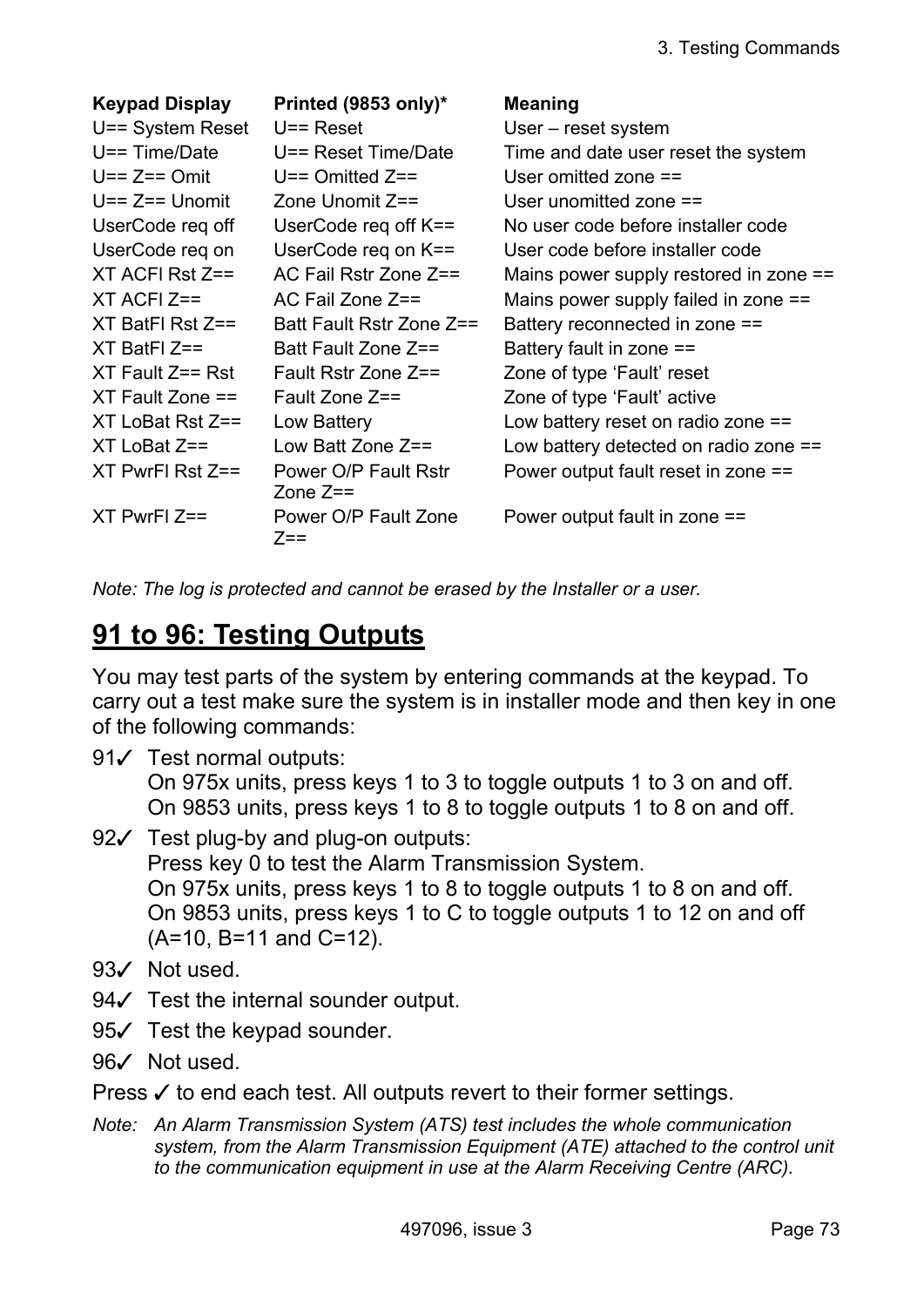| Keypad Display | Printed (9853 only)* | Meaning |
|---|---|---|
| U== System Reset | U== Reset | User – reset system |
| U== Time/Date | U== Reset Time/Date | Time and date user reset the system |
| U== Z== Omit | U== Omitted Z== | User omitted zone == |
| U== Z== Unomit | Zone Unomit Z== | User unomitted zone == |
| UserCode req off | UserCode req off K== | No user code before installer code |
| UserCode req on | UserCode req on K== | User code before installer code |
| XT ACFl Rst Z== | AC Fail Rstr Zone Z== | Mains power supply restored in zone == |
| XT ACFl Z== | AC Fail Zone Z== | Mains power supply failed in zone == |
| XT BatFl Rst Z== | Batt Fault Rstr Zone Z== | Battery reconnected in zone == |
| XT BatFl Z== | Batt Fault Zone Z== | Battery fault in zone == |
| XT Fault Z== Rst | Fault Rstr Zone Z== | Zone of type ‘Fault’ reset |
| XT Fault Zone == | Fault Zone Z== | Zone of type ‘Fault’ active |
| XT LoBat Rst Z== | Low Battery | Low battery reset on radio zone == |
| XT LoBat Z== | Low Batt Zone Z== | Low battery detected on radio zone == |
| XT PwrFl Rst Z== | Power O/P Fault Rstr Zone Z== | Power output fault reset in zone == |
| XT PwrFl Z== | Power O/P Fault Zone Z== | Power output fault in zone == |

*Note: The log is protected and cannot be erased by the Installer or a user.*

## 91 to 96: Testing Outputs

You may test parts of the system by entering commands at the keypad. To carry out a test make sure the system is in installer mode and then key in one of the following commands:

91✓ Test normal outputs:
On 975x units, press keys 1 to 3 to toggle outputs 1 to 3 on and off.
On 9853 units, press keys 1 to 8 to toggle outputs 1 to 8 on and off.

92✓ Test plug-by and plug-on outputs:
Press key 0 to test the Alarm Transmission System.
On 975x units, press keys 1 to 8 to toggle outputs 1 to 8 on and off.
On 9853 units, press keys 1 to C to toggle outputs 1 to 12 on and off (A=10, B=11 and C=12).

93✓ Not used.

94✓ Test the internal sounder output.

95✓ Test the keypad sounder.

96✓ Not used.

Press ✓ to end each test. All outputs revert to their former settings.

*Note: An Alarm Transmission System (ATS) test includes the whole communication system, from the Alarm Transmission Equipment (ATE) attached to the control unit to the communication equipment in use at the Alarm Receiving Centre (ARC).*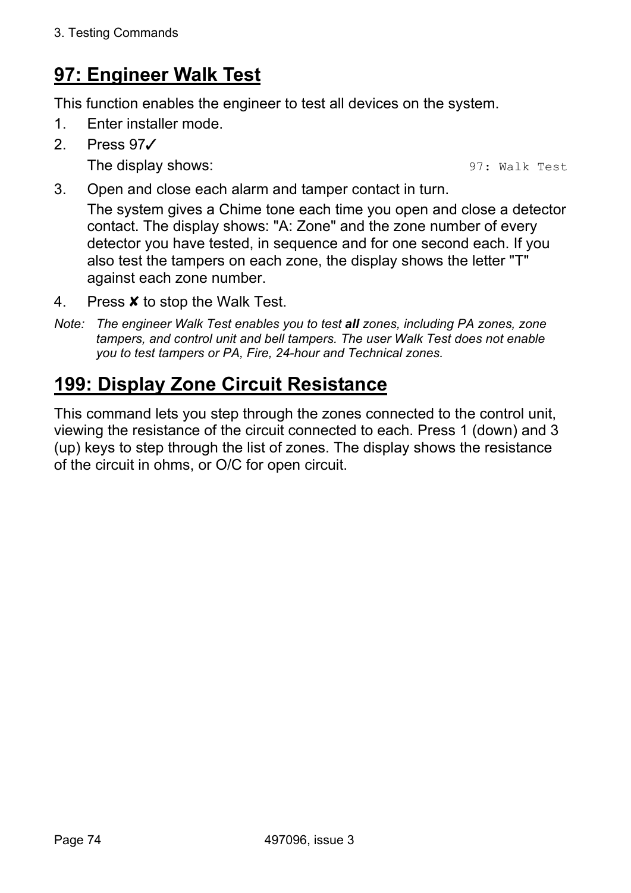## 97: Engineer Walk Test

This function enables the engineer to test all devices on the system.

1. Enter installer mode.
2. Press 97✓

   The display shows: `97: Walk Test`

3. Open and close each alarm and tamper contact in turn.

   The system gives a Chime tone each time you open and close a detector contact. The display shows: "A: Zone" and the zone number of every detector you have tested, in sequence and for one second each. If you also test the tampers on each zone, the display shows the letter "T" against each zone number.

4. Press ✘ to stop the Walk Test.

*Note: The engineer Walk Test enables you to test **all** zones, including PA zones, zone tampers, and control unit and bell tampers. The user Walk Test does not enable you to test tampers or PA, Fire, 24-hour and Technical zones.*

## 199: Display Zone Circuit Resistance

This command lets you step through the zones connected to the control unit, viewing the resistance of the circuit connected to each. Press 1 (down) and 3 (up) keys to step through the list of zones. The display shows the resistance of the circuit in ohms, or O/C for open circuit.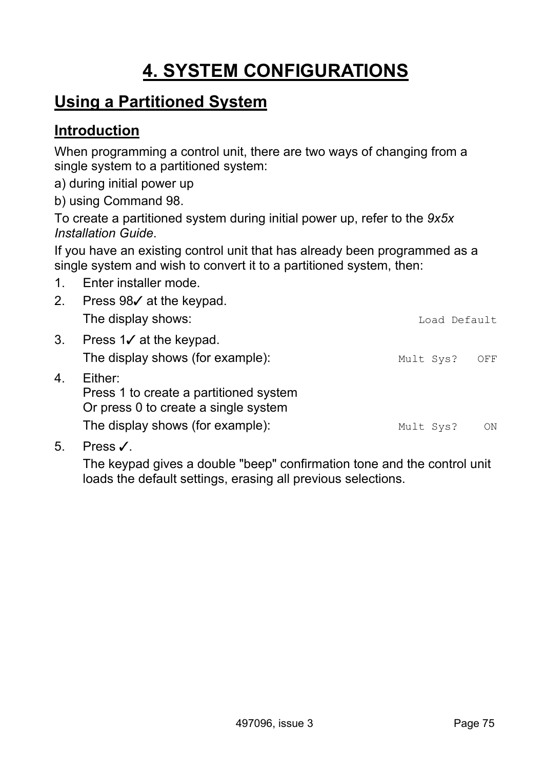# 4. SYSTEM CONFIGURATIONS

## Using a Partitioned System

### Introduction

When programming a control unit, there are two ways of changing from a single system to a partitioned system:

a) during initial power up

b) using Command 98.

To create a partitioned system during initial power up, refer to the *9x5x Installation Guide*.

If you have an existing control unit that has already been programmed as a single system and wish to convert it to a partitioned system, then:

1. Enter installer mode.
2. Press 98✓ at the keypad.

   The display shows: `Load Default`
3. Press 1✓ at the keypad.

   The display shows (for example): `Mult Sys?   OFF`
4. Either:
   Press 1 to create a partitioned system
   Or press 0 to create a single system

   The display shows (for example): `Mult Sys?    ON`
5. Press ✓.

   The keypad gives a double "beep" confirmation tone and the control unit loads the default settings, erasing all previous selections.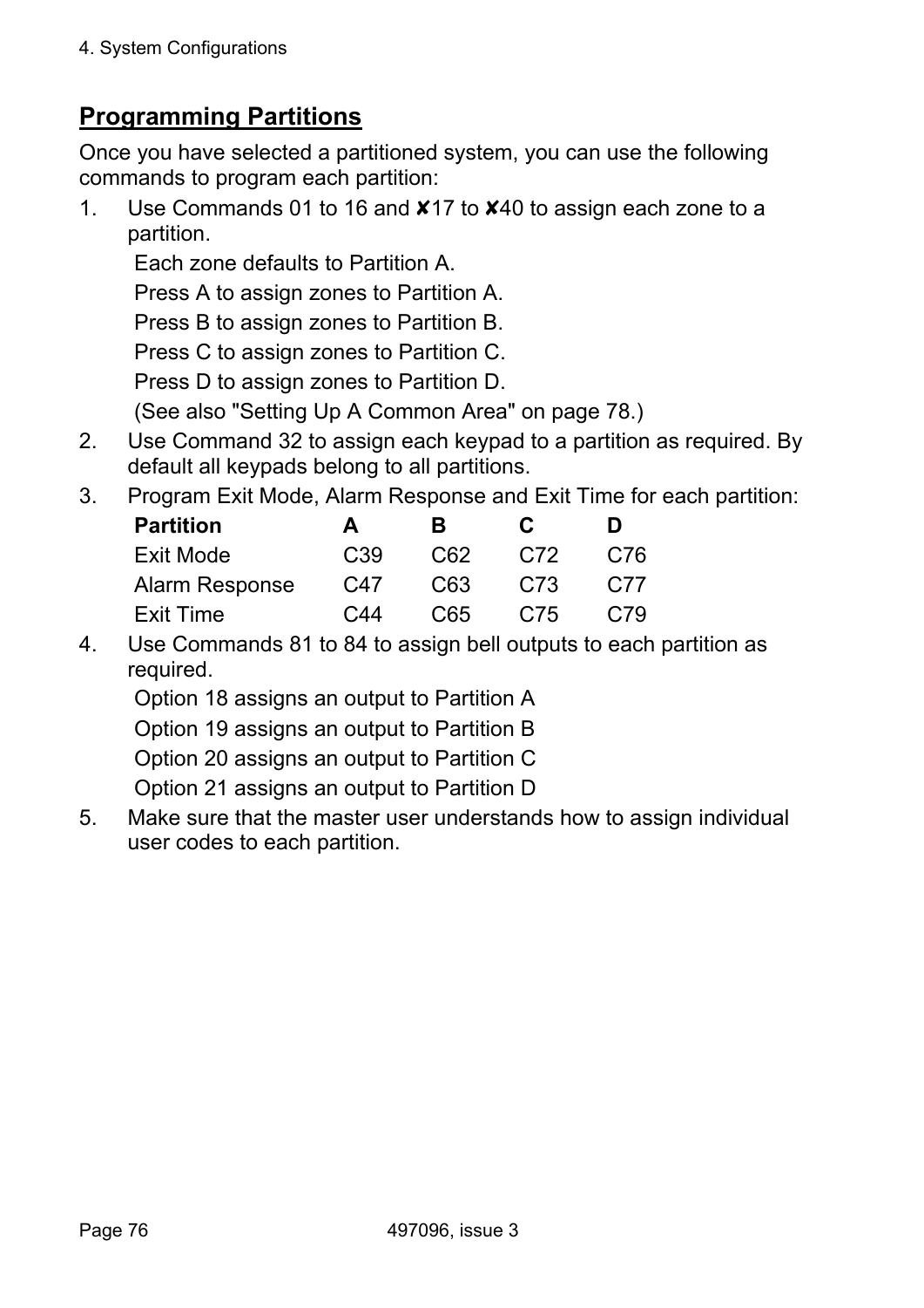## Programming Partitions

Once you have selected a partitioned system, you can use the following commands to program each partition:

1. Use Commands 01 to 16 and ✘17 to ✘40 to assign each zone to a partition.

   Each zone defaults to Partition A.

   Press A to assign zones to Partition A.

   Press B to assign zones to Partition B.

   Press C to assign zones to Partition C.

   Press D to assign zones to Partition D.

   (See also "Setting Up A Common Area" on page 78.)

2. Use Command 32 to assign each keypad to a partition as required. By default all keypads belong to all partitions.

3. Program Exit Mode, Alarm Response and Exit Time for each partition:

   | Partition | A | B | C | D |
   |---|---|---|---|---|
   | Exit Mode | C39 | C62 | C72 | C76 |
   | Alarm Response | C47 | C63 | C73 | C77 |
   | Exit Time | C44 | C65 | C75 | C79 |

4. Use Commands 81 to 84 to assign bell outputs to each partition as required.

   Option 18 assigns an output to Partition A

   Option 19 assigns an output to Partition B

   Option 20 assigns an output to Partition C

   Option 21 assigns an output to Partition D

5. Make sure that the master user understands how to assign individual user codes to each partition.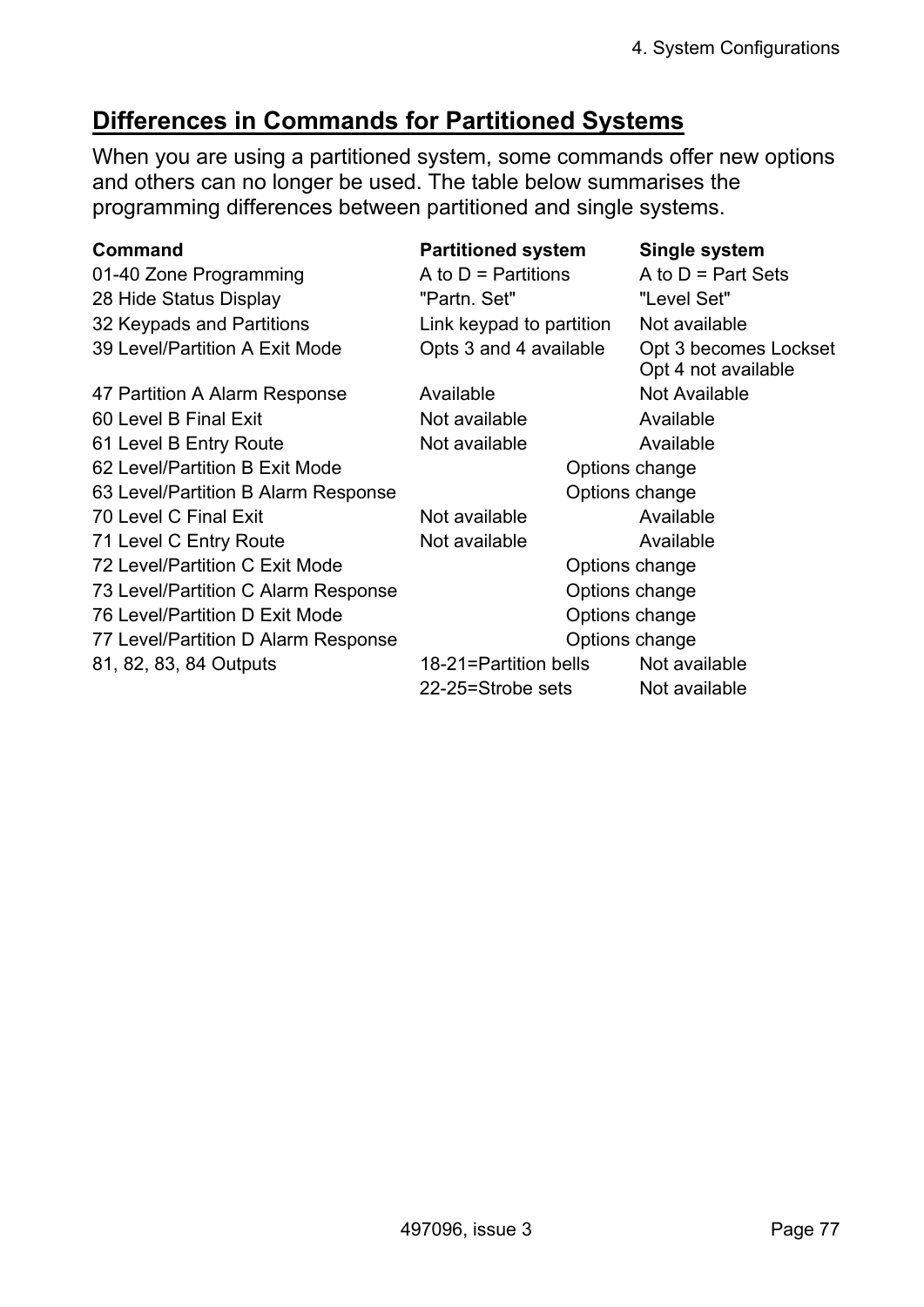## Differences in Commands for Partitioned Systems

When you are using a partitioned system, some commands offer new options and others can no longer be used. The table below summarises the programming differences between partitioned and single systems.

| Command | Partitioned system | Single system |
|---|---|---|
| 01-40 Zone Programming | A to D = Partitions | A to D = Part Sets |
| 28 Hide Status Display | "Partn. Set" | "Level Set" |
| 32 Keypads and Partitions | Link keypad to partition | Not available |
| 39 Level/Partition A Exit Mode | Opts 3 and 4 available | Opt 3 becomes Lockset<br>Opt 4 not available |
| 47 Partition A Alarm Response | Available | Not Available |
| 60 Level B Final Exit | Not available | Available |
| 61 Level B Entry Route | Not available | Available |
| 62 Level/Partition B Exit Mode | Options change | Options change |
| 63 Level/Partition B Alarm Response | Options change | Options change |
| 70 Level C Final Exit | Not available | Available |
| 71 Level C Entry Route | Not available | Available |
| 72 Level/Partition C Exit Mode | Options change | Options change |
| 73 Level/Partition C Alarm Response | Options change | Options change |
| 76 Level/Partition D Exit Mode | Options change | Options change |
| 77 Level/Partition D Alarm Response | Options change | Options change |
| 81, 82, 83, 84 Outputs | 18-21=Partition bells | Not available |
| | 22-25=Strobe sets | Not available |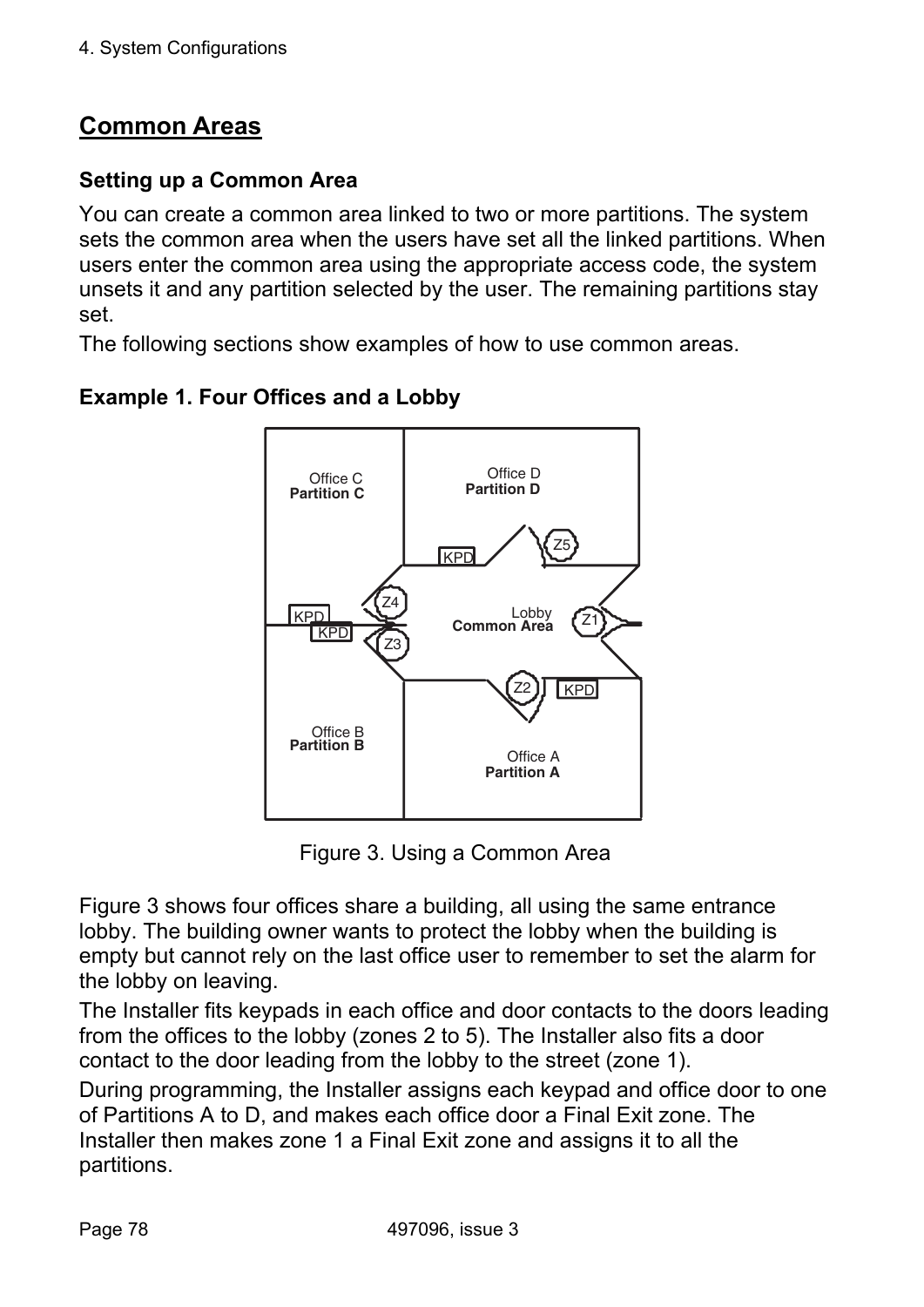## Common Areas

### Setting up a Common Area

You can create a common area linked to two or more partitions. The system sets the common area when the users have set all the linked partitions. When users enter the common area using the appropriate access code, the system unsets it and any partition selected by the user. The remaining partitions stay set.

The following sections show examples of how to use common areas.

### Example 1. Four Offices and a Lobby

Figure 3. Using a Common Area

Figure 3 shows four offices share a building, all using the same entrance lobby. The building owner wants to protect the lobby when the building is empty but cannot rely on the last office user to remember to set the alarm for the lobby on leaving.

The Installer fits keypads in each office and door contacts to the doors leading from the offices to the lobby (zones 2 to 5). The Installer also fits a door contact to the door leading from the lobby to the street (zone 1).

During programming, the Installer assigns each keypad and office door to one of Partitions A to D, and makes each office door a Final Exit zone. The Installer then makes zone 1 a Final Exit zone and assigns it to all the partitions.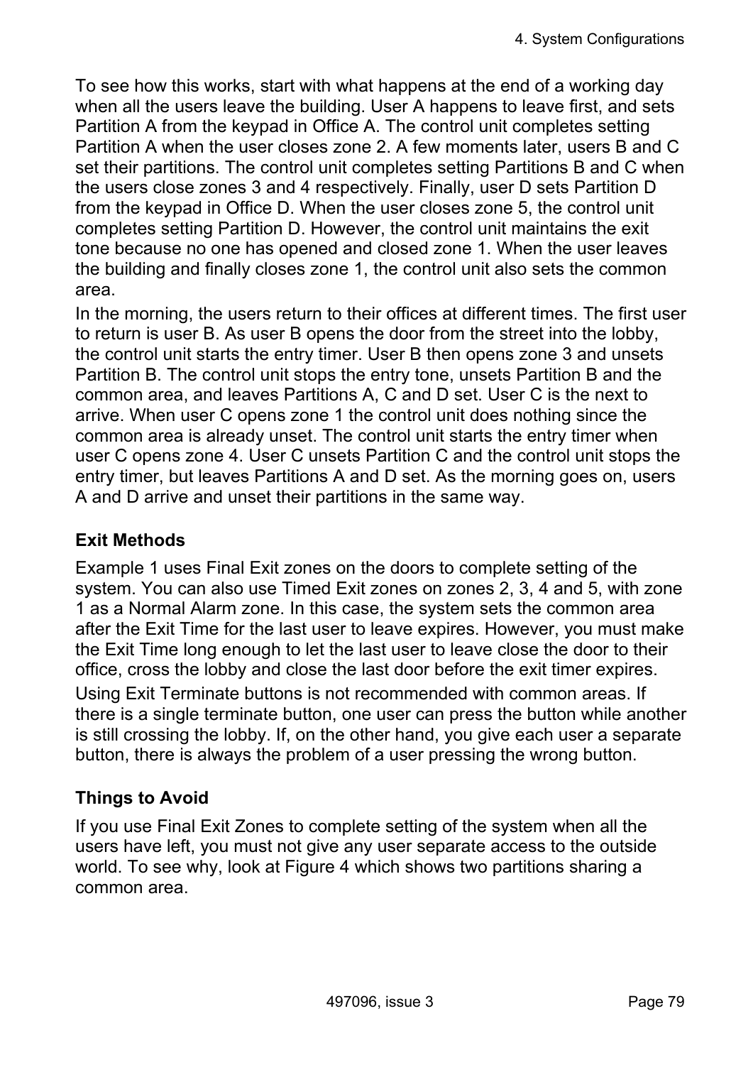To see how this works, start with what happens at the end of a working day when all the users leave the building. User A happens to leave first, and sets Partition A from the keypad in Office A. The control unit completes setting Partition A when the user closes zone 2. A few moments later, users B and C set their partitions. The control unit completes setting Partitions B and C when the users close zones 3 and 4 respectively. Finally, user D sets Partition D from the keypad in Office D. When the user closes zone 5, the control unit completes setting Partition D. However, the control unit maintains the exit tone because no one has opened and closed zone 1. When the user leaves the building and finally closes zone 1, the control unit also sets the common area.

In the morning, the users return to their offices at different times. The first user to return is user B. As user B opens the door from the street into the lobby, the control unit starts the entry timer. User B then opens zone 3 and unsets Partition B. The control unit stops the entry tone, unsets Partition B and the common area, and leaves Partitions A, C and D set. User C is the next to arrive. When user C opens zone 1 the control unit does nothing since the common area is already unset. The control unit starts the entry timer when user C opens zone 4. User C unsets Partition C and the control unit stops the entry timer, but leaves Partitions A and D set. As the morning goes on, users A and D arrive and unset their partitions in the same way.

### Exit Methods

Example 1 uses Final Exit zones on the doors to complete setting of the system. You can also use Timed Exit zones on zones 2, 3, 4 and 5, with zone 1 as a Normal Alarm zone. In this case, the system sets the common area after the Exit Time for the last user to leave expires. However, you must make the Exit Time long enough to let the last user to leave close the door to their office, cross the lobby and close the last door before the exit timer expires.

Using Exit Terminate buttons is not recommended with common areas. If there is a single terminate button, one user can press the button while another is still crossing the lobby. If, on the other hand, you give each user a separate button, there is always the problem of a user pressing the wrong button.

### Things to Avoid

If you use Final Exit Zones to complete setting of the system when all the users have left, you must not give any user separate access to the outside world. To see why, look at Figure 4 which shows two partitions sharing a common area.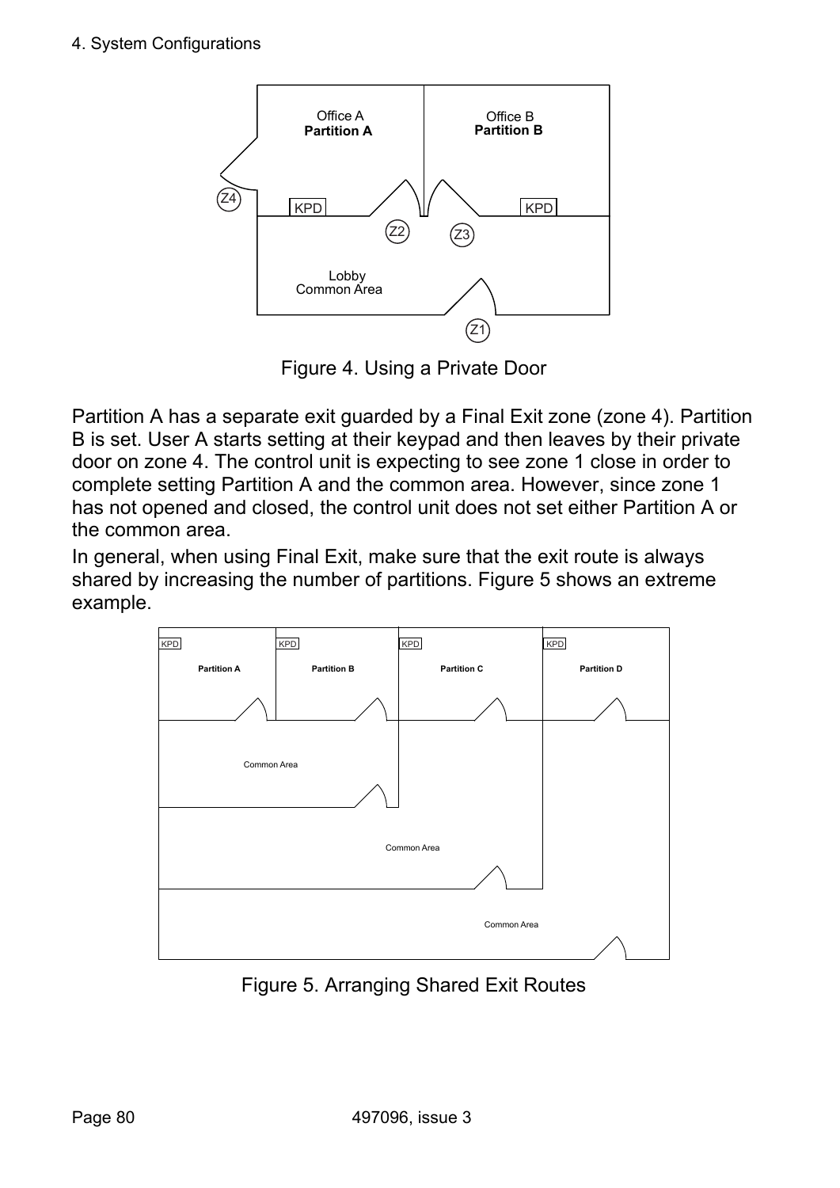Figure 4. Using a Private Door

Partition A has a separate exit guarded by a Final Exit zone (zone 4). Partition B is set. User A starts setting at their keypad and then leaves by their private door on zone 4. The control unit is expecting to see zone 1 close in order to complete setting Partition A and the common area. However, since zone 1 has not opened and closed, the control unit does not set either Partition A or the common area.

In general, when using Final Exit, make sure that the exit route is always shared by increasing the number of partitions. Figure 5 shows an extreme example.

Figure 5. Arranging Shared Exit Routes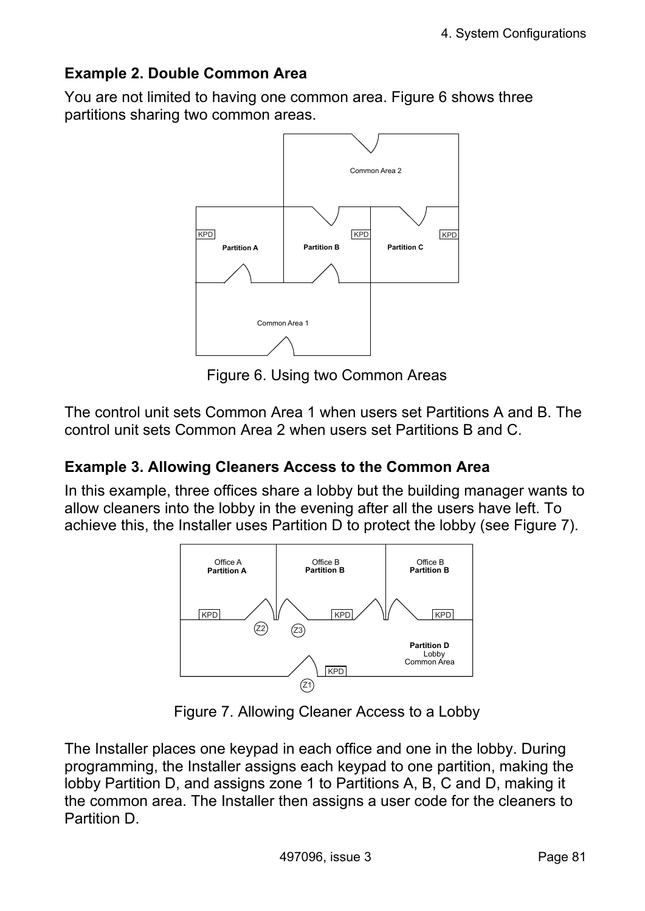### Example 2. Double Common Area

You are not limited to having one common area. Figure 6 shows three partitions sharing two common areas.

Figure 6. Using two Common Areas

The control unit sets Common Area 1 when users set Partitions A and B. The control unit sets Common Area 2 when users set Partitions B and C.

### Example 3. Allowing Cleaners Access to the Common Area

In this example, three offices share a lobby but the building manager wants to allow cleaners into the lobby in the evening after all the users have left. To achieve this, the Installer uses Partition D to protect the lobby (see Figure 7).

Figure 7. Allowing Cleaner Access to a Lobby

The Installer places one keypad in each office and one in the lobby. During programming, the Installer assigns each keypad to one partition, making the lobby Partition D, and assigns zone 1 to Partitions A, B, C and D, making it the common area. The Installer then assigns a user code for the cleaners to Partition D.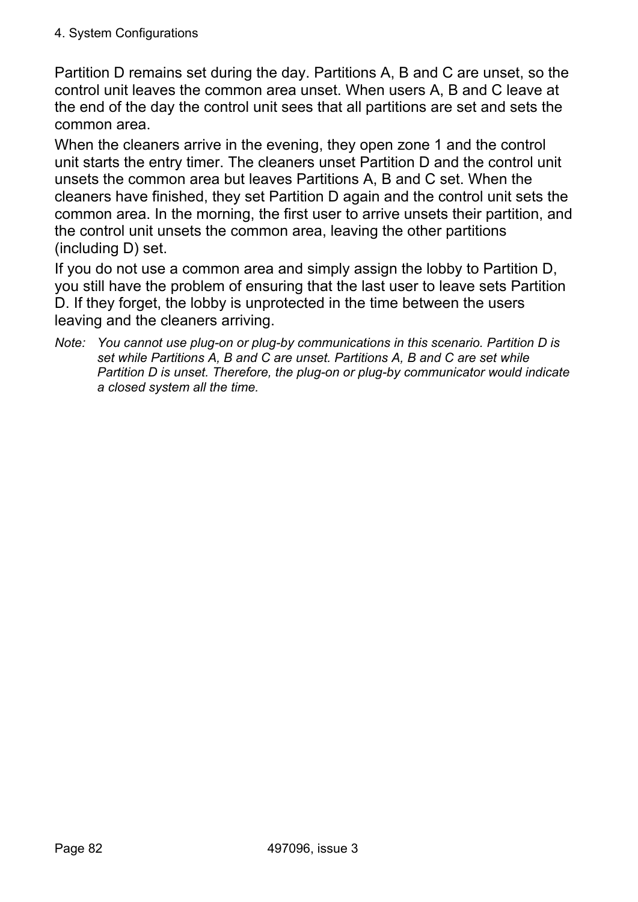Partition D remains set during the day. Partitions A, B and C are unset, so the control unit leaves the common area unset. When users A, B and C leave at the end of the day the control unit sees that all partitions are set and sets the common area.

When the cleaners arrive in the evening, they open zone 1 and the control unit starts the entry timer. The cleaners unset Partition D and the control unit unsets the common area but leaves Partitions A, B and C set. When the cleaners have finished, they set Partition D again and the control unit sets the common area. In the morning, the first user to arrive unsets their partition, and the control unit unsets the common area, leaving the other partitions (including D) set.

If you do not use a common area and simply assign the lobby to Partition D, you still have the problem of ensuring that the last user to leave sets Partition D. If they forget, the lobby is unprotected in the time between the users leaving and the cleaners arriving.

*Note: You cannot use plug-on or plug-by communications in this scenario. Partition D is set while Partitions A, B and C are unset. Partitions A, B and C are set while Partition D is unset. Therefore, the plug-on or plug-by communicator would indicate a closed system all the time.*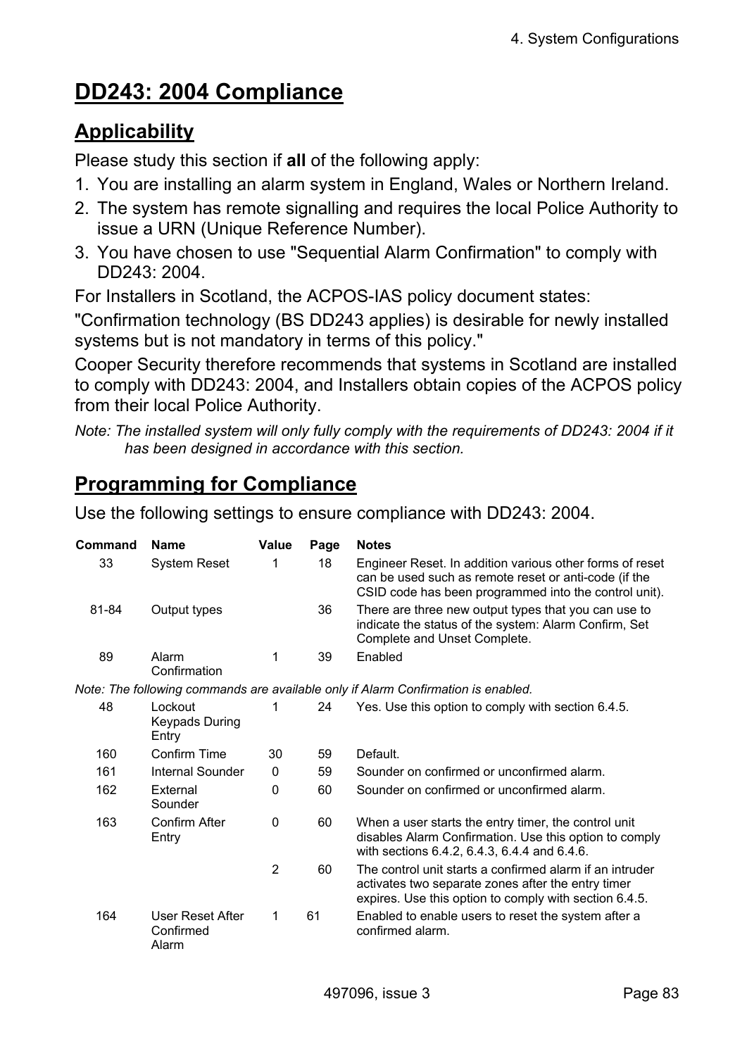# DD243: 2004 Compliance

## Applicability

Please study this section if **all** of the following apply:

1. You are installing an alarm system in England, Wales or Northern Ireland.
2. The system has remote signalling and requires the local Police Authority to issue a URN (Unique Reference Number).
3. You have chosen to use "Sequential Alarm Confirmation" to comply with DD243: 2004.

For Installers in Scotland, the ACPOS-IAS policy document states:

"Confirmation technology (BS DD243 applies) is desirable for newly installed systems but is not mandatory in terms of this policy."

Cooper Security therefore recommends that systems in Scotland are installed to comply with DD243: 2004, and Installers obtain copies of the ACPOS policy from their local Police Authority.

*Note: The installed system will only fully comply with the requirements of DD243: 2004 if it has been designed in accordance with this section.*

## Programming for Compliance

Use the following settings to ensure compliance with DD243: 2004.

| Command | Name | Value | Page | Notes |
|---|---|---|---|---|
| 33 | System Reset | 1 | 18 | Engineer Reset. In addition various other forms of reset can be used such as remote reset or anti-code (if the CSID code has been programmed into the control unit). |
| 81-84 | Output types | | 36 | There are three new output types that you can use to indicate the status of the system: Alarm Confirm, Set Complete and Unset Complete. |
| 89 | Alarm Confirmation | 1 | 39 | Enabled |
| *Note: The following commands are available only if Alarm Confirmation is enabled.* | | | | |
| 48 | Lockout Keypads During Entry | 1 | 24 | Yes. Use this option to comply with section 6.4.5. |
| 160 | Confirm Time | 30 | 59 | Default. |
| 161 | Internal Sounder | 0 | 59 | Sounder on confirmed or unconfirmed alarm. |
| 162 | External Sounder | 0 | 60 | Sounder on confirmed or unconfirmed alarm. |
| 163 | Confirm After Entry | 0 | 60 | When a user starts the entry timer, the control unit disables Alarm Confirmation. Use this option to comply with sections 6.4.2, 6.4.3, 6.4.4 and 6.4.6. |
| | | 2 | 60 | The control unit starts a confirmed alarm if an intruder activates two separate zones after the entry timer expires. Use this option to comply with section 6.4.5. |
| 164 | User Reset After Confirmed Alarm | 1 | 61 | Enabled to enable users to reset the system after a confirmed alarm. |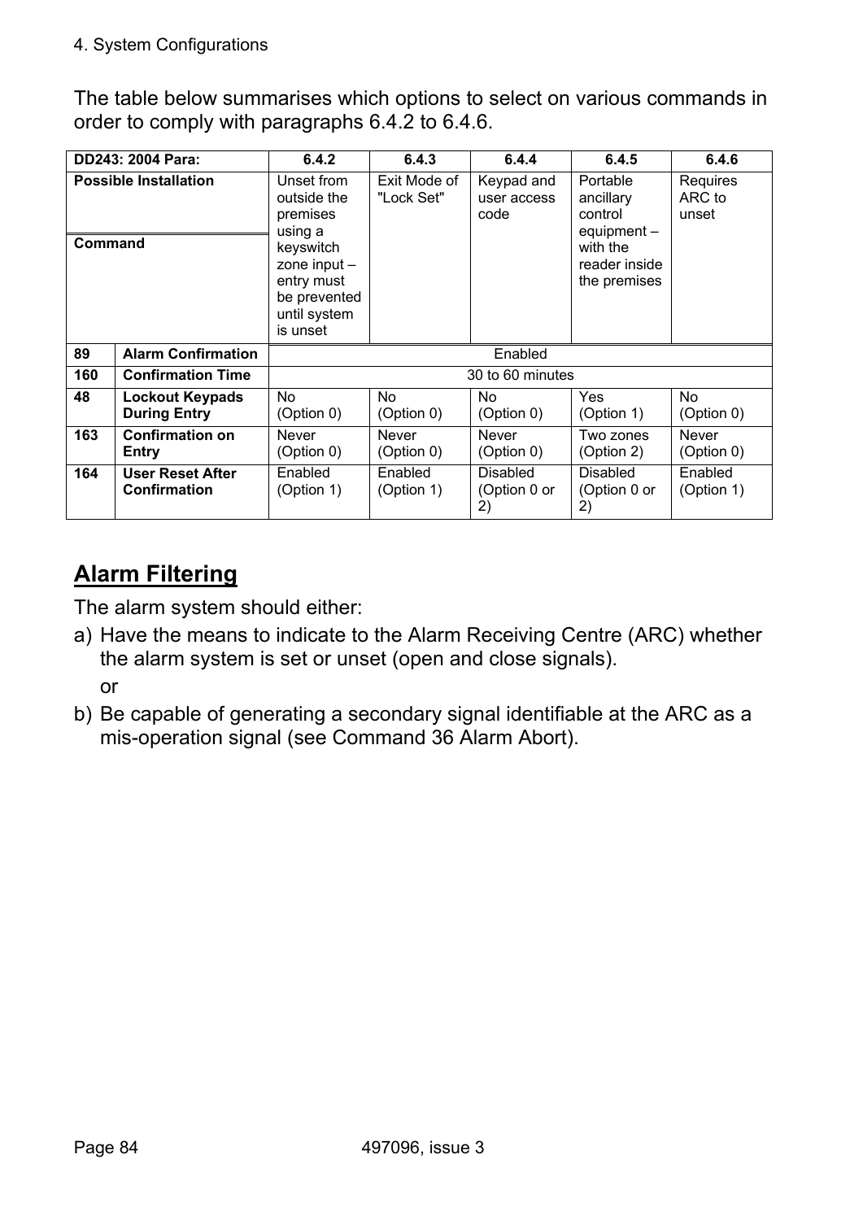The table below summarises which options to select on various commands in order to comply with paragraphs 6.4.2 to 6.4.6.

| DD243: 2004 Para: | | 6.4.2 | 6.4.3 | 6.4.4 | 6.4.5 | 6.4.6 |
|---|---|---|---|---|---|---|
| **Possible Installation** / **Command** | | Unset from outside the premises using a keyswitch zone input – entry must be prevented until system is unset | Exit Mode of "Lock Set" | Keypad and user access code | Portable ancillary control equipment – with the reader inside the premises | Requires ARC to unset |
| **89** | **Alarm Confirmation** | Enabled | | | | |
| **160** | **Confirmation Time** | 30 to 60 minutes | | | | |
| **48** | **Lockout Keypads During Entry** | No (Option 0) | No (Option 0) | No (Option 0) | Yes (Option 1) | No (Option 0) |
| **163** | **Confirmation on Entry** | Never (Option 0) | Never (Option 0) | Never (Option 0) | Two zones (Option 2) | Never (Option 0) |
| **164** | **User Reset After Confirmation** | Enabled (Option 1) | Enabled (Option 1) | Disabled (Option 0 or 2) | Disabled (Option 0 or 2) | Enabled (Option 1) |

## Alarm Filtering

The alarm system should either:

a) Have the means to indicate to the Alarm Receiving Centre (ARC) whether the alarm system is set or unset (open and close signals).

   or

b) Be capable of generating a secondary signal identifiable at the ARC as a mis-operation signal (see Command 36 Alarm Abort).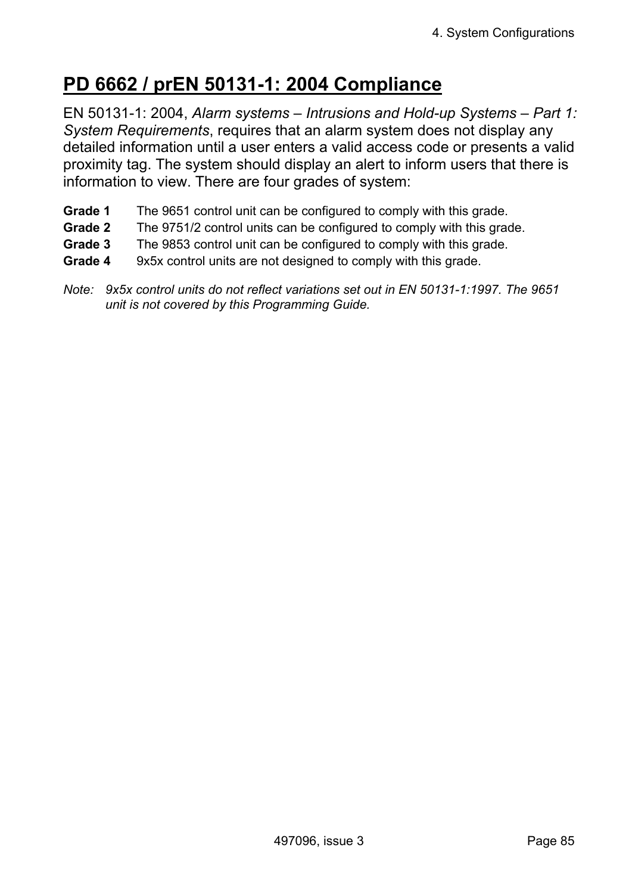# PD 6662 / prEN 50131-1: 2004 Compliance

EN 50131-1: 2004, *Alarm systems – Intrusions and Hold-up Systems – Part 1: System Requirements*, requires that an alarm system does not display any detailed information until a user enters a valid access code or presents a valid proximity tag. The system should display an alert to inform users that there is information to view. There are four grades of system:

**Grade 1** The 9651 control unit can be configured to comply with this grade.

**Grade 2** The 9751/2 control units can be configured to comply with this grade.

**Grade 3** The 9853 control unit can be configured to comply with this grade.

**Grade 4** 9x5x control units are not designed to comply with this grade.

*Note: 9x5x control units do not reflect variations set out in EN 50131-1:1997. The 9651 unit is not covered by this Programming Guide.*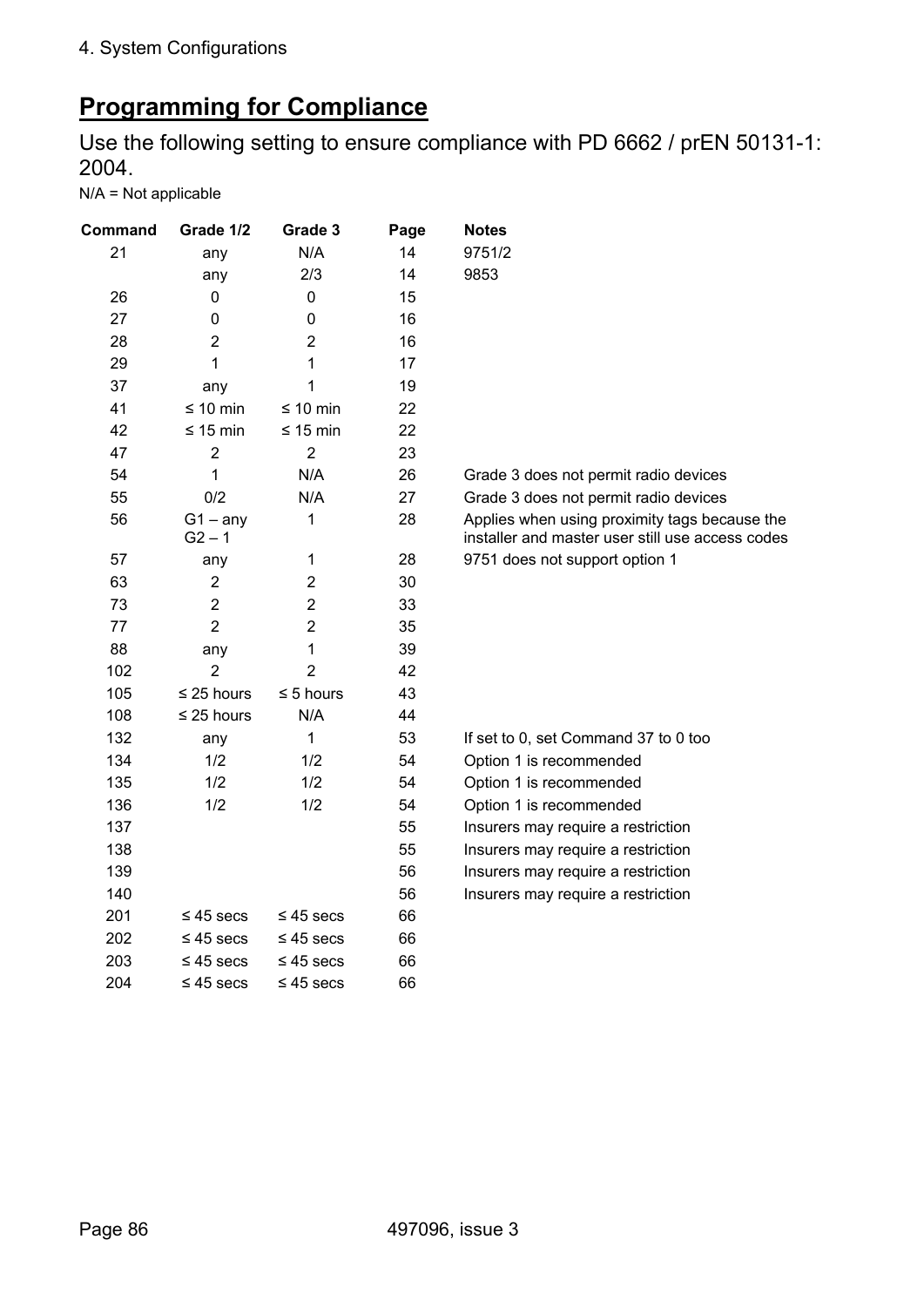## Programming for Compliance

Use the following setting to ensure compliance with PD 6662 / prEN 50131-1: 2004.

N/A = Not applicable

| Command | Grade 1/2 | Grade 3 | Page | Notes |
|---|---|---|---|---|
| 21 | any | N/A | 14 | 9751/2 |
| | any | 2/3 | 14 | 9853 |
| 26 | 0 | 0 | 15 | |
| 27 | 0 | 0 | 16 | |
| 28 | 2 | 2 | 16 | |
| 29 | 1 | 1 | 17 | |
| 37 | any | 1 | 19 | |
| 41 | ≤ 10 min | ≤ 10 min | 22 | |
| 42 | ≤ 15 min | ≤ 15 min | 22 | |
| 47 | 2 | 2 | 23 | |
| 54 | 1 | N/A | 26 | Grade 3 does not permit radio devices |
| 55 | 0/2 | N/A | 27 | Grade 3 does not permit radio devices |
| 56 | G1 – any G2 – 1 | 1 | 28 | Applies when using proximity tags because the installer and master user still use access codes |
| 57 | any | 1 | 28 | 9751 does not support option 1 |
| 63 | 2 | 2 | 30 | |
| 73 | 2 | 2 | 33 | |
| 77 | 2 | 2 | 35 | |
| 88 | any | 1 | 39 | |
| 102 | 2 | 2 | 42 | |
| 105 | ≤ 25 hours | ≤ 5 hours | 43 | |
| 108 | ≤ 25 hours | N/A | 44 | |
| 132 | any | 1 | 53 | If set to 0, set Command 37 to 0 too |
| 134 | 1/2 | 1/2 | 54 | Option 1 is recommended |
| 135 | 1/2 | 1/2 | 54 | Option 1 is recommended |
| 136 | 1/2 | 1/2 | 54 | Option 1 is recommended |
| 137 | | | 55 | Insurers may require a restriction |
| 138 | | | 55 | Insurers may require a restriction |
| 139 | | | 56 | Insurers may require a restriction |
| 140 | | | 56 | Insurers may require a restriction |
| 201 | ≤ 45 secs | ≤ 45 secs | 66 | |
| 202 | ≤ 45 secs | ≤ 45 secs | 66 | |
| 203 | ≤ 45 secs | ≤ 45 secs | 66 | |
| 204 | ≤ 45 secs | ≤ 45 secs | 66 | |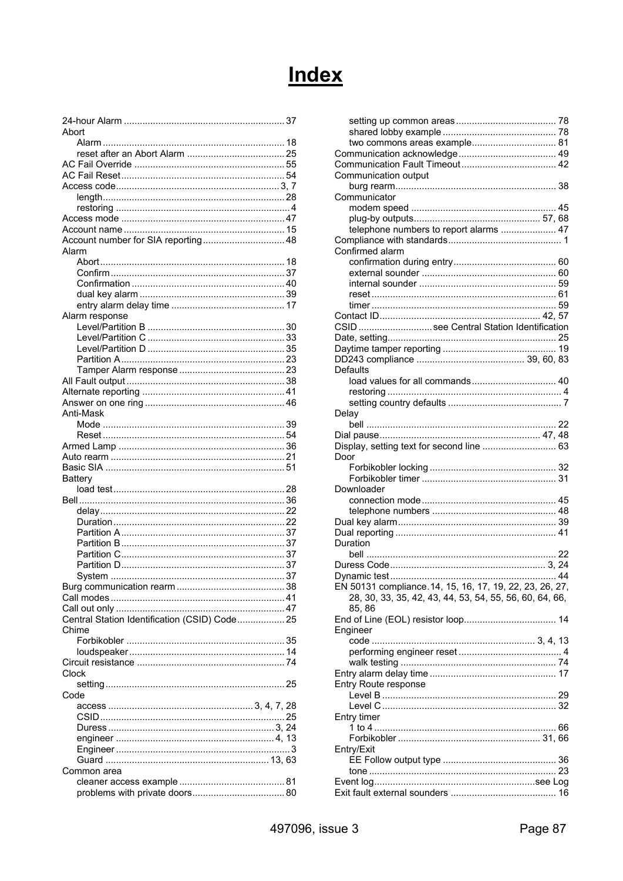# Index

24-hour Alarm ... 37
Abort
- Alarm ... 18
- reset after an Abort Alarm ... 25

AC Fail Override ... 55
AC Fail Reset ... 54
Access code ... 3, 7
- length ... 28
- restoring ... 4

Access mode ... 47
Account name ... 15
Account number for SIA reporting ... 48
Alarm
- Abort ... 18
- Confirm ... 37
- Confirmation ... 40
- dual key alarm ... 39
- entry alarm delay time ... 17

Alarm response
- Level/Partition B ... 30
- Level/Partition C ... 33
- Level/Partition D ... 35
- Partition A ... 23
- Tamper Alarm response ... 23

All Fault output ... 38
Alternate reporting ... 41
Answer on one ring ... 46
Anti-Mask
- Mode ... 39
- Reset ... 54

Armed Lamp ... 36
Auto rearm ... 21
Basic SIA ... 51
Battery
- load test ... 28

Bell ... 36
- delay ... 22
- Duration ... 22
- Partition A ... 37
- Partition B ... 37
- Partition C ... 37
- Partition D ... 37
- System ... 37

Burg communication rearm ... 38
Call modes ... 41
Call out only ... 47
Central Station Identification (CSID) Code ... 25
Chime
- Forbikobler ... 35
- loudspeaker ... 14

Circuit resistance ... 74
Clock
- setting ... 25

Code
- access ... 3, 4, 7, 28
- CSID ... 25
- Duress ... 3, 24
- engineer ... 4, 13
- Engineer ... 3
- Guard ... 13, 63

Common area
- cleaner access example ... 81
- problems with private doors ... 80
- setting up common areas ... 78
- shared lobby example ... 78
- two commons areas example ... 81

Communication acknowledge ... 49
Communication Fault Timeout ... 42
Communication output
- burg rearm ... 38

Communicator
- modem speed ... 45
- plug-by outputs ... 57, 68
- telephone numbers to report alarms ... 47

Compliance with standards ... 1
Confirmed alarm
- confirmation during entry ... 60
- external sounder ... 60
- internal sounder ... 59
- reset ... 61
- timer ... 59

Contact ID ... 42, 57
CSID ... see Central Station Identification
Date, setting ... 25
Daytime tamper reporting ... 19
DD243 compliance ... 39, 60, 83
Defaults
- load values for all commands ... 40
- restoring ... 4
- setting country defaults ... 7

Delay
- bell ... 22

Dial pause ... 47, 48
Display, setting text for second line ... 63
Door
- Forbikobler locking ... 32
- Forbikobler timer ... 31

Downloader
- connection mode ... 45
- telephone numbers ... 48

Dual key alarm ... 39
Dual reporting ... 41
Duration
- bell ... 22

Duress Code ... 3, 24
Dynamic test ... 44
EN 50131 compliance. 14, 15, 16, 17, 19, 22, 23, 26, 27, 28, 30, 33, 35, 42, 43, 44, 53, 54, 55, 56, 60, 64, 66, 85, 86
End of Line (EOL) resistor loop ... 14
Engineer
- code ... 3, 4, 13
- performing engineer reset ... 4
- walk testing ... 74

Entry alarm delay time ... 17
Entry Route response
- Level B ... 29
- Level C ... 32

Entry timer
- 1 to 4 ... 66
- Forbikobler ... 31, 66

Entry/Exit
- EE Follow output type ... 36
- tone ... 23

Event log ... see Log
Exit fault external sounders ... 16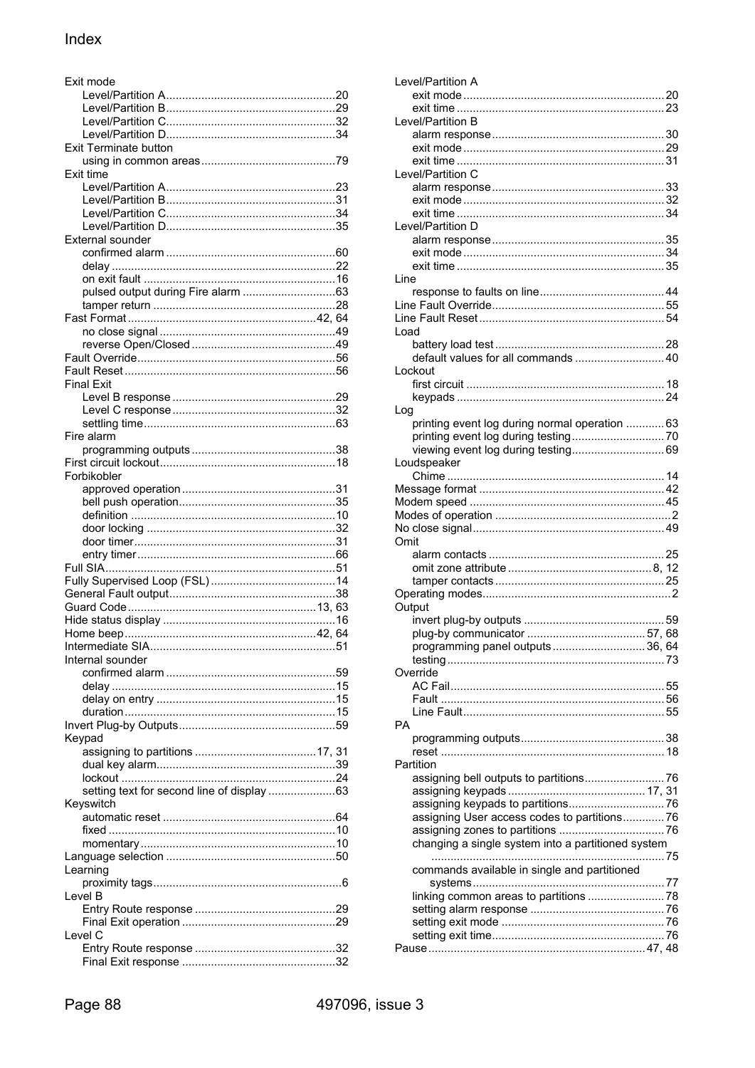# Index

Exit mode
- Level/Partition A ....................20
- Level/Partition B ....................29
- Level/Partition C ....................32
- Level/Partition D ....................34

Exit Terminate button
- using in common areas ....................79

Exit time
- Level/Partition A ....................23
- Level/Partition B ....................31
- Level/Partition C ....................34
- Level/Partition D ....................35

External sounder
- confirmed alarm ....................60
- delay ....................22
- on exit fault ....................16
- pulsed output during Fire alarm ....................63
- tamper return ....................28

Fast Format ....................42, 64
- no close signal ....................49
- reverse Open/Closed ....................49

Fault Override ....................56

Fault Reset ....................56

Final Exit
- Level B response ....................29
- Level C response ....................32
- settling time ....................63

Fire alarm
- programming outputs ....................38

First circuit lockout ....................18

Forbikobler
- approved operation ....................31
- bell push operation ....................35
- definition ....................10
- door locking ....................32
- door timer ....................31
- entry timer ....................66

Full SIA ....................51

Fully Supervised Loop (FSL) ....................14

General Fault output ....................38

Guard Code ....................13, 63

Hide status display ....................16

Home beep ....................42, 64

Intermediate SIA ....................51

Internal sounder
- confirmed alarm ....................59
- delay ....................15
- delay on entry ....................15
- duration ....................15

Invert Plug-by Outputs ....................59

Keypad
- assigning to partitions ....................17, 31
- dual key alarm ....................39
- lockout ....................24
- setting text for second line of display ....................63

Keyswitch
- automatic reset ....................64
- fixed ....................10
- momentary ....................10

Language selection ....................50

Learning
- proximity tags ....................6

Level B
- Entry Route response ....................29
- Final Exit operation ....................29

Level C
- Entry Route response ....................32
- Final Exit response ....................32

Level/Partition A
- exit mode ....................20
- exit time ....................23

Level/Partition B
- alarm response ....................30
- exit mode ....................29
- exit time ....................31

Level/Partition C
- alarm response ....................33
- exit mode ....................32
- exit time ....................34

Level/Partition D
- alarm response ....................35
- exit mode ....................34
- exit time ....................35

Line
- response to faults on line ....................44

Line Fault Override ....................55

Line Fault Reset ....................54

Load
- battery load test ....................28
- default values for all commands ....................40

Lockout
- first circuit ....................18
- keypads ....................24

Log
- printing event log during normal operation ....................63
- printing event log during testing ....................70
- viewing event log during testing ....................69

Loudspeaker
- Chime ....................14

Message format ....................42

Modem speed ....................45

Modes of operation ....................2

No close signal ....................49

Omit
- alarm contacts ....................25
- omit zone attribute ....................8, 12
- tamper contacts ....................25

Operating modes ....................2

Output
- invert plug-by outputs ....................59
- plug-by communicator ....................57, 68
- programming panel outputs ....................36, 64
- testing ....................73

Override
- AC Fail ....................55
- Fault ....................56
- Line Fault ....................55

PA
- programming outputs ....................38
- reset ....................18

Partition
- assigning bell outputs to partitions ....................76
- assigning keypads ....................17, 31
- assigning keypads to partitions ....................76
- assigning User access codes to partitions ....................76
- assigning zones to partitions ....................76
- changing a single system into a partitioned system ....................75
- commands available in single and partitioned systems ....................77
- linking common areas to partitions ....................78
- setting alarm response ....................76
- setting exit mode ....................76
- setting exit time ....................76

Pause ....................47, 48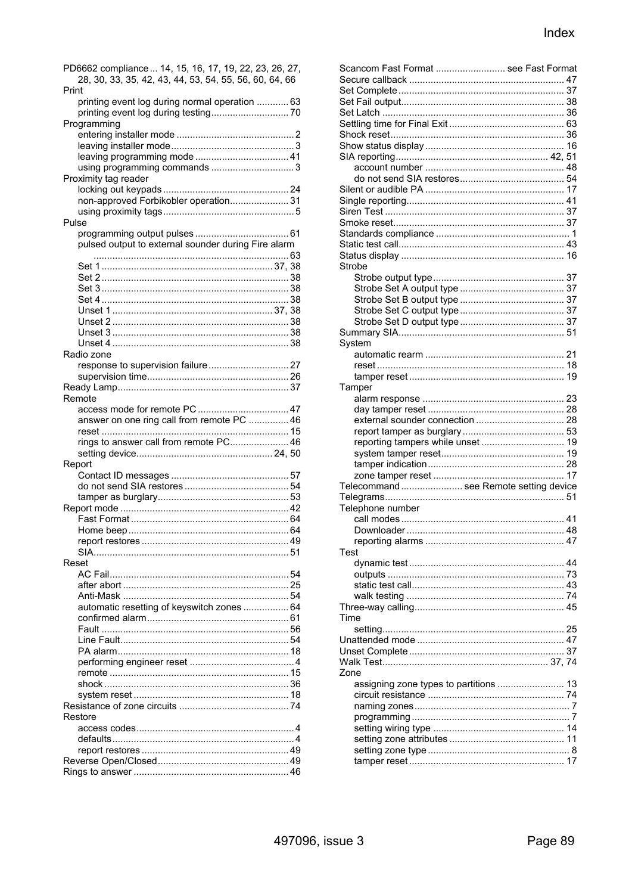PD6662 compliance ... 14, 15, 16, 17, 19, 22, 23, 26, 27, 28, 30, 33, 35, 42, 43, 44, 53, 54, 55, 56, 60, 64, 66

Print
- printing event log during normal operation ............ 63
- printing event log during testing ............................ 70

Programming
- entering installer mode ............................................ 2
- leaving installer mode .............................................. 3
- leaving programming mode ................................... 41
- using programming commands ............................... 3

Proximity tag reader
- locking out keypads ............................................... 24
- non-approved Forbikobler operation ...................... 31
- using proximity tags ................................................. 5

Pulse
- programming output pulses ................................... 61
- pulsed output to external sounder during Fire alarm ........................................................................ 63
- Set 1 ............................................................... 37, 38
- Set 2 ..................................................................... 38
- Set 3 ..................................................................... 38
- Set 4 ..................................................................... 38
- Unset 1 ........................................................... 37, 38
- Unset 2 ................................................................. 38
- Unset 3 ................................................................. 38
- Unset 4 ................................................................. 38

Radio zone
- response to supervision failure .............................. 27
- supervision time .................................................... 26

Ready Lamp ................................................................ 37

Remote
- access mode for remote PC ................................. 47
- answer on one ring call from remote PC ............... 46
- reset ..................................................................... 15
- rings to answer call from remote PC ...................... 46
- setting device .................................................. 24, 50

Report
- Contact ID messages ............................................ 57
- do not send SIA restores ....................................... 54
- tamper as burglary ................................................. 53

Report mode .............................................................. 42
- Fast Format ........................................................... 64
- Home beep ............................................................ 64
- report restores ....................................................... 49
- SIA ......................................................................... 51

Reset
- AC Fail .................................................................. 54
- after abort ............................................................. 25
- Anti-Mask ............................................................. 54
- automatic resetting of keyswitch zones ................. 64
- confirmed alarm .................................................... 61
- Fault ..................................................................... 56
- Line Fault .............................................................. 54
- PA alarm ............................................................... 18
- performing engineer reset ....................................... 4
- remote .................................................................. 15
- shock .................................................................... 36
- system reset .......................................................... 18

Resistance of zone circuits ......................................... 74

Restore
- access codes .......................................................... 4
- defaults ................................................................... 4
- report restores ....................................................... 49

Reverse Open/Closed ................................................ 49

Rings to answer ......................................................... 46

Scancom Fast Format .......................... see Fast Format

Secure callback .......................................................... 47

Set Complete ............................................................. 37

Set Fail output ............................................................ 38

Set Latch ................................................................... 36

Settling time for Final Exit .......................................... 63

Shock reset ................................................................ 36

Show status display ................................................... 16

SIA reporting ........................................................ 42, 51
- account number ................................................... 48
- do not send SIA restores ....................................... 54

Silent or audible PA ................................................... 17

Single reporting .......................................................... 41

Siren Test .................................................................. 37

Smoke reset ............................................................... 37

Standards compliance ................................................. 1

Static test call ............................................................. 43

Status display ............................................................ 16

Strobe
- Strobe output type ................................................ 37
- Strobe Set A output type ....................................... 37
- Strobe Set B output type ....................................... 37
- Strobe Set C output type ....................................... 37
- Strobe Set D output type ....................................... 37

Summary SIA ............................................................. 51

System
- automatic rearm .................................................... 21
- reset ..................................................................... 18
- tamper reset ......................................................... 19

Tamper
- alarm response ..................................................... 23
- day tamper reset .................................................. 28
- external sounder connection ................................. 28
- report tamper as burglary ...................................... 53
- reporting tampers while unset ............................... 19
- system tamper reset .............................................. 19
- tamper indication ................................................... 28
- zone tamper reset ................................................. 17

Telecommand ....................... see Remote setting device

Telegrams .................................................................. 51

Telephone number
- call modes ............................................................ 41
- Downloader .......................................................... 48
- reporting alarms .................................................... 47

Test
- dynamic test .......................................................... 44
- outputs ................................................................. 73
- static test call ........................................................ 43
- walk testing ........................................................... 74

Three-way calling ....................................................... 45

Time
- setting ................................................................... 25

Unattended mode ....................................................... 47

Unset Complete ......................................................... 37

Walk Test ............................................................ 37, 74

Zone
- assigning zone types to partitions ......................... 13
- circuit resistance ................................................... 74
- naming zones .......................................................... 7
- programming ........................................................... 7
- setting wiring type ................................................. 14
- setting zone attributes ........................................... 11
- setting zone type ..................................................... 8
- tamper reset ......................................................... 17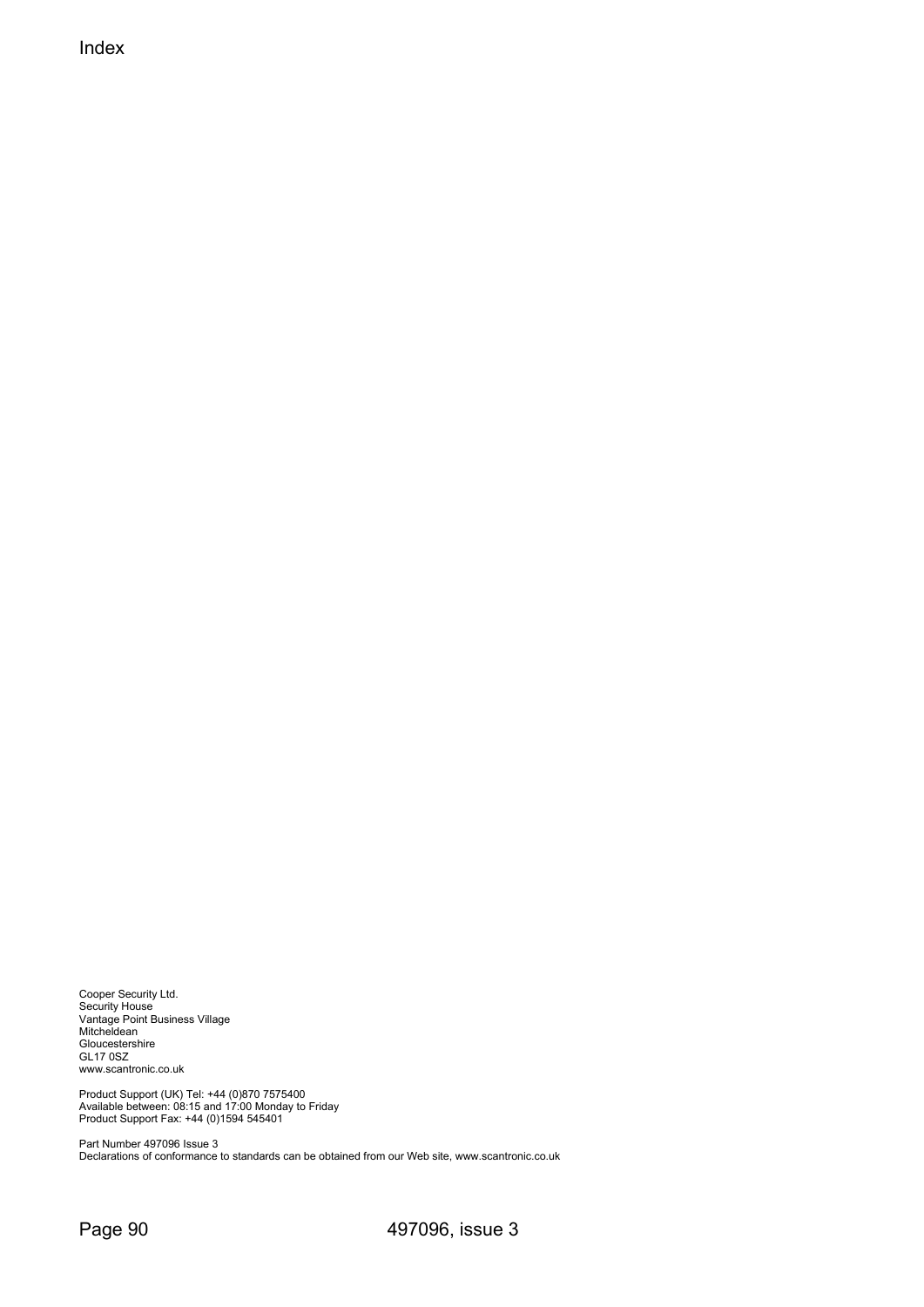Cooper Security Ltd.
Security House
Vantage Point Business Village
Mitcheldean
Gloucestershire
GL17 0SZ
www.scantronic.co.uk

Product Support (UK) Tel: +44 (0)870 7575400
Available between: 08:15 and 17:00 Monday to Friday
Product Support Fax: +44 (0)1594 545401

Part Number 497096 Issue 3
Declarations of conformance to standards can be obtained from our Web site, www.scantronic.co.uk